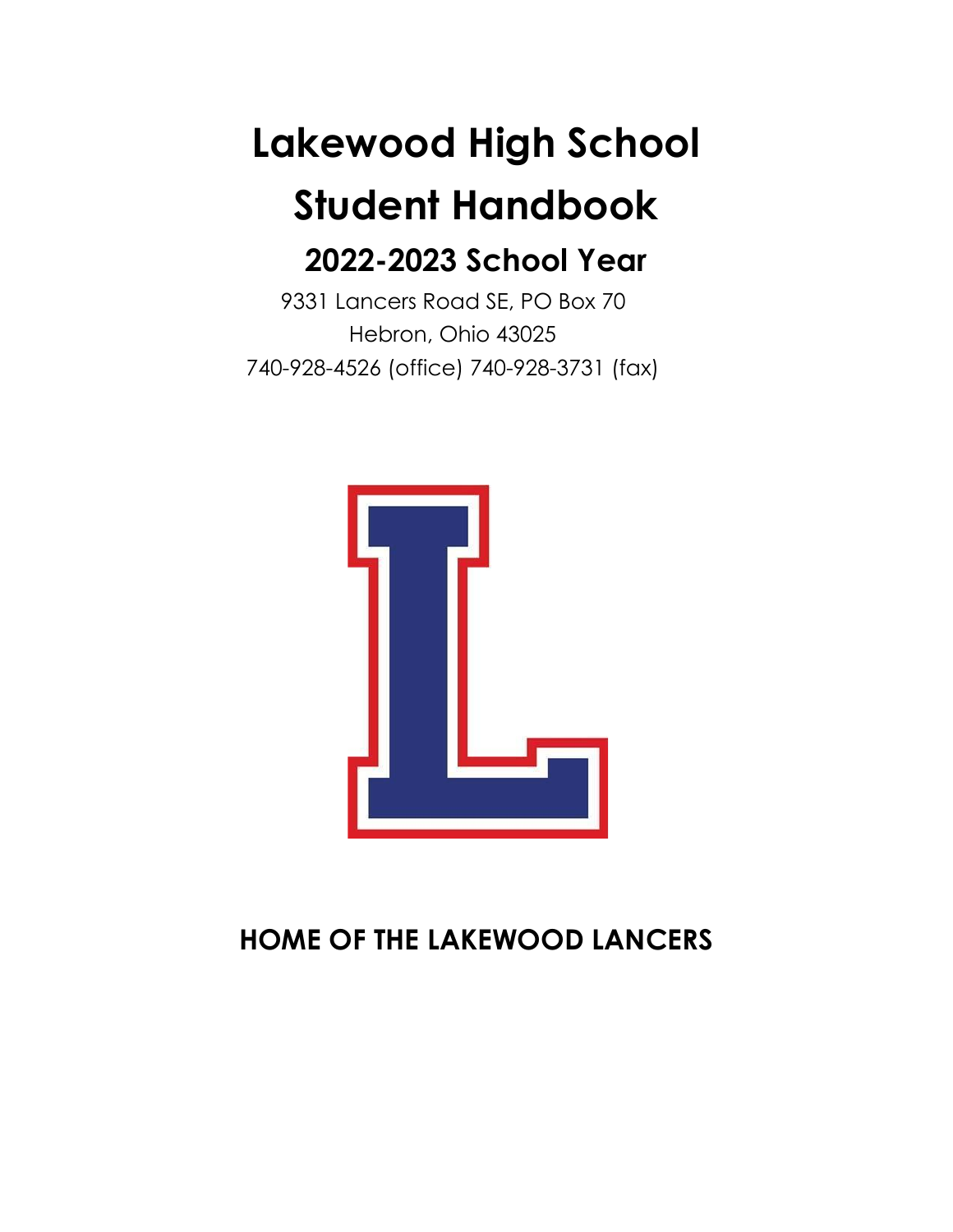# Lakewood High School

# Student Handbook

## 2022-2023 School Year

9331 Lancers Road SE, PO Box 70

Hebron, Ohio 43025

740-928-4526 (office) 740-928-3731 (fax)

**HOME OF THE LAKEWOOD LANCERS**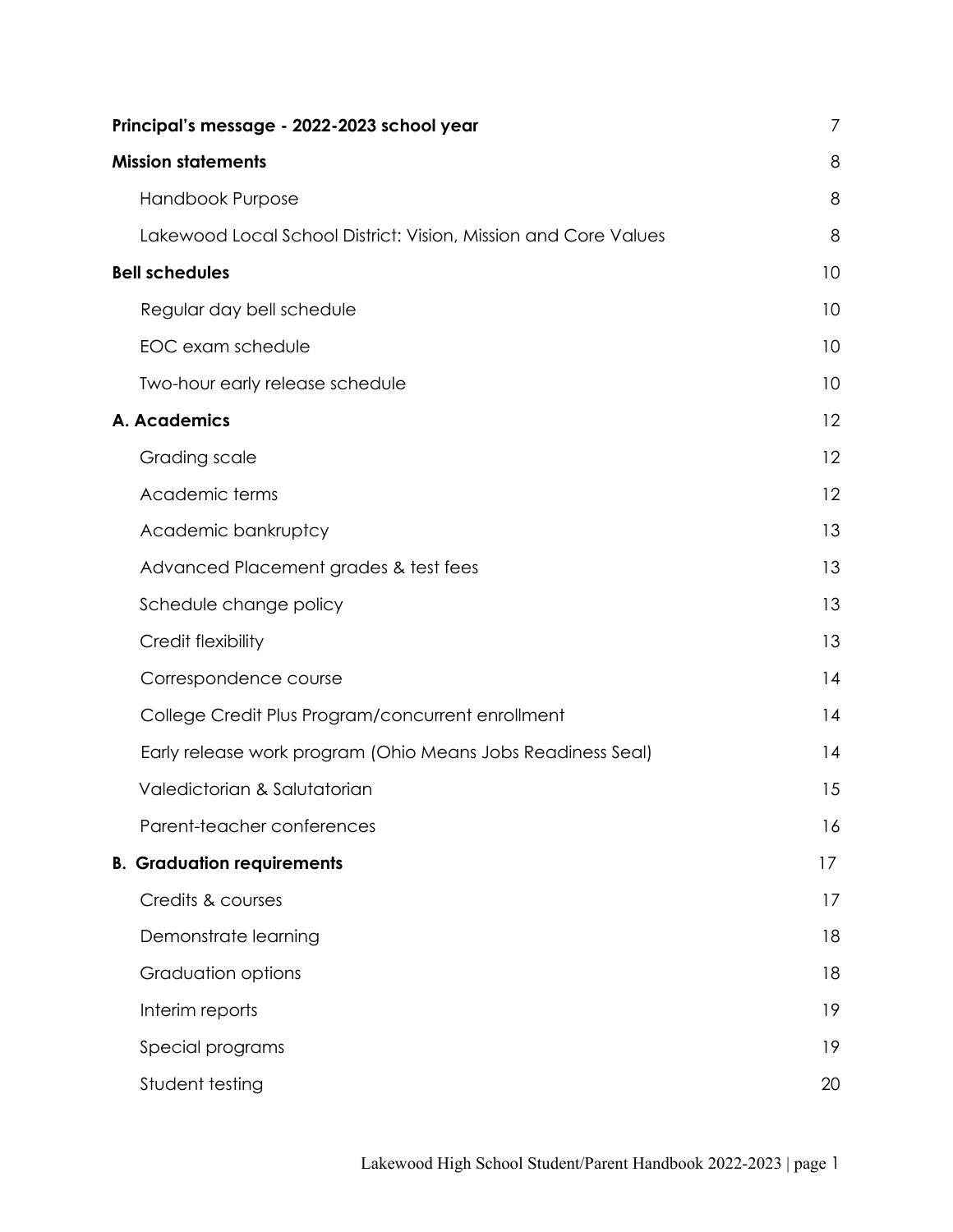| | |
|---|---|
| **Principal's message - 2022-2023 school year** | 7 |
| **Mission statements** | 8 |
| Handbook Purpose | 8 |
| Lakewood Local School District: Vision, Mission and Core Values | 8 |
| **Bell schedules** | 10 |
| Regular day bell schedule | 10 |
| EOC exam schedule | 10 |
| Two-hour early release schedule | 10 |
| **A. Academics** | 12 |
| Grading scale | 12 |
| Academic terms | 12 |
| Academic bankruptcy | 13 |
| Advanced Placement grades & test fees | 13 |
| Schedule change policy | 13 |
| Credit flexibility | 13 |
| Correspondence course | 14 |
| College Credit Plus Program/concurrent enrollment | 14 |
| Early release work program (Ohio Means Jobs Readiness Seal) | 14 |
| Valedictorian & Salutatorian | 15 |
| Parent-teacher conferences | 16 |
| **B. Graduation requirements** | 17 |
| Credits & courses | 17 |
| Demonstrate learning | 18 |
| Graduation options | 18 |
| Interim reports | 19 |
| Special programs | 19 |
| Student testing | 20 |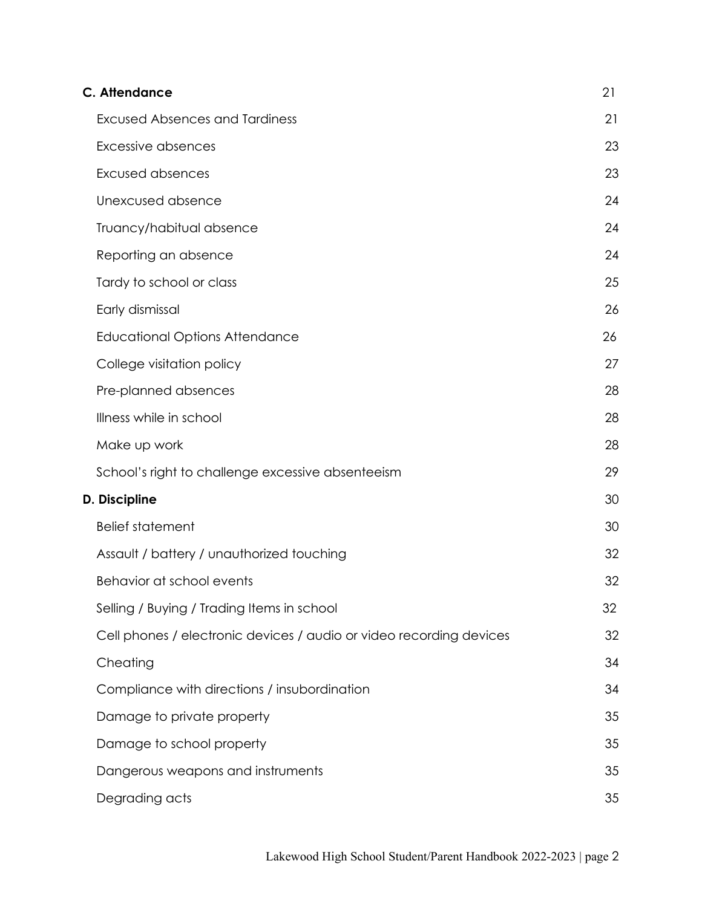| | |
|---|---|
| **C. Attendance** | 21 |
| Excused Absences and Tardiness | 21 |
| Excessive absences | 23 |
| Excused absences | 23 |
| Unexcused absence | 24 |
| Truancy/habitual absence | 24 |
| Reporting an absence | 24 |
| Tardy to school or class | 25 |
| Early dismissal | 26 |
| Educational Options Attendance | 26 |
| College visitation policy | 27 |
| Pre-planned absences | 28 |
| Illness while in school | 28 |
| Make up work | 28 |
| School's right to challenge excessive absenteeism | 29 |
| **D. Discipline** | 30 |
| Belief statement | 30 |
| Assault / battery / unauthorized touching | 32 |
| Behavior at school events | 32 |
| Selling / Buying / Trading Items in school | 32 |
| Cell phones / electronic devices / audio or video recording devices | 32 |
| Cheating | 34 |
| Compliance with directions / insubordination | 34 |
| Damage to private property | 35 |
| Damage to school property | 35 |
| Dangerous weapons and instruments | 35 |
| Degrading acts | 35 |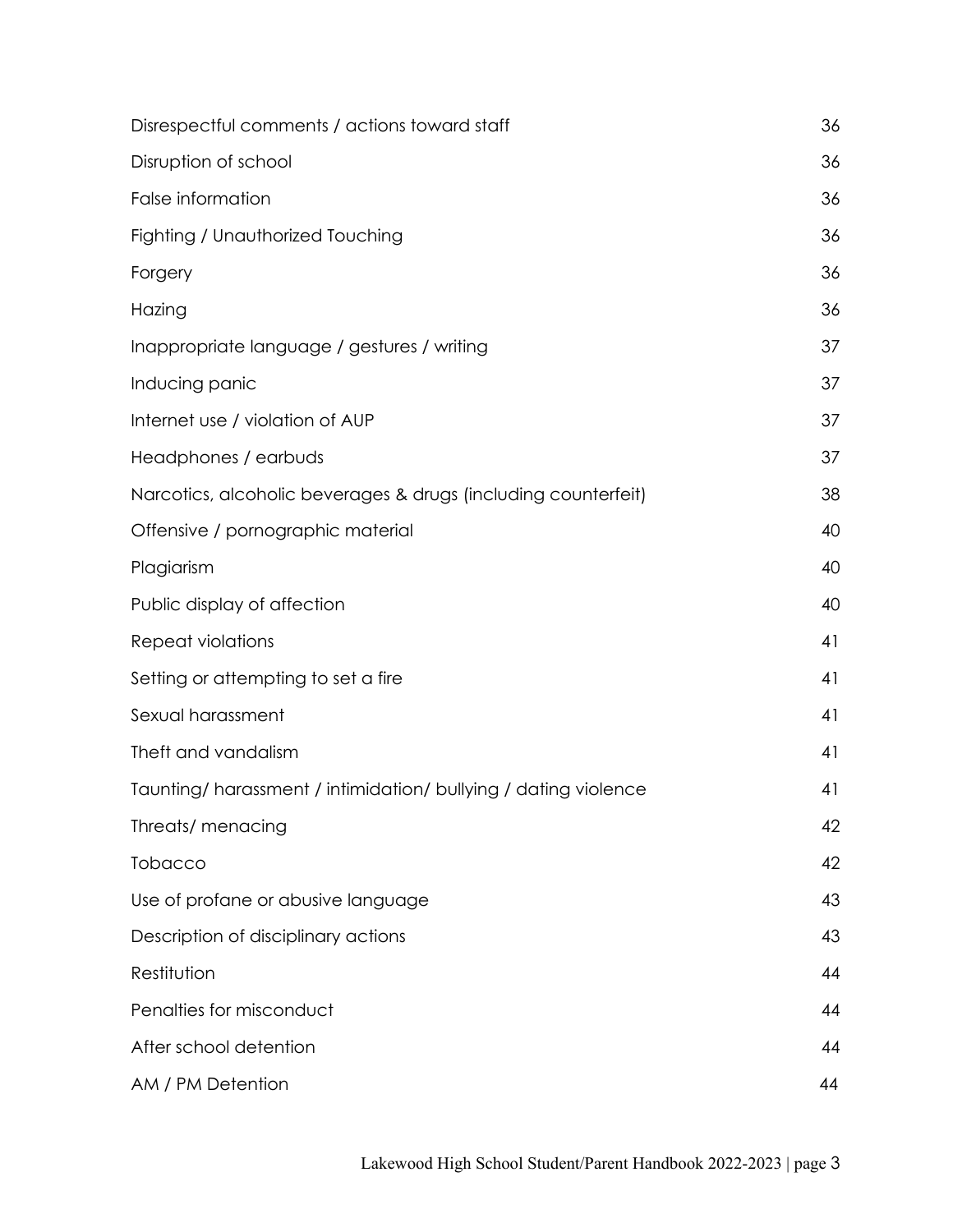| | |
|---|---|
| Disrespectful comments / actions toward staff | 36 |
| Disruption of school | 36 |
| False information | 36 |
| Fighting / Unauthorized Touching | 36 |
| Forgery | 36 |
| Hazing | 36 |
| Inappropriate language / gestures / writing | 37 |
| Inducing panic | 37 |
| Internet use / violation of AUP | 37 |
| Headphones / earbuds | 37 |
| Narcotics, alcoholic beverages & drugs (including counterfeit) | 38 |
| Offensive / pornographic material | 40 |
| Plagiarism | 40 |
| Public display of affection | 40 |
| Repeat violations | 41 |
| Setting or attempting to set a fire | 41 |
| Sexual harassment | 41 |
| Theft and vandalism | 41 |
| Taunting/ harassment / intimidation/ bullying / dating violence | 41 |
| Threats/ menacing | 42 |
| Tobacco | 42 |
| Use of profane or abusive language | 43 |
| Description of disciplinary actions | 43 |
| Restitution | 44 |
| Penalties for misconduct | 44 |
| After school detention | 44 |
| AM / PM Detention | 44 |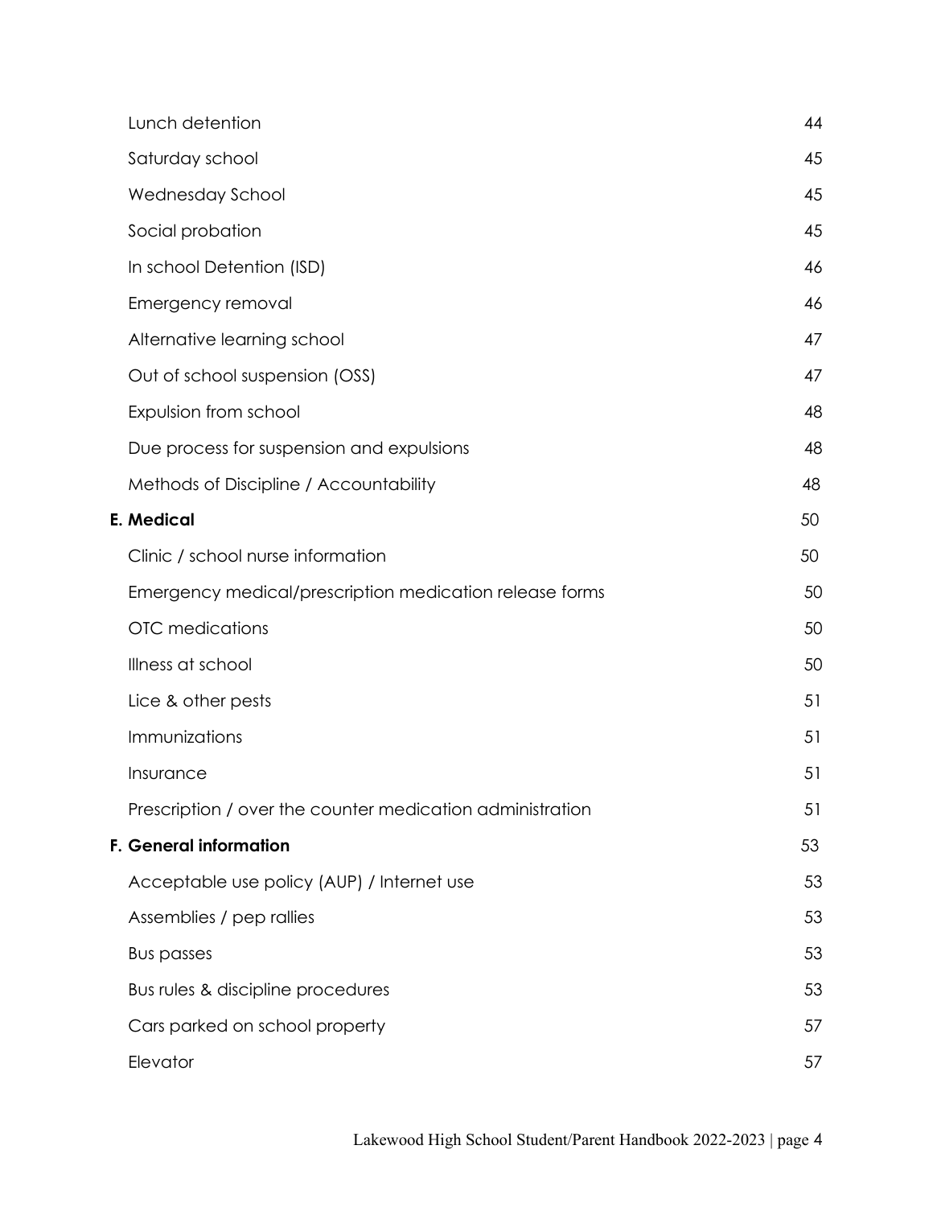| | |
|---|---|
| Lunch detention | 44 |
| Saturday school | 45 |
| Wednesday School | 45 |
| Social probation | 45 |
| In school Detention (ISD) | 46 |
| Emergency removal | 46 |
| Alternative learning school | 47 |
| Out of school suspension (OSS) | 47 |
| Expulsion from school | 48 |
| Due process for suspension and expulsions | 48 |
| Methods of Discipline / Accountability | 48 |
| **E. Medical** | 50 |
| Clinic / school nurse information | 50 |
| Emergency medical/prescription medication release forms | 50 |
| OTC medications | 50 |
| Illness at school | 50 |
| Lice & other pests | 51 |
| Immunizations | 51 |
| Insurance | 51 |
| Prescription / over the counter medication administration | 51 |
| **F. General information** | 53 |
| Acceptable use policy (AUP) / Internet use | 53 |
| Assemblies / pep rallies | 53 |
| Bus passes | 53 |
| Bus rules & discipline procedures | 53 |
| Cars parked on school property | 57 |
| Elevator | 57 |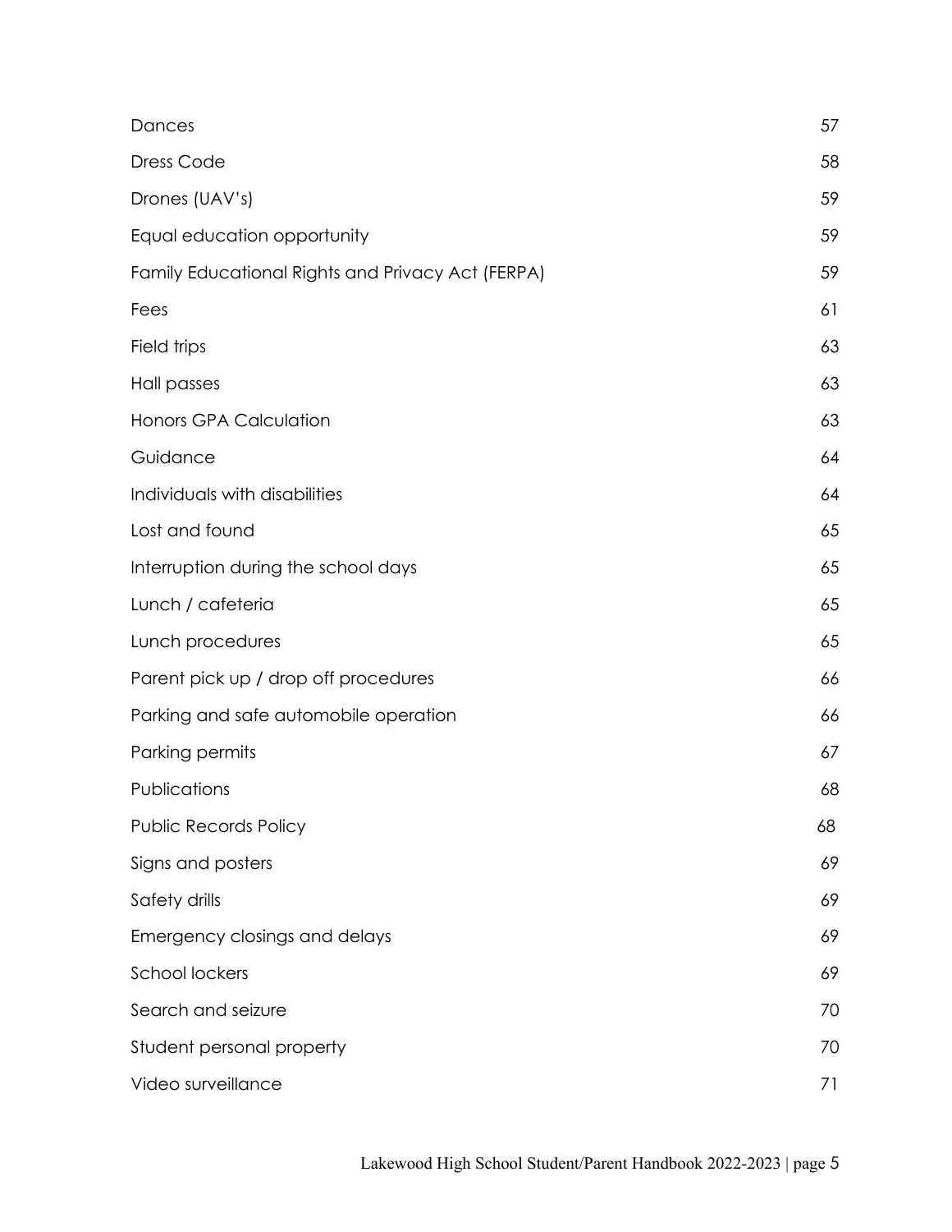| | |
|---|---|
| Dances | 57 |
| Dress Code | 58 |
| Drones (UAV's) | 59 |
| Equal education opportunity | 59 |
| Family Educational Rights and Privacy Act (FERPA) | 59 |
| Fees | 61 |
| Field trips | 63 |
| Hall passes | 63 |
| Honors GPA Calculation | 63 |
| Guidance | 64 |
| Individuals with disabilities | 64 |
| Lost and found | 65 |
| Interruption during the school days | 65 |
| Lunch / cafeteria | 65 |
| Lunch procedures | 65 |
| Parent pick up / drop off procedures | 66 |
| Parking and safe automobile operation | 66 |
| Parking permits | 67 |
| Publications | 68 |
| Public Records Policy | 68 |
| Signs and posters | 69 |
| Safety drills | 69 |
| Emergency closings and delays | 69 |
| School lockers | 69 |
| Search and seizure | 70 |
| Student personal property | 70 |
| Video surveillance | 71 |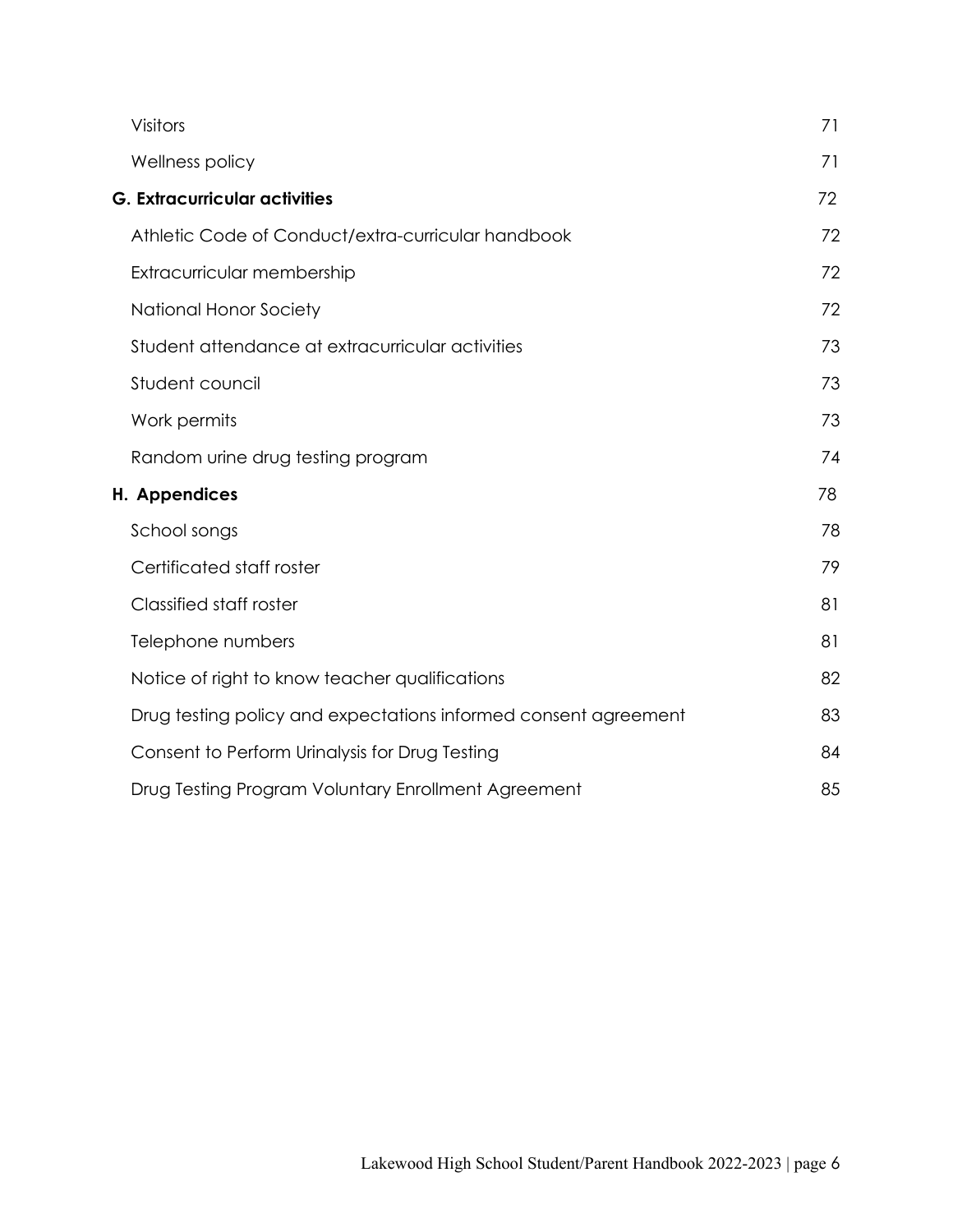| | |
|---|---|
| Visitors | 71 |
| Wellness policy | 71 |
| **G. Extracurricular activities** | 72 |
| Athletic Code of Conduct/extra-curricular handbook | 72 |
| Extracurricular membership | 72 |
| National Honor Society | 72 |
| Student attendance at extracurricular activities | 73 |
| Student council | 73 |
| Work permits | 73 |
| Random urine drug testing program | 74 |
| **H. Appendices** | 78 |
| School songs | 78 |
| Certificated staff roster | 79 |
| Classified staff roster | 81 |
| Telephone numbers | 81 |
| Notice of right to know teacher qualifications | 82 |
| Drug testing policy and expectations informed consent agreement | 83 |
| Consent to Perform Urinalysis for Drug Testing | 84 |
| Drug Testing Program Voluntary Enrollment Agreement | 85 |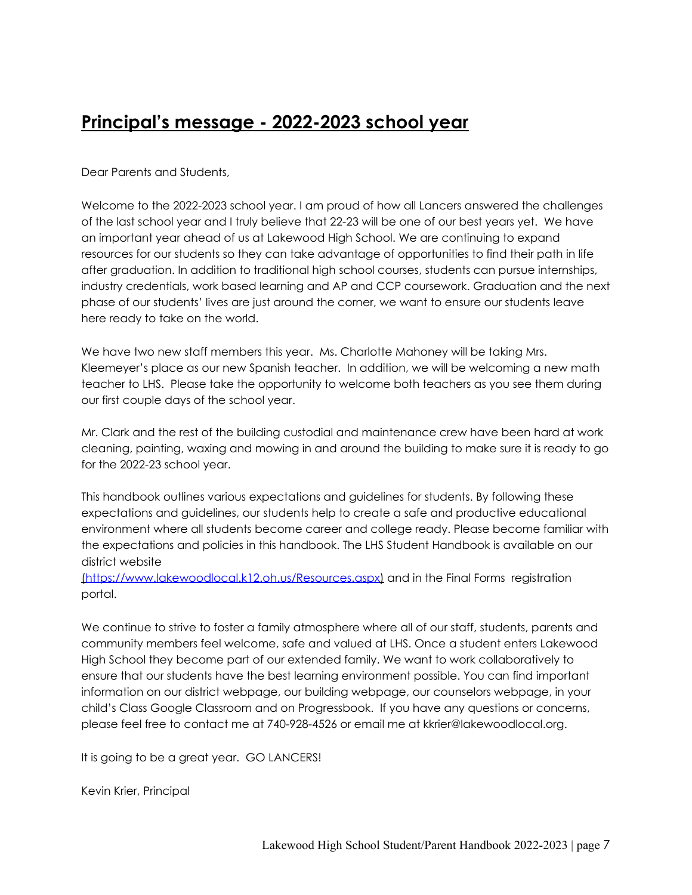## Principal's message - 2022-2023 school year

Dear Parents and Students,

Welcome to the 2022-2023 school year. I am proud of how all Lancers answered the challenges of the last school year and I truly believe that 22-23 will be one of our best years yet. We have an important year ahead of us at Lakewood High School. We are continuing to expand resources for our students so they can take advantage of opportunities to find their path in life after graduation. In addition to traditional high school courses, students can pursue internships, industry credentials, work based learning and AP and CCP coursework. Graduation and the next phase of our students' lives are just around the corner, we want to ensure our students leave here ready to take on the world.

We have two new staff members this year. Ms. Charlotte Mahoney will be taking Mrs. Kleemeyer's place as our new Spanish teacher. In addition, we will be welcoming a new math teacher to LHS. Please take the opportunity to welcome both teachers as you see them during our first couple days of the school year.

Mr. Clark and the rest of the building custodial and maintenance crew have been hard at work cleaning, painting, waxing and mowing in and around the building to make sure it is ready to go for the 2022-23 school year.

This handbook outlines various expectations and guidelines for students. By following these expectations and guidelines, our students help to create a safe and productive educational environment where all students become career and college ready. Please become familiar with the expectations and policies in this handbook. The LHS Student Handbook is available on our district website (https://www.lakewoodlocal.k12.oh.us/Resources.aspx) and in the Final Forms registration portal.

We continue to strive to foster a family atmosphere where all of our staff, students, parents and community members feel welcome, safe and valued at LHS. Once a student enters Lakewood High School they become part of our extended family. We want to work collaboratively to ensure that our students have the best learning environment possible. You can find important information on our district webpage, our building webpage, our counselors webpage, in your child's Class Google Classroom and on Progressbook. If you have any questions or concerns, please feel free to contact me at 740-928-4526 or email me at kkrier@lakewoodlocal.org.

It is going to be a great year. GO LANCERS!

Kevin Krier, Principal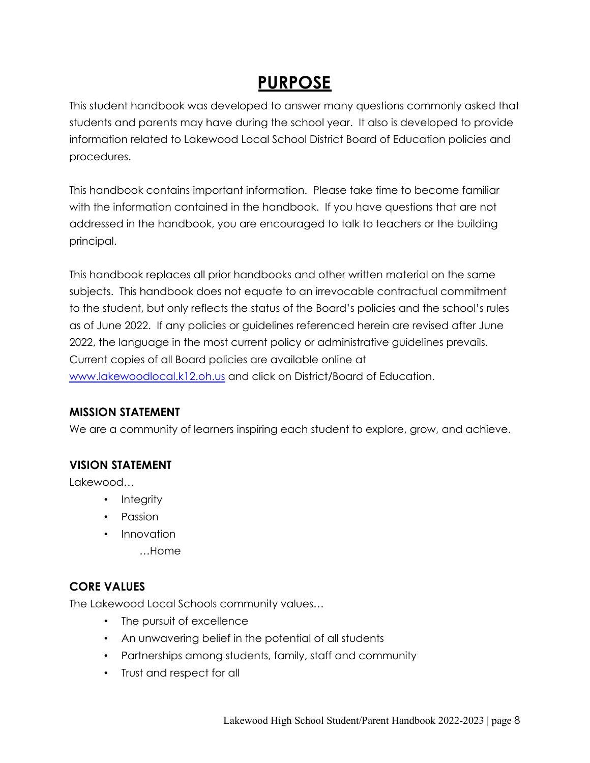# PURPOSE

This student handbook was developed to answer many questions commonly asked that students and parents may have during the school year. It also is developed to provide information related to Lakewood Local School District Board of Education policies and procedures.

This handbook contains important information. Please take time to become familiar with the information contained in the handbook. If you have questions that are not addressed in the handbook, you are encouraged to talk to teachers or the building principal.

This handbook replaces all prior handbooks and other written material on the same subjects. This handbook does not equate to an irrevocable contractual commitment to the student, but only reflects the status of the Board's policies and the school's rules as of June 2022. If any policies or guidelines referenced herein are revised after June 2022, the language in the most current policy or administrative guidelines prevails. Current copies of all Board policies are available online at [www.lakewoodlocal.k12.oh.us](http://www.lakewoodlocal.k12.oh.us) and click on District/Board of Education.

### MISSION STATEMENT

We are a community of learners inspiring each student to explore, grow, and achieve.

### VISION STATEMENT

Lakewood…

- Integrity
- Passion
- Innovation

…Home

### CORE VALUES

The Lakewood Local Schools community values…

- The pursuit of excellence
- An unwavering belief in the potential of all students
- Partnerships among students, family, staff and community
- Trust and respect for all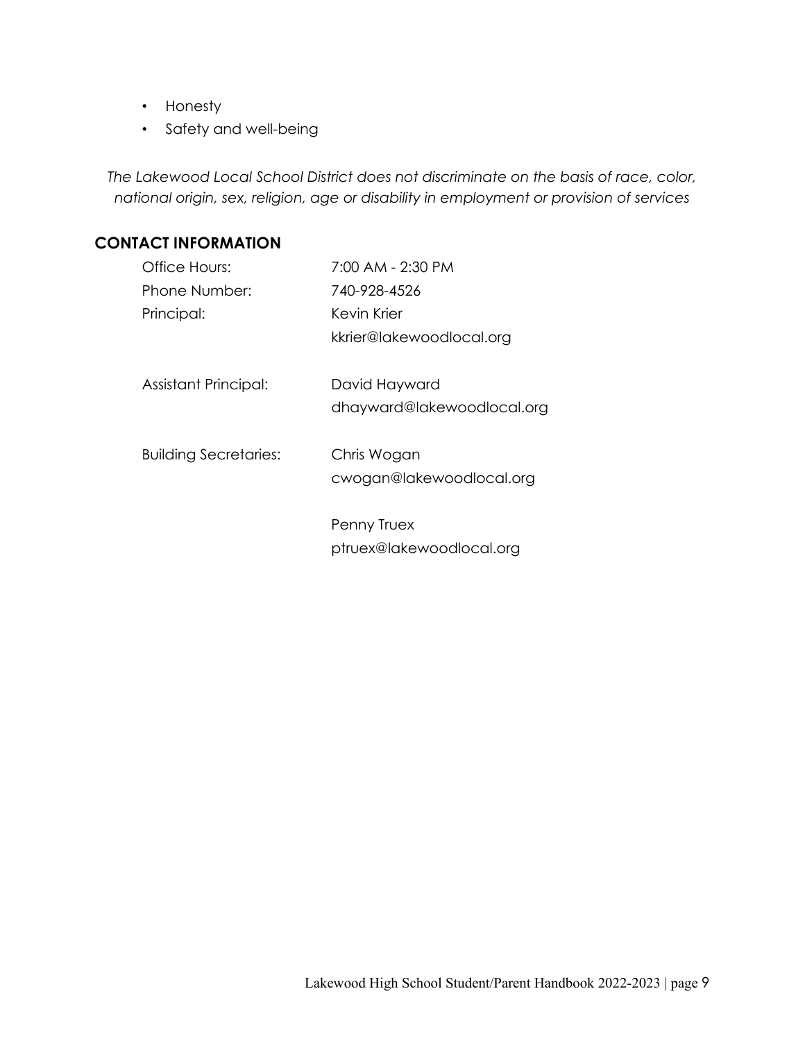- Honesty
- Safety and well-being

*The Lakewood Local School District does not discriminate on the basis of race, color, national origin, sex, religion, age or disability in employment or provision of services*

## CONTACT INFORMATION

| | |
|---|---|
| Office Hours: | 7:00 AM - 2:30 PM |
| Phone Number: | 740-928-4526 |
| Principal: | Kevin Krier<br>kkrier@lakewoodlocal.org |
| Assistant Principal: | David Hayward<br>dhayward@lakewoodlocal.org |
| Building Secretaries: | Chris Wogan<br>cwogan@lakewoodlocal.org<br><br>Penny Truex<br>ptruex@lakewoodlocal.org |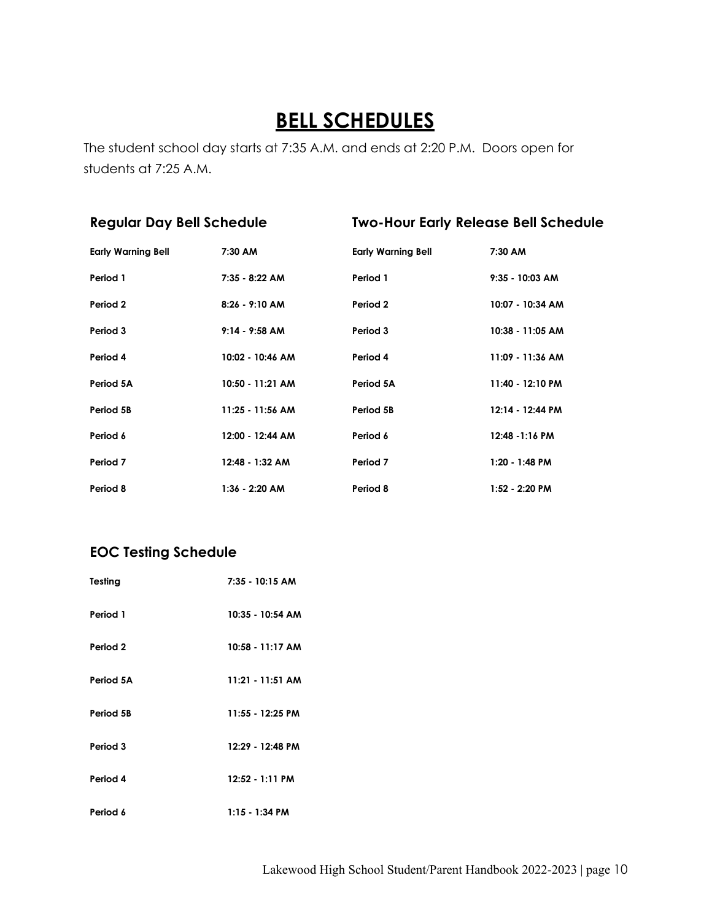# BELL SCHEDULES

The student school day starts at 7:35 A.M. and ends at 2:20 P.M. Doors open for students at 7:25 A.M.

### Regular Day Bell Schedule

| | |
|---|---|
| **Early Warning Bell** | **7:30 AM** |
| **Period 1** | **7:35 - 8:22 AM** |
| **Period 2** | **8:26 - 9:10 AM** |
| **Period 3** | **9:14 - 9:58 AM** |
| **Period 4** | **10:02 - 10:46 AM** |
| **Period 5A** | **10:50 - 11:21 AM** |
| **Period 5B** | **11:25 - 11:56 AM** |
| **Period 6** | **12:00 - 12:44 AM** |
| **Period 7** | **12:48 - 1:32 AM** |
| **Period 8** | **1:36 - 2:20 AM** |

### Two-Hour Early Release Bell Schedule

| | |
|---|---|
| **Early Warning Bell** | **7:30 AM** |
| **Period 1** | **9:35 - 10:03 AM** |
| **Period 2** | **10:07 - 10:34 AM** |
| **Period 3** | **10:38 - 11:05 AM** |
| **Period 4** | **11:09 - 11:36 AM** |
| **Period 5A** | **11:40 - 12:10 PM** |
| **Period 5B** | **12:14 - 12:44 PM** |
| **Period 6** | **12:48 -1:16 PM** |
| **Period 7** | **1:20 - 1:48 PM** |
| **Period 8** | **1:52 - 2:20 PM** |

### EOC Testing Schedule

| | |
|---|---|
| **Testing** | **7:35 - 10:15 AM** |
| **Period 1** | **10:35 - 10:54 AM** |
| **Period 2** | **10:58 - 11:17 AM** |
| **Period 5A** | **11:21 - 11:51 AM** |
| **Period 5B** | **11:55 - 12:25 PM** |
| **Period 3** | **12:29 - 12:48 PM** |
| **Period 4** | **12:52 - 1:11 PM** |
| **Period 6** | **1:15 - 1:34 PM** |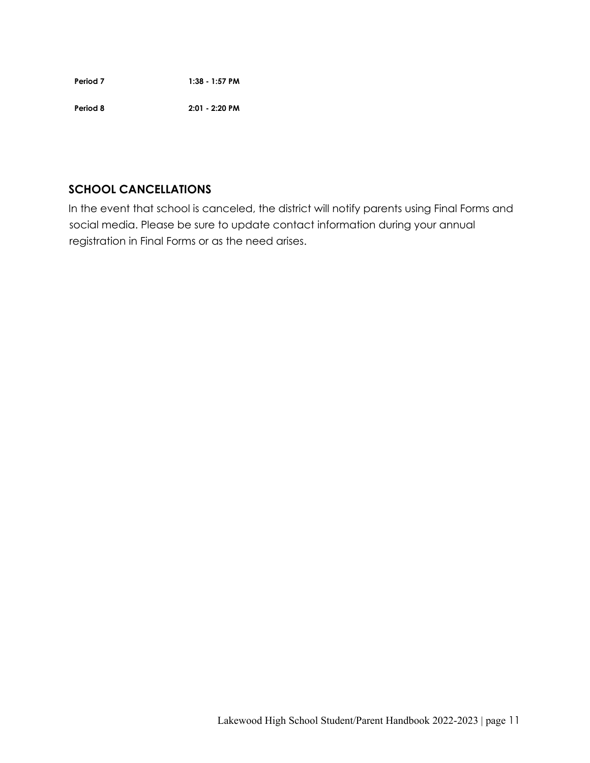| Period 7 | 1:38 - 1:57 PM |
| --- | --- |
| Period 8 | 2:01 - 2:20 PM |

## SCHOOL CANCELLATIONS

In the event that school is canceled, the district will notify parents using Final Forms and social media. Please be sure to update contact information during your annual registration in Final Forms or as the need arises.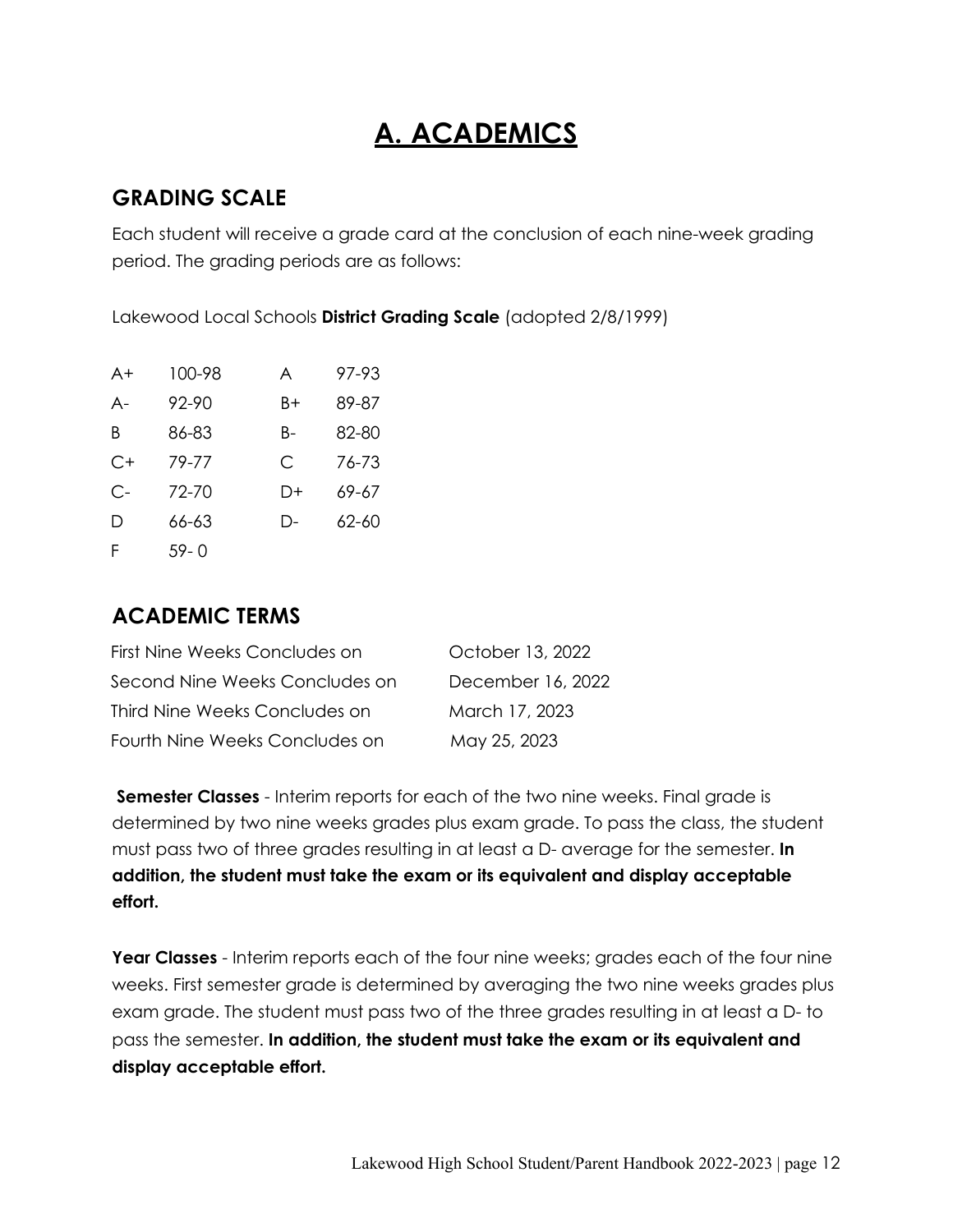# A. ACADEMICS

## GRADING SCALE

Each student will receive a grade card at the conclusion of each nine-week grading period. The grading periods are as follows:

Lakewood Local Schools **District Grading Scale** (adopted 2/8/1999)

| | | | |
|---|---|---|---|
| A+ | 100-98 | A | 97-93 |
| A- | 92-90 | B+ | 89-87 |
| B | 86-83 | B- | 82-80 |
| C+ | 79-77 | C | 76-73 |
| C- | 72-70 | D+ | 69-67 |
| D | 66-63 | D- | 62-60 |
| F | 59- 0 | | |

## ACADEMIC TERMS

| | |
|---|---|
| First Nine Weeks Concludes on | October 13, 2022 |
| Second Nine Weeks Concludes on | December 16, 2022 |
| Third Nine Weeks Concludes on | March 17, 2023 |
| Fourth Nine Weeks Concludes on | May 25, 2023 |

**Semester Classes** - Interim reports for each of the two nine weeks. Final grade is determined by two nine weeks grades plus exam grade. To pass the class, the student must pass two of three grades resulting in at least a D- average for the semester. **In addition, the student must take the exam or its equivalent and display acceptable effort.**

**Year Classes** - Interim reports each of the four nine weeks; grades each of the four nine weeks. First semester grade is determined by averaging the two nine weeks grades plus exam grade. The student must pass two of the three grades resulting in at least a D- to pass the semester. **In addition, the student must take the exam or its equivalent and display acceptable effort.**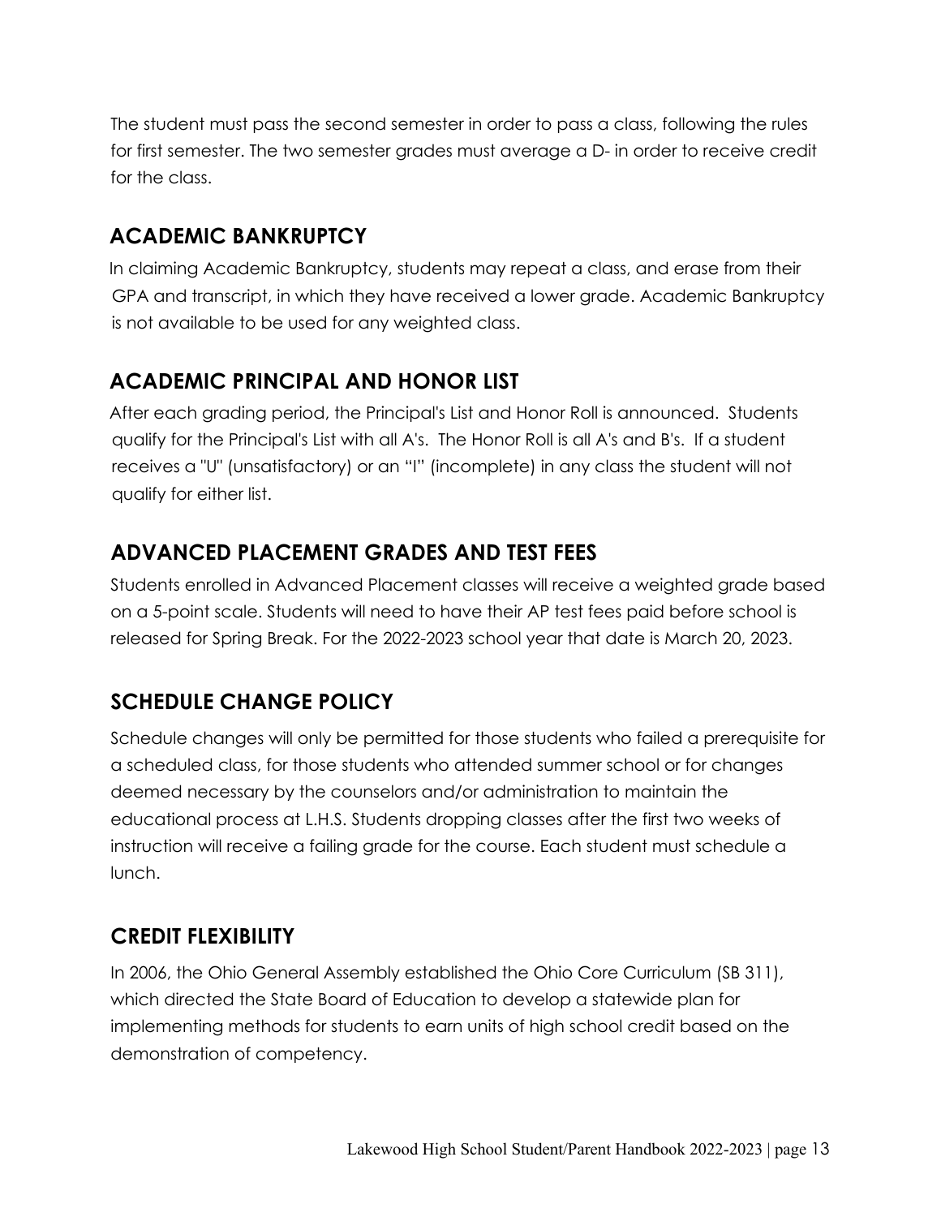The student must pass the second semester in order to pass a class, following the rules for first semester. The two semester grades must average a D- in order to receive credit for the class.

## ACADEMIC BANKRUPTCY

In claiming Academic Bankruptcy, students may repeat a class, and erase from their GPA and transcript, in which they have received a lower grade. Academic Bankruptcy is not available to be used for any weighted class.

## ACADEMIC PRINCIPAL AND HONOR LIST

After each grading period, the Principal's List and Honor Roll is announced. Students qualify for the Principal's List with all A's. The Honor Roll is all A's and B's. If a student receives a "U" (unsatisfactory) or an "I" (incomplete) in any class the student will not qualify for either list.

## ADVANCED PLACEMENT GRADES AND TEST FEES

Students enrolled in Advanced Placement classes will receive a weighted grade based on a 5-point scale. Students will need to have their AP test fees paid before school is released for Spring Break. For the 2022-2023 school year that date is March 20, 2023.

## SCHEDULE CHANGE POLICY

Schedule changes will only be permitted for those students who failed a prerequisite for a scheduled class, for those students who attended summer school or for changes deemed necessary by the counselors and/or administration to maintain the educational process at L.H.S. Students dropping classes after the first two weeks of instruction will receive a failing grade for the course. Each student must schedule a lunch.

## CREDIT FLEXIBILITY

In 2006, the Ohio General Assembly established the Ohio Core Curriculum (SB 311), which directed the State Board of Education to develop a statewide plan for implementing methods for students to earn units of high school credit based on the demonstration of competency.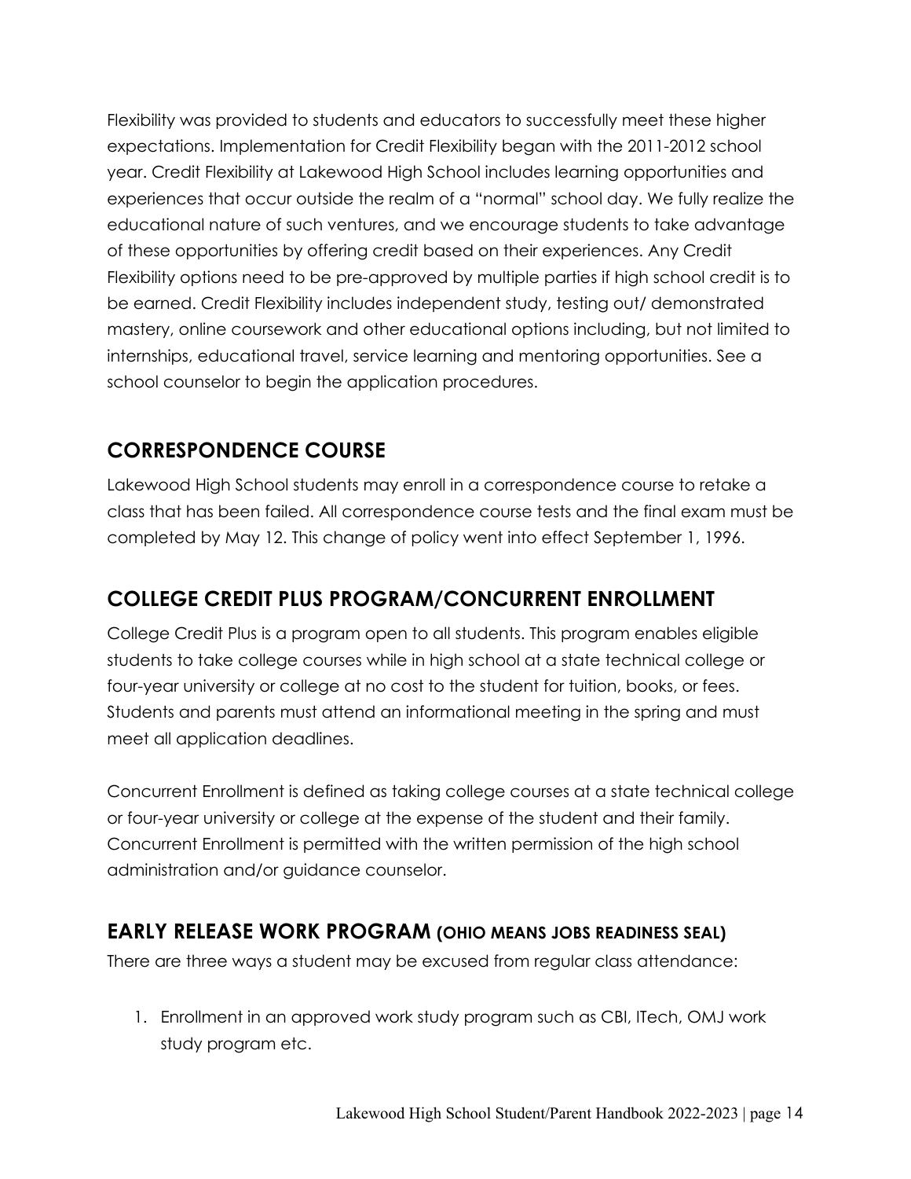Flexibility was provided to students and educators to successfully meet these higher expectations. Implementation for Credit Flexibility began with the 2011-2012 school year. Credit Flexibility at Lakewood High School includes learning opportunities and experiences that occur outside the realm of a "normal" school day. We fully realize the educational nature of such ventures, and we encourage students to take advantage of these opportunities by offering credit based on their experiences. Any Credit Flexibility options need to be pre-approved by multiple parties if high school credit is to be earned. Credit Flexibility includes independent study, testing out/ demonstrated mastery, online coursework and other educational options including, but not limited to internships, educational travel, service learning and mentoring opportunities. See a school counselor to begin the application procedures.

## CORRESPONDENCE COURSE

Lakewood High School students may enroll in a correspondence course to retake a class that has been failed. All correspondence course tests and the final exam must be completed by May 12. This change of policy went into effect September 1, 1996.

## COLLEGE CREDIT PLUS PROGRAM/CONCURRENT ENROLLMENT

College Credit Plus is a program open to all students. This program enables eligible students to take college courses while in high school at a state technical college or four-year university or college at no cost to the student for tuition, books, or fees. Students and parents must attend an informational meeting in the spring and must meet all application deadlines.

Concurrent Enrollment is defined as taking college courses at a state technical college or four-year university or college at the expense of the student and their family. Concurrent Enrollment is permitted with the written permission of the high school administration and/or guidance counselor.

## EARLY RELEASE WORK PROGRAM (OHIO MEANS JOBS READINESS SEAL)

There are three ways a student may be excused from regular class attendance:

1. Enrollment in an approved work study program such as CBI, ITech, OMJ work study program etc.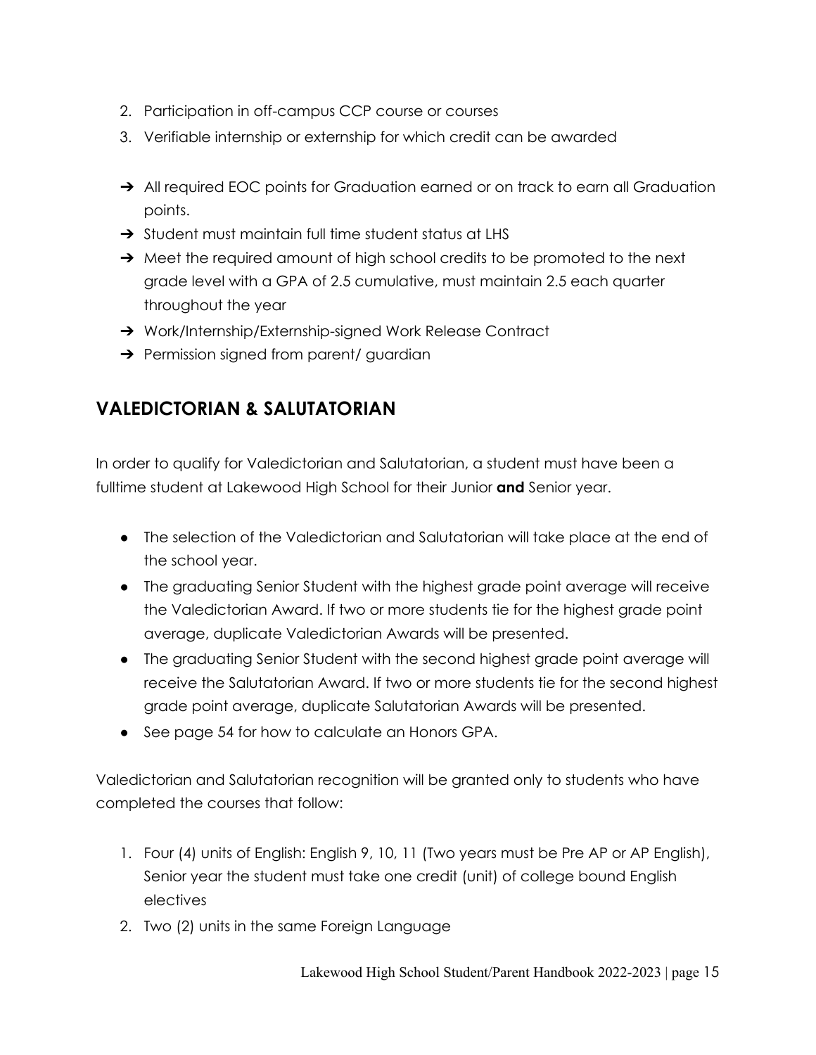2. Participation in off-campus CCP course or courses
3. Verifiable internship or externship for which credit can be awarded

- ➔ All required EOC points for Graduation earned or on track to earn all Graduation points.
- ➔ Student must maintain full time student status at LHS
- ➔ Meet the required amount of high school credits to be promoted to the next grade level with a GPA of 2.5 cumulative, must maintain 2.5 each quarter throughout the year
- ➔ Work/Internship/Externship-signed Work Release Contract
- ➔ Permission signed from parent/ guardian

## VALEDICTORIAN & SALUTATORIAN

In order to qualify for Valedictorian and Salutatorian, a student must have been a fulltime student at Lakewood High School for their Junior **and** Senior year.

- The selection of the Valedictorian and Salutatorian will take place at the end of the school year.
- The graduating Senior Student with the highest grade point average will receive the Valedictorian Award. If two or more students tie for the highest grade point average, duplicate Valedictorian Awards will be presented.
- The graduating Senior Student with the second highest grade point average will receive the Salutatorian Award. If two or more students tie for the second highest grade point average, duplicate Salutatorian Awards will be presented.
- See page 54 for how to calculate an Honors GPA.

Valedictorian and Salutatorian recognition will be granted only to students who have completed the courses that follow:

1. Four (4) units of English: English 9, 10, 11 (Two years must be Pre AP or AP English), Senior year the student must take one credit (unit) of college bound English electives
2. Two (2) units in the same Foreign Language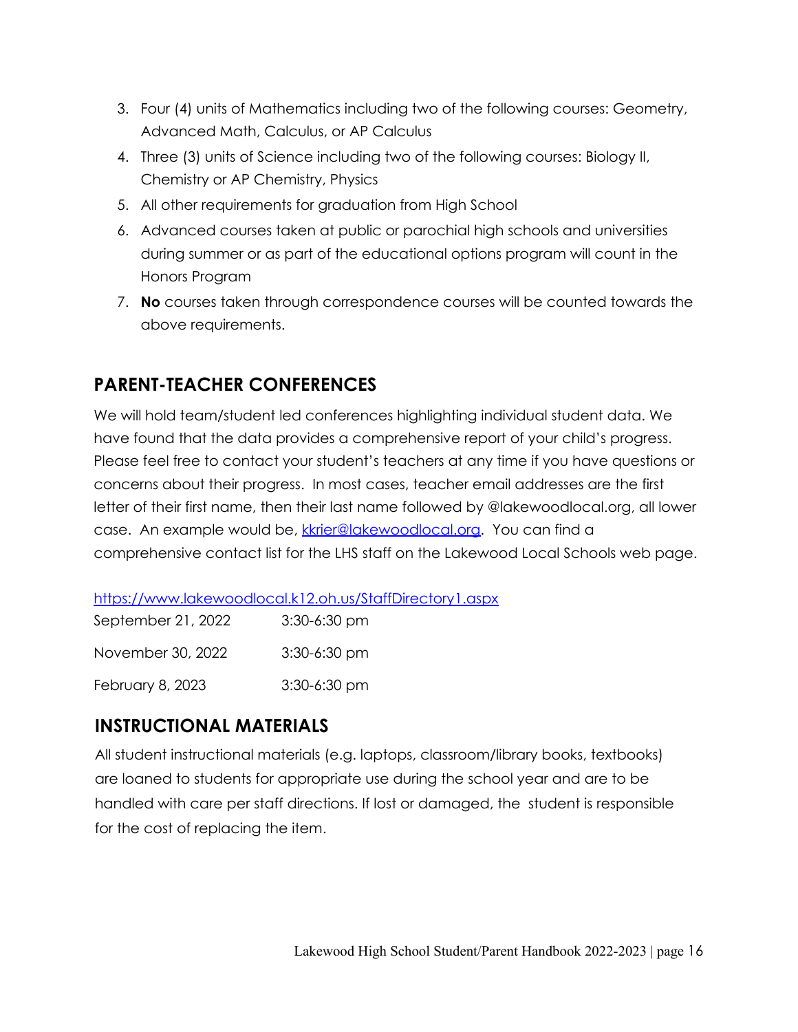3. Four (4) units of Mathematics including two of the following courses: Geometry, Advanced Math, Calculus, or AP Calculus
4. Three (3) units of Science including two of the following courses: Biology II, Chemistry or AP Chemistry, Physics
5. All other requirements for graduation from High School
6. Advanced courses taken at public or parochial high schools and universities during summer or as part of the educational options program will count in the Honors Program
7. **No** courses taken through correspondence courses will be counted towards the above requirements.

## PARENT-TEACHER CONFERENCES

We will hold team/student led conferences highlighting individual student data. We have found that the data provides a comprehensive report of your child's progress. Please feel free to contact your student's teachers at any time if you have questions or concerns about their progress. In most cases, teacher email addresses are the first letter of their first name, then their last name followed by @lakewoodlocal.org, all lower case. An example would be, [kkrier@lakewoodlocal.org](mailto:kkrier@lakewoodlocal.org). You can find a comprehensive contact list for the LHS staff on the Lakewood Local Schools web page.

https://www.lakewoodlocal.k12.oh.us/StaffDirectory1.aspx

| | |
|---|---|
| September 21, 2022 | 3:30-6:30 pm |
| November 30, 2022 | 3:30-6:30 pm |
| February 8, 2023 | 3:30-6:30 pm |

## INSTRUCTIONAL MATERIALS

All student instructional materials (e.g. laptops, classroom/library books, textbooks) are loaned to students for appropriate use during the school year and are to be handled with care per staff directions. If lost or damaged, the student is responsible for the cost of replacing the item.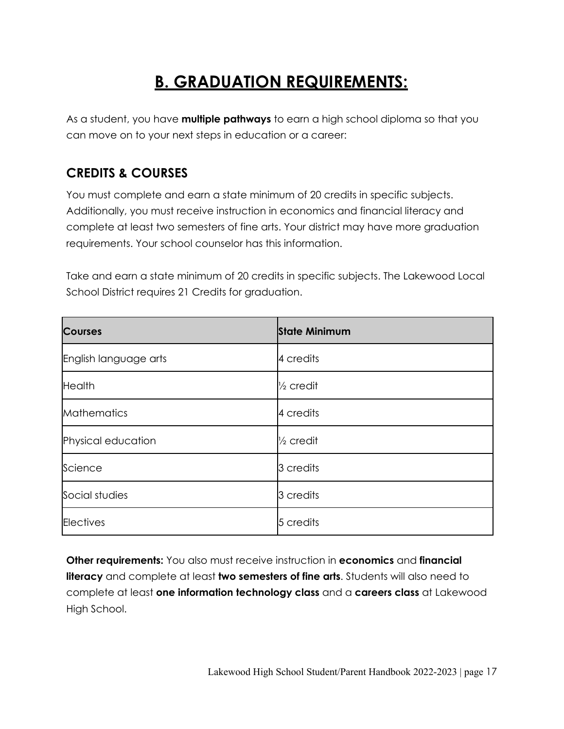# B. GRADUATION REQUIREMENTS:

As a student, you have **multiple pathways** to earn a high school diploma so that you can move on to your next steps in education or a career:

## CREDITS & COURSES

You must complete and earn a state minimum of 20 credits in specific subjects. Additionally, you must receive instruction in economics and financial literacy and complete at least two semesters of fine arts. Your district may have more graduation requirements. Your school counselor has this information.

Take and earn a state minimum of 20 credits in specific subjects. The Lakewood Local School District requires 21 Credits for graduation.

| Courses | State Minimum |
|---|---|
| English language arts | 4 credits |
| Health | ½ credit |
| Mathematics | 4 credits |
| Physical education | ½ credit |
| Science | 3 credits |
| Social studies | 3 credits |
| Electives | 5 credits |

**Other requirements:** You also must receive instruction in **economics** and **financial literacy** and complete at least **two semesters of fine arts**. Students will also need to complete at least **one information technology class** and a **careers class** at Lakewood High School.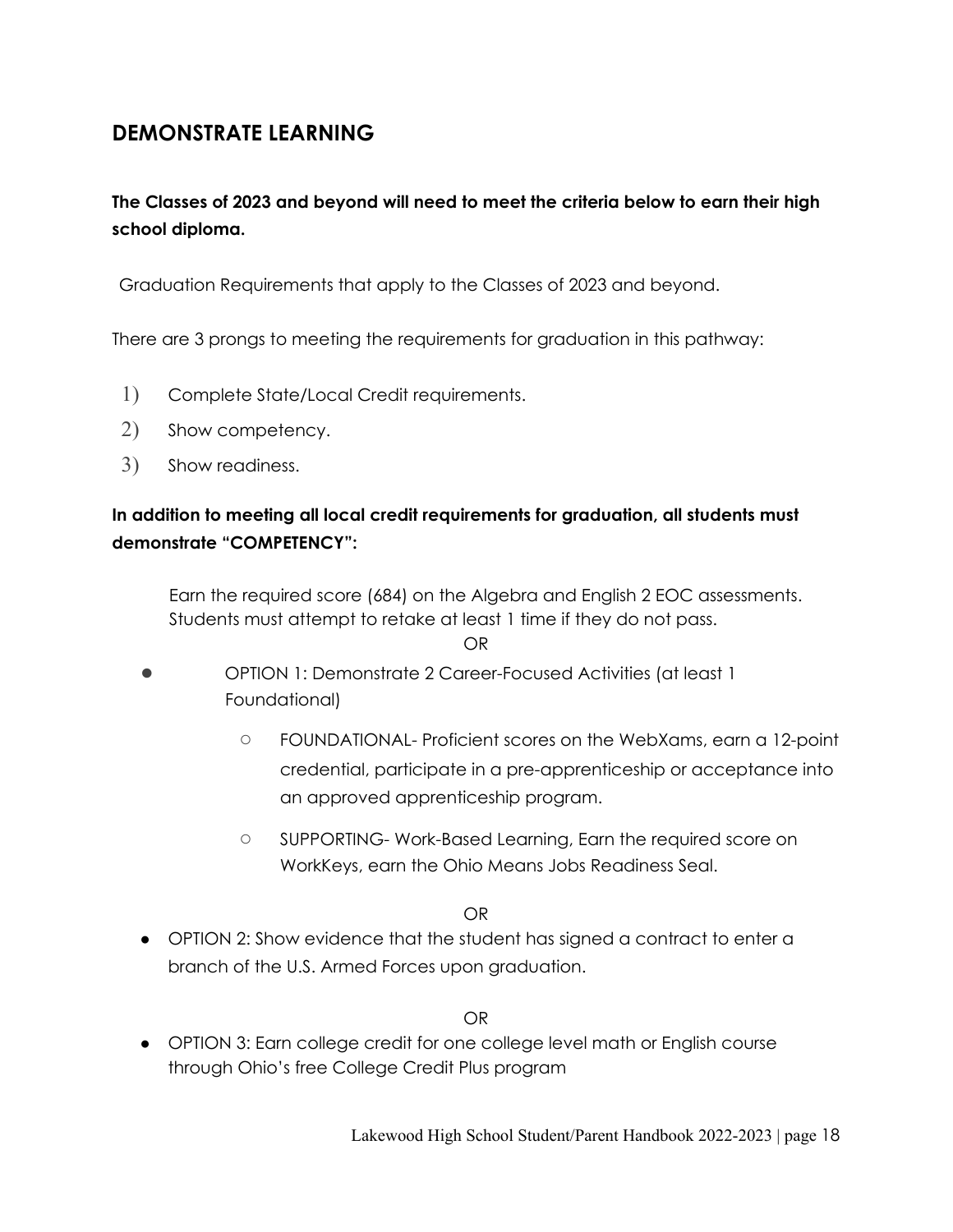## DEMONSTRATE LEARNING

**The Classes of 2023 and beyond will need to meet the criteria below to earn their high school diploma.**

Graduation Requirements that apply to the Classes of 2023 and beyond.

There are 3 prongs to meeting the requirements for graduation in this pathway:

1) Complete State/Local Credit requirements.
2) Show competency.
3) Show readiness.

**In addition to meeting all local credit requirements for graduation, all students must demonstrate "COMPETENCY":**

Earn the required score (684) on the Algebra and English 2 EOC assessments. Students must attempt to retake at least 1 time if they do not pass.

OR

- OPTION 1: Demonstrate 2 Career-Focused Activities (at least 1 Foundational)
  - FOUNDATIONAL- Proficient scores on the WebXams, earn a 12-point credential, participate in a pre-apprenticeship or acceptance into an approved apprenticeship program.
  - SUPPORTING- Work-Based Learning, Earn the required score on WorkKeys, earn the Ohio Means Jobs Readiness Seal.

OR

- OPTION 2: Show evidence that the student has signed a contract to enter a branch of the U.S. Armed Forces upon graduation.

OR

- OPTION 3: Earn college credit for one college level math or English course through Ohio's free College Credit Plus program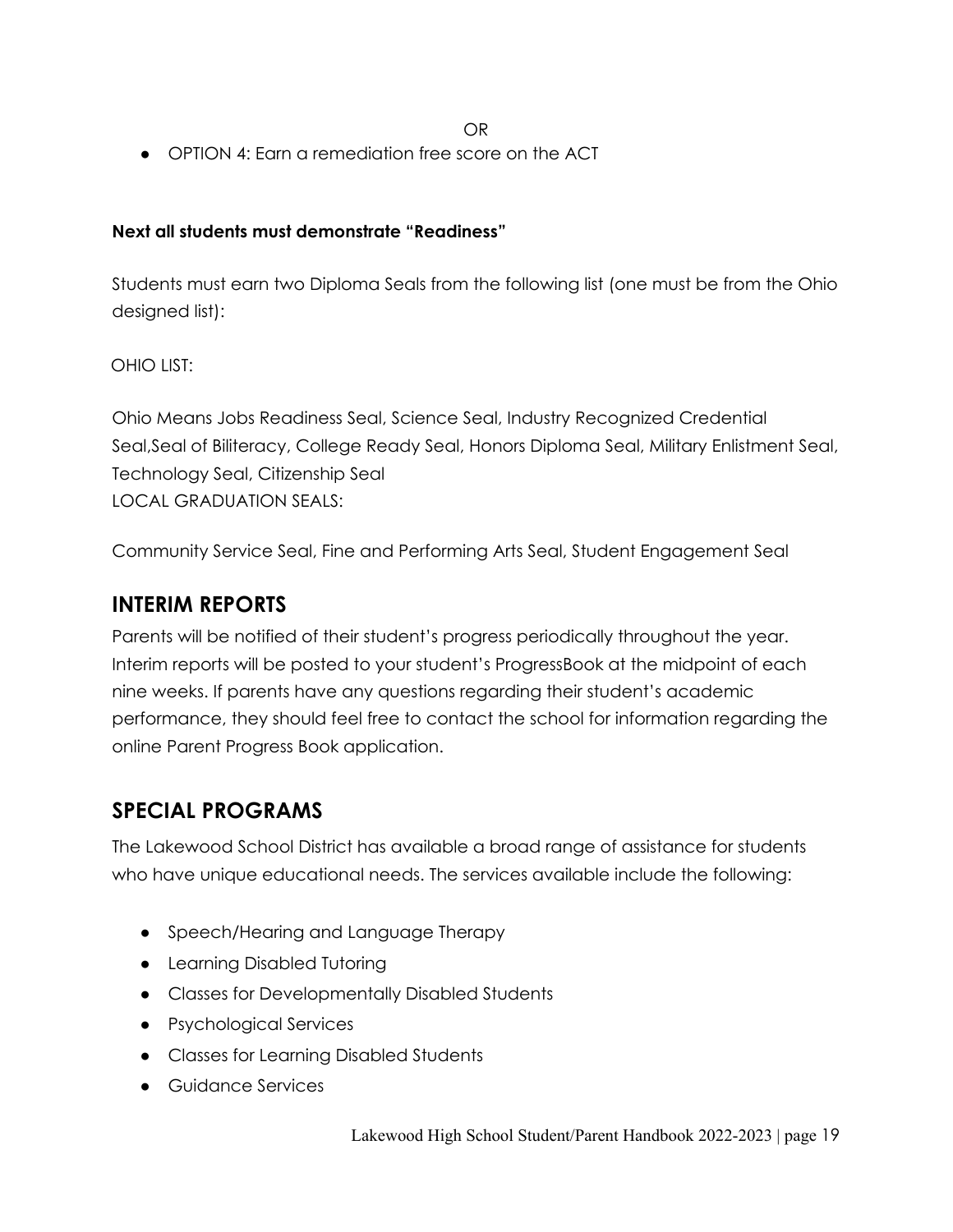OR

- OPTION 4: Earn a remediation free score on the ACT

**Next all students must demonstrate "Readiness"**

Students must earn two Diploma Seals from the following list (one must be from the Ohio designed list):

OHIO LIST:

Ohio Means Jobs Readiness Seal, Science Seal, Industry Recognized Credential Seal,Seal of Biliteracy, College Ready Seal, Honors Diploma Seal, Military Enlistment Seal, Technology Seal, Citizenship Seal
LOCAL GRADUATION SEALS:

Community Service Seal, Fine and Performing Arts Seal, Student Engagement Seal

## INTERIM REPORTS

Parents will be notified of their student's progress periodically throughout the year. Interim reports will be posted to your student's ProgressBook at the midpoint of each nine weeks. If parents have any questions regarding their student's academic performance, they should feel free to contact the school for information regarding the online Parent Progress Book application.

## SPECIAL PROGRAMS

The Lakewood School District has available a broad range of assistance for students who have unique educational needs. The services available include the following:

- Speech/Hearing and Language Therapy
- Learning Disabled Tutoring
- Classes for Developmentally Disabled Students
- Psychological Services
- Classes for Learning Disabled Students
- Guidance Services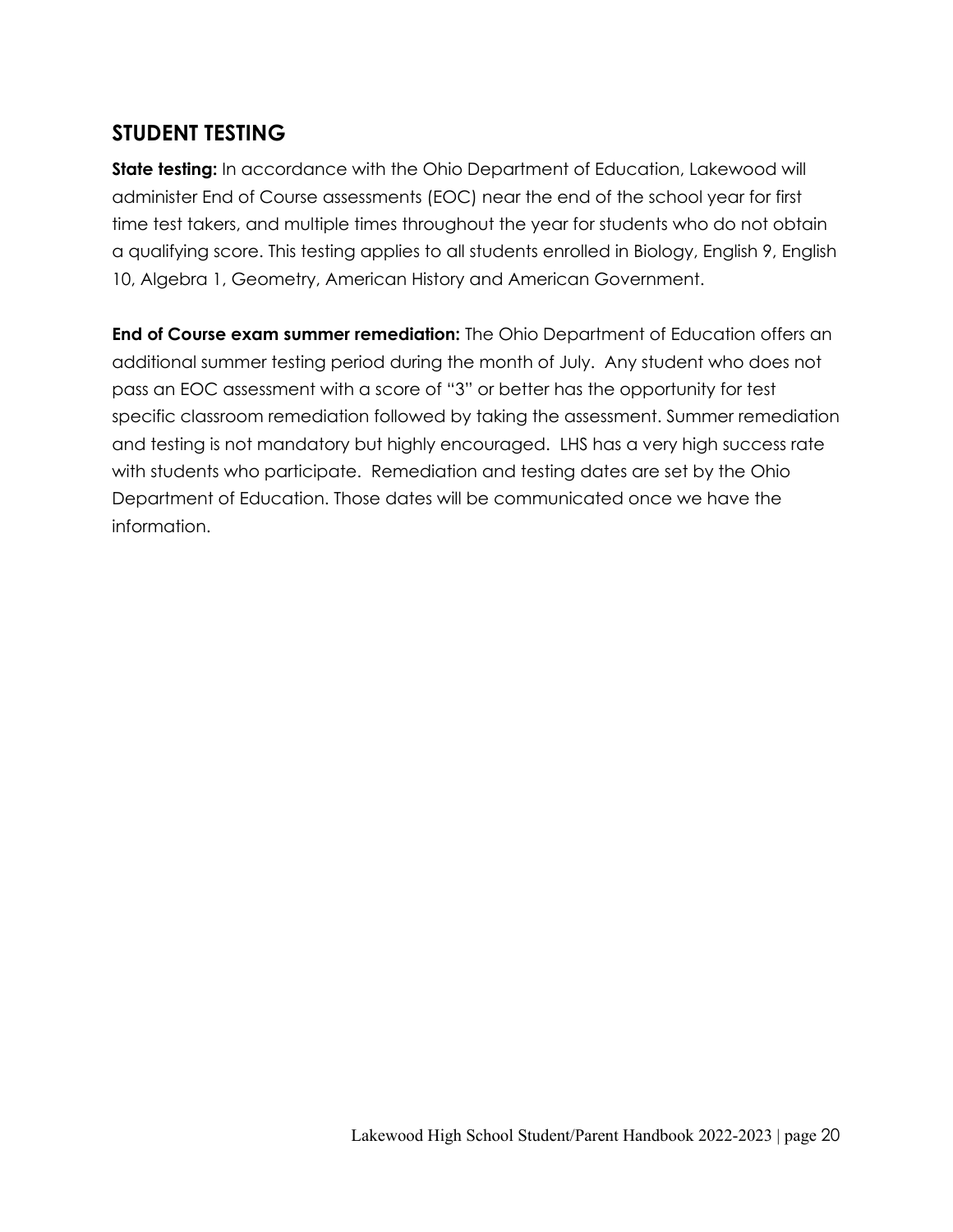## STUDENT TESTING

**State testing:** In accordance with the Ohio Department of Education, Lakewood will administer End of Course assessments (EOC) near the end of the school year for first time test takers, and multiple times throughout the year for students who do not obtain a qualifying score. This testing applies to all students enrolled in Biology, English 9, English 10, Algebra 1, Geometry, American History and American Government.

**End of Course exam summer remediation:** The Ohio Department of Education offers an additional summer testing period during the month of July. Any student who does not pass an EOC assessment with a score of "3" or better has the opportunity for test specific classroom remediation followed by taking the assessment. Summer remediation and testing is not mandatory but highly encouraged. LHS has a very high success rate with students who participate. Remediation and testing dates are set by the Ohio Department of Education. Those dates will be communicated once we have the information.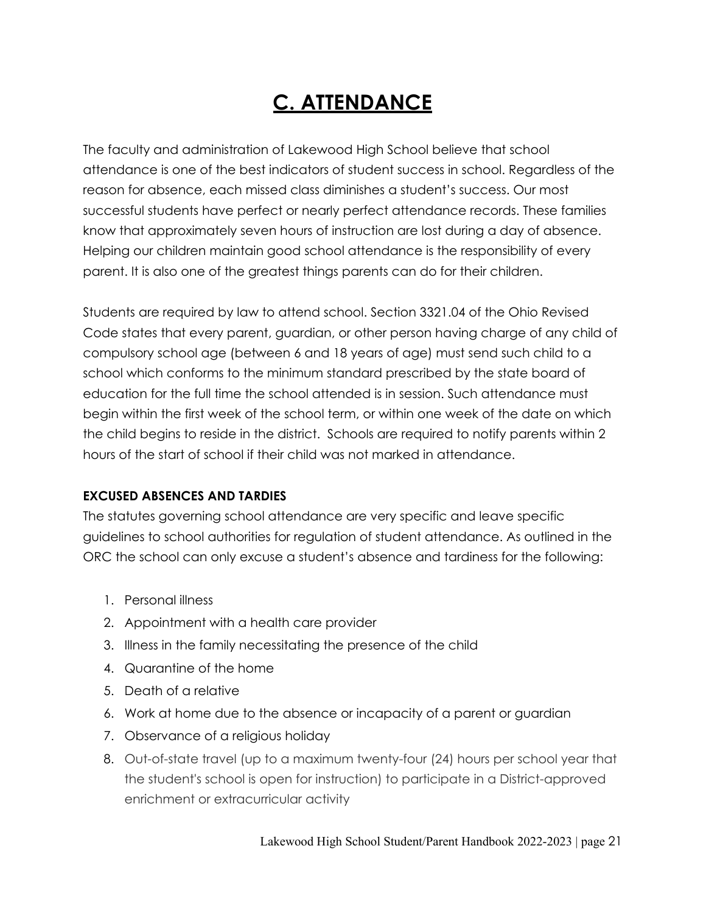# C. ATTENDANCE

The faculty and administration of Lakewood High School believe that school attendance is one of the best indicators of student success in school. Regardless of the reason for absence, each missed class diminishes a student's success. Our most successful students have perfect or nearly perfect attendance records. These families know that approximately seven hours of instruction are lost during a day of absence. Helping our children maintain good school attendance is the responsibility of every parent. It is also one of the greatest things parents can do for their children.

Students are required by law to attend school. Section 3321.04 of the Ohio Revised Code states that every parent, guardian, or other person having charge of any child of compulsory school age (between 6 and 18 years of age) must send such child to a school which conforms to the minimum standard prescribed by the state board of education for the full time the school attended is in session. Such attendance must begin within the first week of the school term, or within one week of the date on which the child begins to reside in the district. Schools are required to notify parents within 2 hours of the start of school if their child was not marked in attendance.

**EXCUSED ABSENCES AND TARDIES**

The statutes governing school attendance are very specific and leave specific guidelines to school authorities for regulation of student attendance. As outlined in the ORC the school can only excuse a student's absence and tardiness for the following:

1. Personal illness
2. Appointment with a health care provider
3. Illness in the family necessitating the presence of the child
4. Quarantine of the home
5. Death of a relative
6. Work at home due to the absence or incapacity of a parent or guardian
7. Observance of a religious holiday
8. Out-of-state travel (up to a maximum twenty-four (24) hours per school year that the student's school is open for instruction) to participate in a District-approved enrichment or extracurricular activity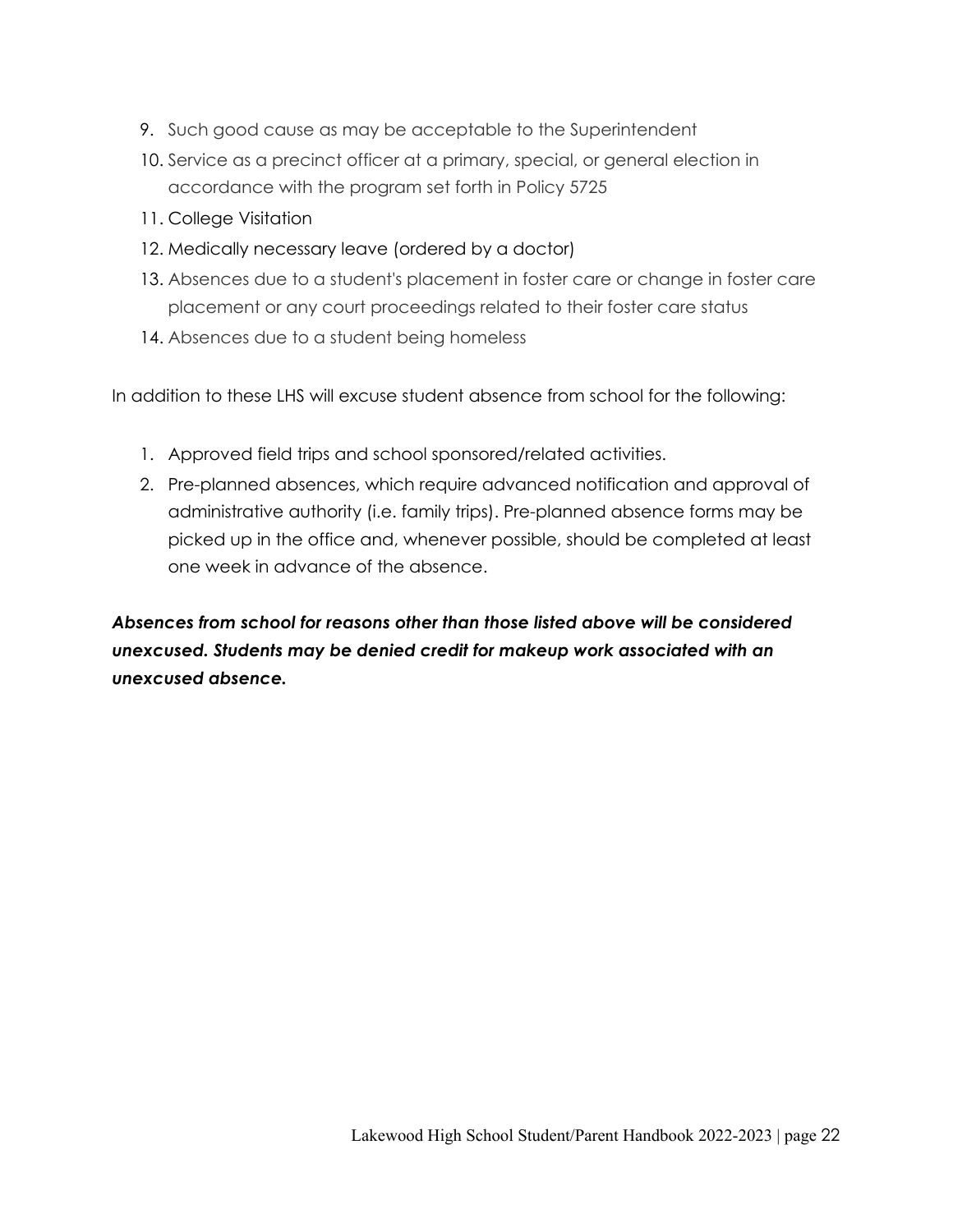9. Such good cause as may be acceptable to the Superintendent
10. Service as a precinct officer at a primary, special, or general election in accordance with the program set forth in Policy 5725
11. College Visitation
12. Medically necessary leave (ordered by a doctor)
13. Absences due to a student's placement in foster care or change in foster care placement or any court proceedings related to their foster care status
14. Absences due to a student being homeless

In addition to these LHS will excuse student absence from school for the following:

1. Approved field trips and school sponsored/related activities.
2. Pre-planned absences, which require advanced notification and approval of administrative authority (i.e. family trips). Pre-planned absence forms may be picked up in the office and, whenever possible, should be completed at least one week in advance of the absence.

***Absences from school for reasons other than those listed above will be considered unexcused. Students may be denied credit for makeup work associated with an unexcused absence.***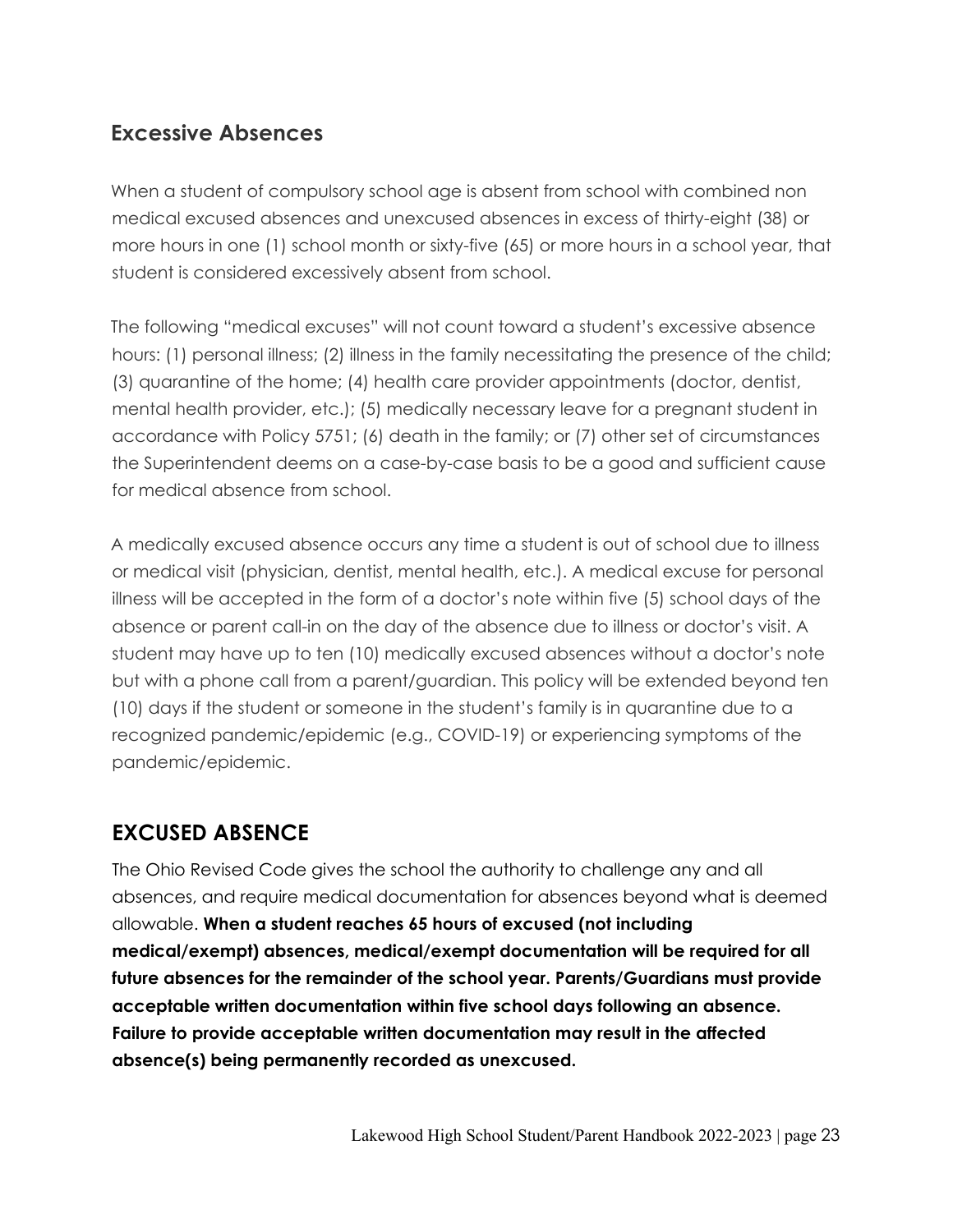## Excessive Absences

When a student of compulsory school age is absent from school with combined non medical excused absences and unexcused absences in excess of thirty-eight (38) or more hours in one (1) school month or sixty-five (65) or more hours in a school year, that student is considered excessively absent from school.

The following "medical excuses" will not count toward a student's excessive absence hours: (1) personal illness; (2) illness in the family necessitating the presence of the child; (3) quarantine of the home; (4) health care provider appointments (doctor, dentist, mental health provider, etc.); (5) medically necessary leave for a pregnant student in accordance with Policy 5751; (6) death in the family; or (7) other set of circumstances the Superintendent deems on a case-by-case basis to be a good and sufficient cause for medical absence from school.

A medically excused absence occurs any time a student is out of school due to illness or medical visit (physician, dentist, mental health, etc.). A medical excuse for personal illness will be accepted in the form of a doctor's note within five (5) school days of the absence or parent call-in on the day of the absence due to illness or doctor's visit. A student may have up to ten (10) medically excused absences without a doctor's note but with a phone call from a parent/guardian. This policy will be extended beyond ten (10) days if the student or someone in the student's family is in quarantine due to a recognized pandemic/epidemic (e.g., COVID-19) or experiencing symptoms of the pandemic/epidemic.

## EXCUSED ABSENCE

The Ohio Revised Code gives the school the authority to challenge any and all absences, and require medical documentation for absences beyond what is deemed allowable. **When a student reaches 65 hours of excused (not including medical/exempt) absences, medical/exempt documentation will be required for all future absences for the remainder of the school year. Parents/Guardians must provide acceptable written documentation within five school days following an absence. Failure to provide acceptable written documentation may result in the affected absence(s) being permanently recorded as unexcused.**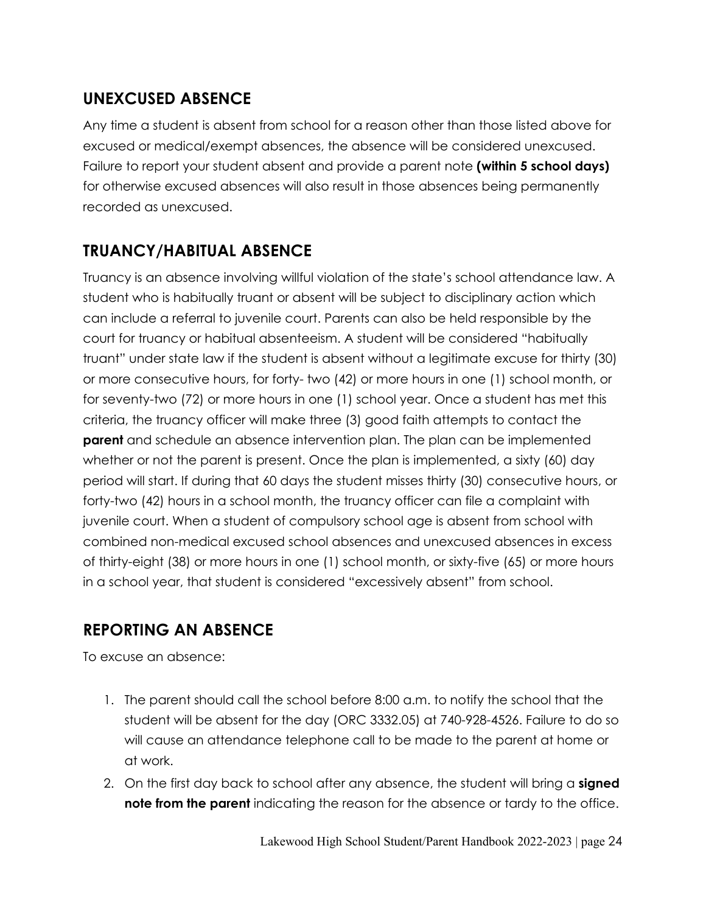## UNEXCUSED ABSENCE

Any time a student is absent from school for a reason other than those listed above for excused or medical/exempt absences, the absence will be considered unexcused. Failure to report your student absent and provide a parent note **(within 5 school days)** for otherwise excused absences will also result in those absences being permanently recorded as unexcused.

## TRUANCY/HABITUAL ABSENCE

Truancy is an absence involving willful violation of the state's school attendance law. A student who is habitually truant or absent will be subject to disciplinary action which can include a referral to juvenile court. Parents can also be held responsible by the court for truancy or habitual absenteeism. A student will be considered "habitually truant" under state law if the student is absent without a legitimate excuse for thirty (30) or more consecutive hours, for forty- two (42) or more hours in one (1) school month, or for seventy-two (72) or more hours in one (1) school year. Once a student has met this criteria, the truancy officer will make three (3) good faith attempts to contact the **parent** and schedule an absence intervention plan. The plan can be implemented whether or not the parent is present. Once the plan is implemented, a sixty (60) day period will start. If during that 60 days the student misses thirty (30) consecutive hours, or forty-two (42) hours in a school month, the truancy officer can file a complaint with juvenile court. When a student of compulsory school age is absent from school with combined non-medical excused school absences and unexcused absences in excess of thirty-eight (38) or more hours in one (1) school month, or sixty-five (65) or more hours in a school year, that student is considered "excessively absent" from school.

## REPORTING AN ABSENCE

To excuse an absence:

1. The parent should call the school before 8:00 a.m. to notify the school that the student will be absent for the day (ORC 3332.05) at 740-928-4526. Failure to do so will cause an attendance telephone call to be made to the parent at home or at work.
2. On the first day back to school after any absence, the student will bring a **signed note from the parent** indicating the reason for the absence or tardy to the office.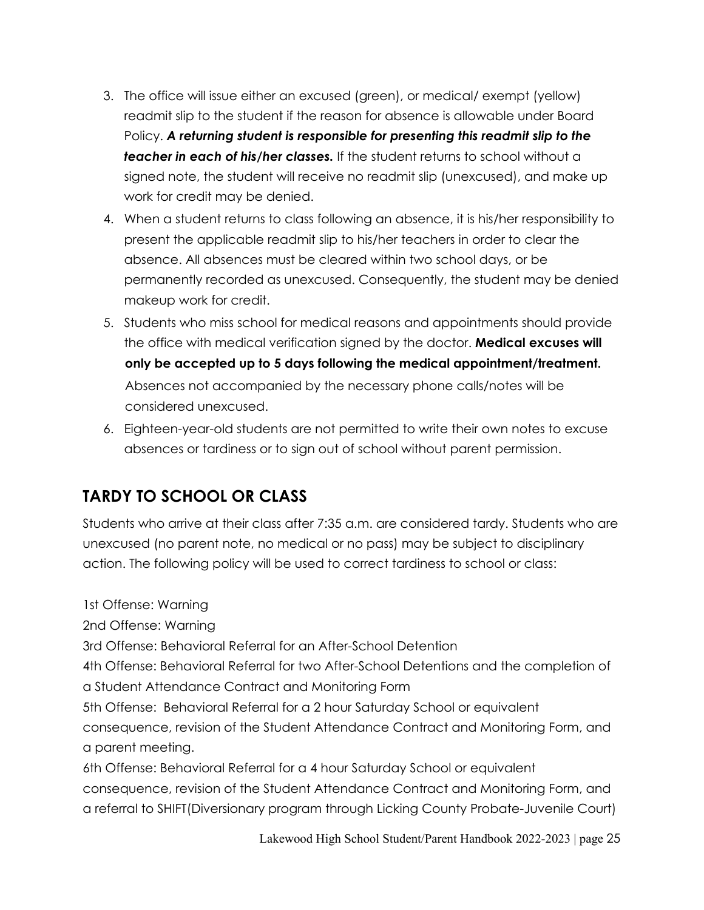3. The office will issue either an excused (green), or medical/ exempt (yellow) readmit slip to the student if the reason for absence is allowable under Board Policy. ***A returning student is responsible for presenting this readmit slip to the teacher in each of his/her classes.*** If the student returns to school without a signed note, the student will receive no readmit slip (unexcused), and make up work for credit may be denied.
4. When a student returns to class following an absence, it is his/her responsibility to present the applicable readmit slip to his/her teachers in order to clear the absence. All absences must be cleared within two school days, or be permanently recorded as unexcused. Consequently, the student may be denied makeup work for credit.
5. Students who miss school for medical reasons and appointments should provide the office with medical verification signed by the doctor. **Medical excuses will only be accepted up to 5 days following the medical appointment/treatment.** Absences not accompanied by the necessary phone calls/notes will be considered unexcused.
6. Eighteen-year-old students are not permitted to write their own notes to excuse absences or tardiness or to sign out of school without parent permission.

## TARDY TO SCHOOL OR CLASS

Students who arrive at their class after 7:35 a.m. are considered tardy. Students who are unexcused (no parent note, no medical or no pass) may be subject to disciplinary action. The following policy will be used to correct tardiness to school or class:

1st Offense: Warning

2nd Offense: Warning

3rd Offense: Behavioral Referral for an After-School Detention

4th Offense: Behavioral Referral for two After-School Detentions and the completion of a Student Attendance Contract and Monitoring Form

5th Offense: Behavioral Referral for a 2 hour Saturday School or equivalent consequence, revision of the Student Attendance Contract and Monitoring Form, and a parent meeting.

6th Offense: Behavioral Referral for a 4 hour Saturday School or equivalent consequence, revision of the Student Attendance Contract and Monitoring Form, and a referral to SHIFT(Diversionary program through Licking County Probate-Juvenile Court)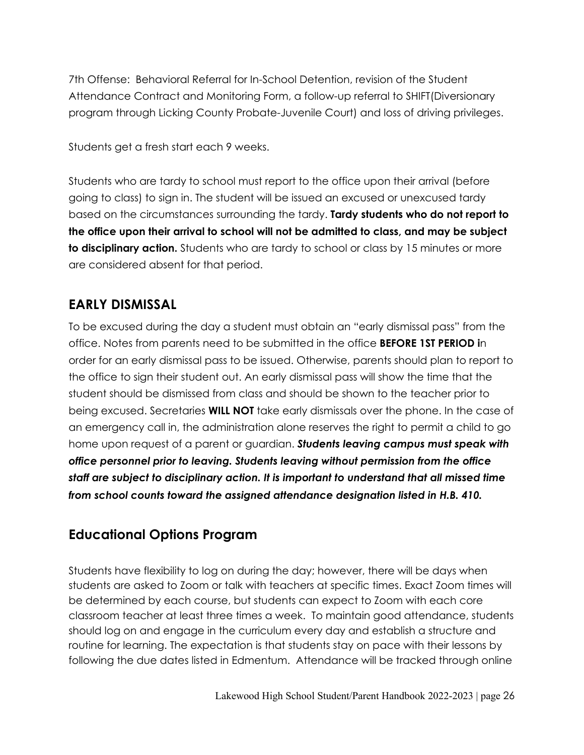7th Offense: Behavioral Referral for In-School Detention, revision of the Student Attendance Contract and Monitoring Form, a follow-up referral to SHIFT(Diversionary program through Licking County Probate-Juvenile Court) and loss of driving privileges.

Students get a fresh start each 9 weeks.

Students who are tardy to school must report to the office upon their arrival (before going to class) to sign in. The student will be issued an excused or unexcused tardy based on the circumstances surrounding the tardy. **Tardy students who do not report to the office upon their arrival to school will not be admitted to class, and may be subject to disciplinary action.** Students who are tardy to school or class by 15 minutes or more are considered absent for that period.

## EARLY DISMISSAL

To be excused during the day a student must obtain an "early dismissal pass" from the office. Notes from parents need to be submitted in the office **BEFORE 1ST PERIOD i**n order for an early dismissal pass to be issued. Otherwise, parents should plan to report to the office to sign their student out. An early dismissal pass will show the time that the student should be dismissed from class and should be shown to the teacher prior to being excused. Secretaries **WILL NOT** take early dismissals over the phone. In the case of an emergency call in, the administration alone reserves the right to permit a child to go home upon request of a parent or guardian. ***Students leaving campus must speak with office personnel prior to leaving. Students leaving without permission from the office staff are subject to disciplinary action. It is important to understand that all missed time from school counts toward the assigned attendance designation listed in H.B. 410.***

## Educational Options Program

Students have flexibility to log on during the day; however, there will be days when students are asked to Zoom or talk with teachers at specific times. Exact Zoom times will be determined by each course, but students can expect to Zoom with each core classroom teacher at least three times a week. To maintain good attendance, students should log on and engage in the curriculum every day and establish a structure and routine for learning. The expectation is that students stay on pace with their lessons by following the due dates listed in Edmentum. Attendance will be tracked through online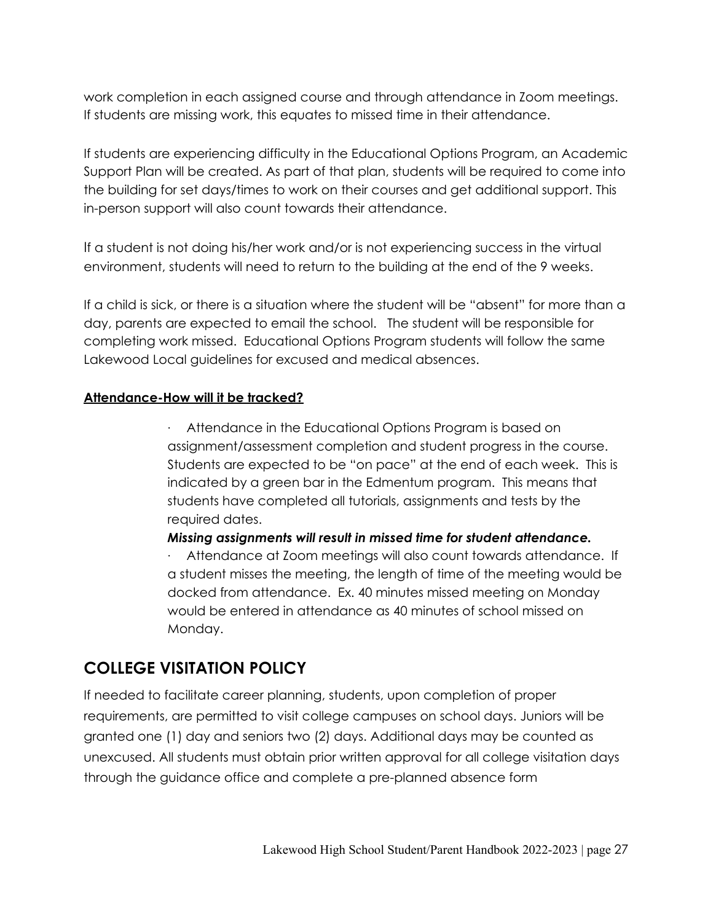work completion in each assigned course and through attendance in Zoom meetings. If students are missing work, this equates to missed time in their attendance.

If students are experiencing difficulty in the Educational Options Program, an Academic Support Plan will be created. As part of that plan, students will be required to come into the building for set days/times to work on their courses and get additional support. This in-person support will also count towards their attendance.

If a student is not doing his/her work and/or is not experiencing success in the virtual environment, students will need to return to the building at the end of the 9 weeks.

If a child is sick, or there is a situation where the student will be "absent" for more than a day, parents are expected to email the school. The student will be responsible for completing work missed. Educational Options Program students will follow the same Lakewood Local guidelines for excused and medical absences.

**Attendance-How will it be tracked?**

- Attendance in the Educational Options Program is based on assignment/assessment completion and student progress in the course. Students are expected to be "on pace" at the end of each week. This is indicated by a green bar in the Edmentum program. This means that students have completed all tutorials, assignments and tests by the required dates.
  ***Missing assignments will result in missed time for student attendance.***
- Attendance at Zoom meetings will also count towards attendance. If a student misses the meeting, the length of time of the meeting would be docked from attendance. Ex. 40 minutes missed meeting on Monday would be entered in attendance as 40 minutes of school missed on Monday.

## COLLEGE VISITATION POLICY

If needed to facilitate career planning, students, upon completion of proper requirements, are permitted to visit college campuses on school days. Juniors will be granted one (1) day and seniors two (2) days. Additional days may be counted as unexcused. All students must obtain prior written approval for all college visitation days through the guidance office and complete a pre-planned absence form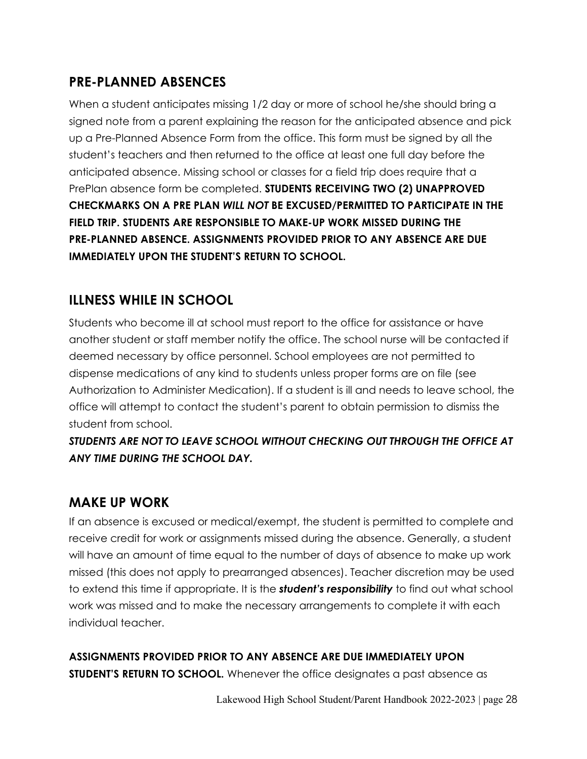## PRE-PLANNED ABSENCES

When a student anticipates missing 1/2 day or more of school he/she should bring a signed note from a parent explaining the reason for the anticipated absence and pick up a Pre-Planned Absence Form from the office. This form must be signed by all the student's teachers and then returned to the office at least one full day before the anticipated absence. Missing school or classes for a field trip does require that a PrePlan absence form be completed. **STUDENTS RECEIVING TWO (2) UNAPPROVED CHECKMARKS ON A PRE PLAN *WILL NOT* BE EXCUSED/PERMITTED TO PARTICIPATE IN THE FIELD TRIP. STUDENTS ARE RESPONSIBLE TO MAKE-UP WORK MISSED DURING THE PRE-PLANNED ABSENCE. ASSIGNMENTS PROVIDED PRIOR TO ANY ABSENCE ARE DUE IMMEDIATELY UPON THE STUDENT'S RETURN TO SCHOOL.**

## ILLNESS WHILE IN SCHOOL

Students who become ill at school must report to the office for assistance or have another student or staff member notify the office. The school nurse will be contacted if deemed necessary by office personnel. School employees are not permitted to dispense medications of any kind to students unless proper forms are on file (see Authorization to Administer Medication). If a student is ill and needs to leave school, the office will attempt to contact the student's parent to obtain permission to dismiss the student from school.

***STUDENTS ARE NOT TO LEAVE SCHOOL WITHOUT CHECKING OUT THROUGH THE OFFICE AT ANY TIME DURING THE SCHOOL DAY.***

## MAKE UP WORK

If an absence is excused or medical/exempt, the student is permitted to complete and receive credit for work or assignments missed during the absence. Generally, a student will have an amount of time equal to the number of days of absence to make up work missed (this does not apply to prearranged absences). Teacher discretion may be used to extend this time if appropriate. It is the ***student's responsibility*** to find out what school work was missed and to make the necessary arrangements to complete it with each individual teacher.

**ASSIGNMENTS PROVIDED PRIOR TO ANY ABSENCE ARE DUE IMMEDIATELY UPON STUDENT'S RETURN TO SCHOOL.** Whenever the office designates a past absence as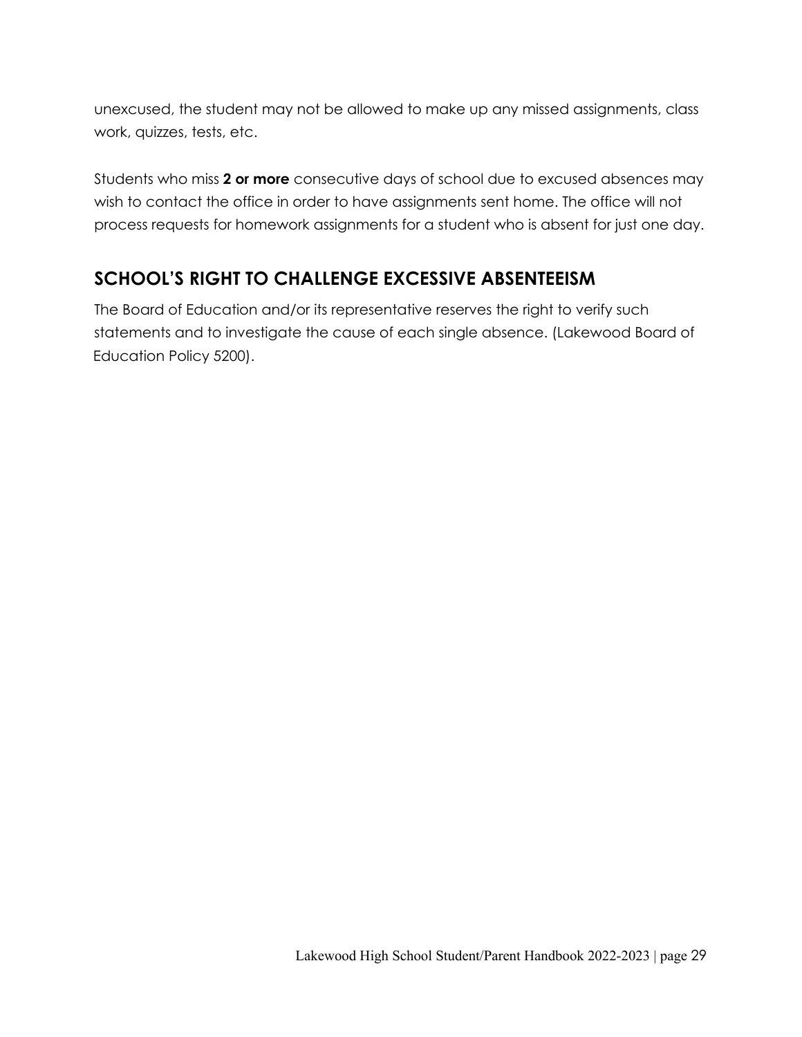unexcused, the student may not be allowed to make up any missed assignments, class work, quizzes, tests, etc.

Students who miss **2 or more** consecutive days of school due to excused absences may wish to contact the office in order to have assignments sent home. The office will not process requests for homework assignments for a student who is absent for just one day.

## SCHOOL'S RIGHT TO CHALLENGE EXCESSIVE ABSENTEEISM

The Board of Education and/or its representative reserves the right to verify such statements and to investigate the cause of each single absence. (Lakewood Board of Education Policy 5200).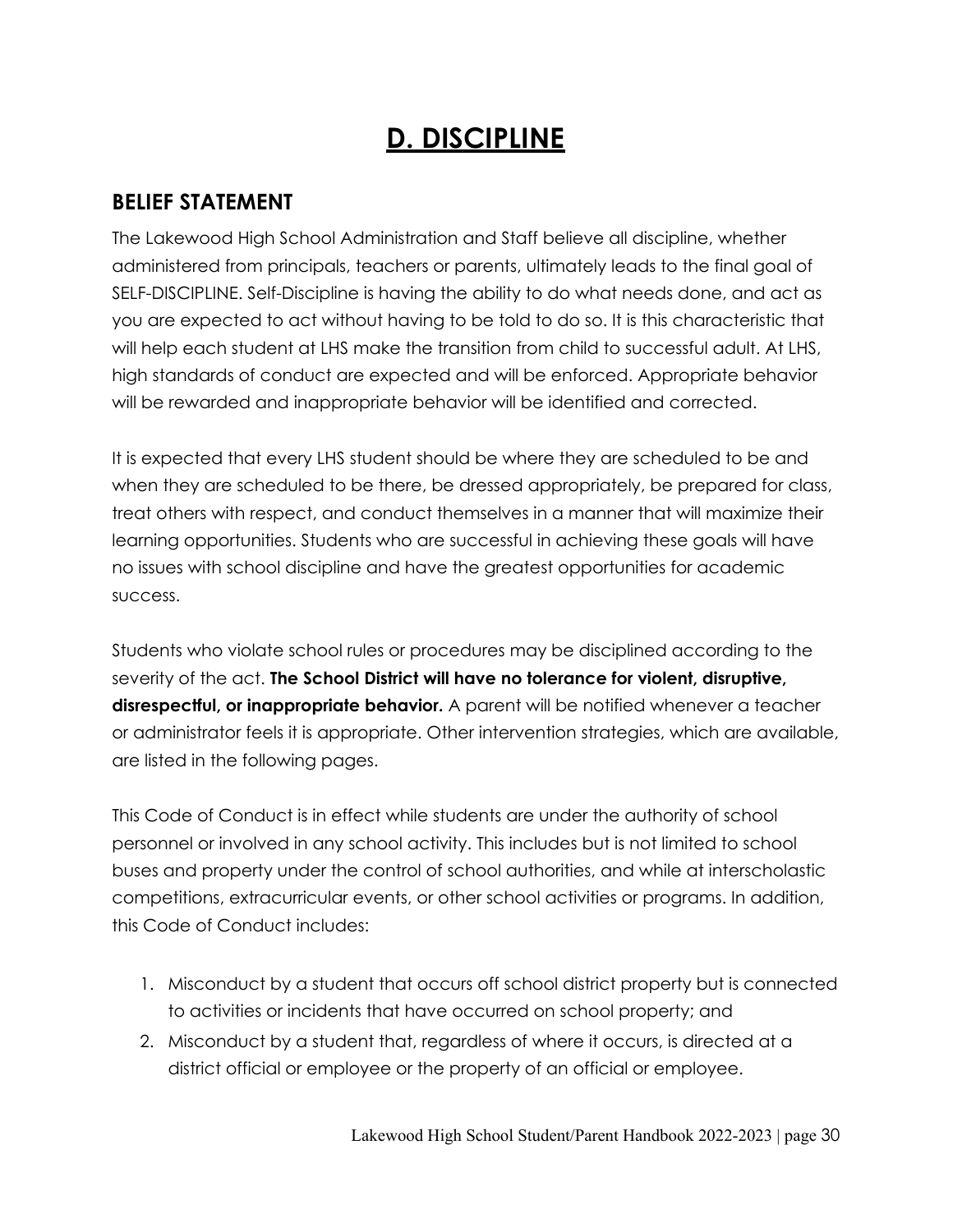# D. DISCIPLINE

## BELIEF STATEMENT

The Lakewood High School Administration and Staff believe all discipline, whether administered from principals, teachers or parents, ultimately leads to the final goal of SELF-DISCIPLINE. Self-Discipline is having the ability to do what needs done, and act as you are expected to act without having to be told to do so. It is this characteristic that will help each student at LHS make the transition from child to successful adult. At LHS, high standards of conduct are expected and will be enforced. Appropriate behavior will be rewarded and inappropriate behavior will be identified and corrected.

It is expected that every LHS student should be where they are scheduled to be and when they are scheduled to be there, be dressed appropriately, be prepared for class, treat others with respect, and conduct themselves in a manner that will maximize their learning opportunities. Students who are successful in achieving these goals will have no issues with school discipline and have the greatest opportunities for academic success.

Students who violate school rules or procedures may be disciplined according to the severity of the act. **The School District will have no tolerance for violent, disruptive, disrespectful, or inappropriate behavior.** A parent will be notified whenever a teacher or administrator feels it is appropriate. Other intervention strategies, which are available, are listed in the following pages.

This Code of Conduct is in effect while students are under the authority of school personnel or involved in any school activity. This includes but is not limited to school buses and property under the control of school authorities, and while at interscholastic competitions, extracurricular events, or other school activities or programs. In addition, this Code of Conduct includes:

1. Misconduct by a student that occurs off school district property but is connected to activities or incidents that have occurred on school property; and
2. Misconduct by a student that, regardless of where it occurs, is directed at a district official or employee or the property of an official or employee.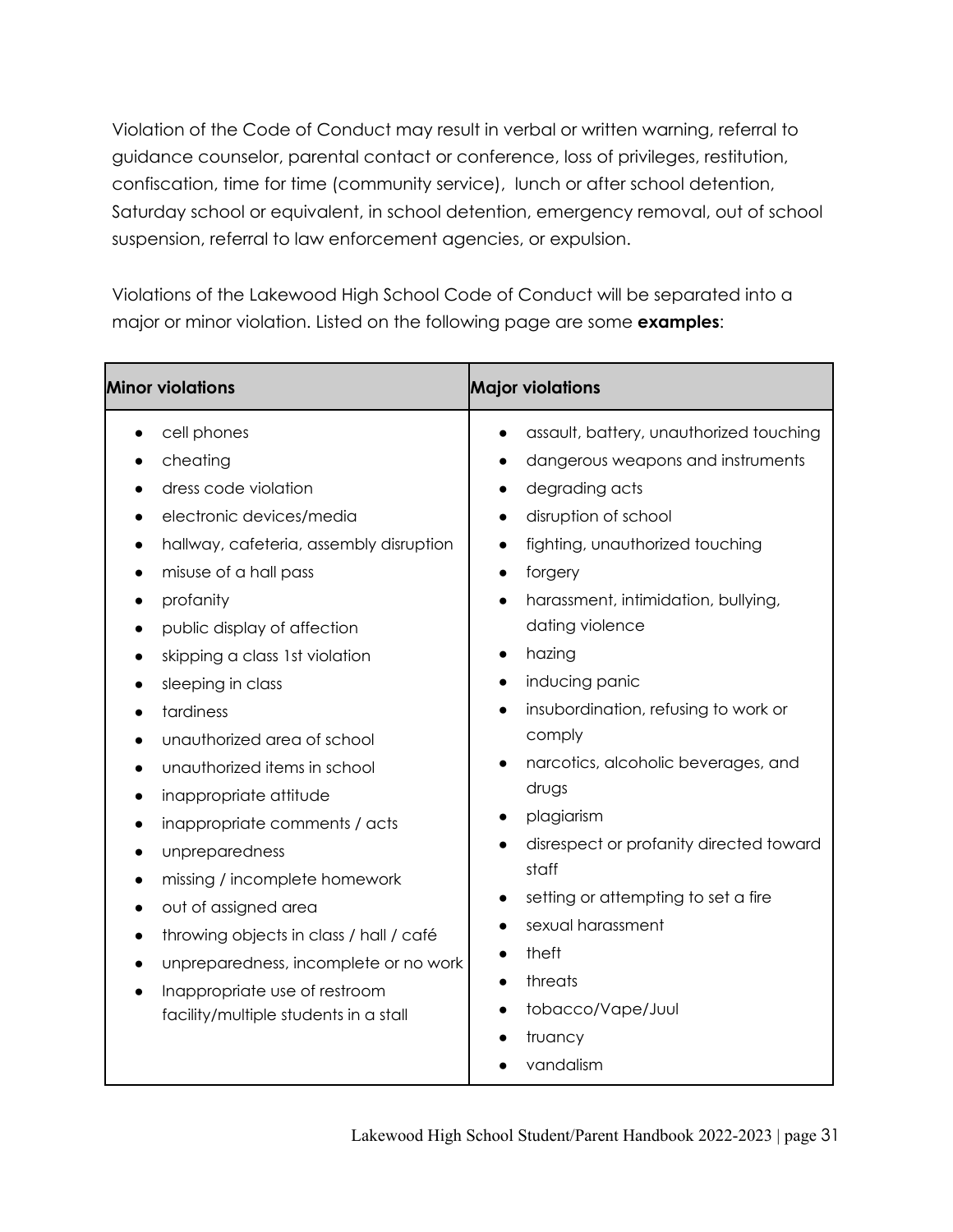Violation of the Code of Conduct may result in verbal or written warning, referral to guidance counselor, parental contact or conference, loss of privileges, restitution, confiscation, time for time (community service), lunch or after school detention, Saturday school or equivalent, in school detention, emergency removal, out of school suspension, referral to law enforcement agencies, or expulsion.

Violations of the Lakewood High School Code of Conduct will be separated into a major or minor violation. Listed on the following page are some **examples**:

| Minor violations | Major violations |
|---|---|
| • cell phones<br>• cheating<br>• dress code violation<br>• electronic devices/media<br>• hallway, cafeteria, assembly disruption<br>• misuse of a hall pass<br>• profanity<br>• public display of affection<br>• skipping a class 1st violation<br>• sleeping in class<br>• tardiness<br>• unauthorized area of school<br>• unauthorized items in school<br>• inappropriate attitude<br>• inappropriate comments / acts<br>• unpreparedness<br>• missing / incomplete homework<br>• out of assigned area<br>• throwing objects in class / hall / café<br>• unpreparedness, incomplete or no work<br>• Inappropriate use of restroom facility/multiple students in a stall | • assault, battery, unauthorized touching<br>• dangerous weapons and instruments<br>• degrading acts<br>• disruption of school<br>• fighting, unauthorized touching<br>• forgery<br>• harassment, intimidation, bullying, dating violence<br>• hazing<br>• inducing panic<br>• insubordination, refusing to work or comply<br>• narcotics, alcoholic beverages, and drugs<br>• plagiarism<br>• disrespect or profanity directed toward staff<br>• setting or attempting to set a fire<br>• sexual harassment<br>• theft<br>• threats<br>• tobacco/Vape/Juul<br>• truancy<br>• vandalism |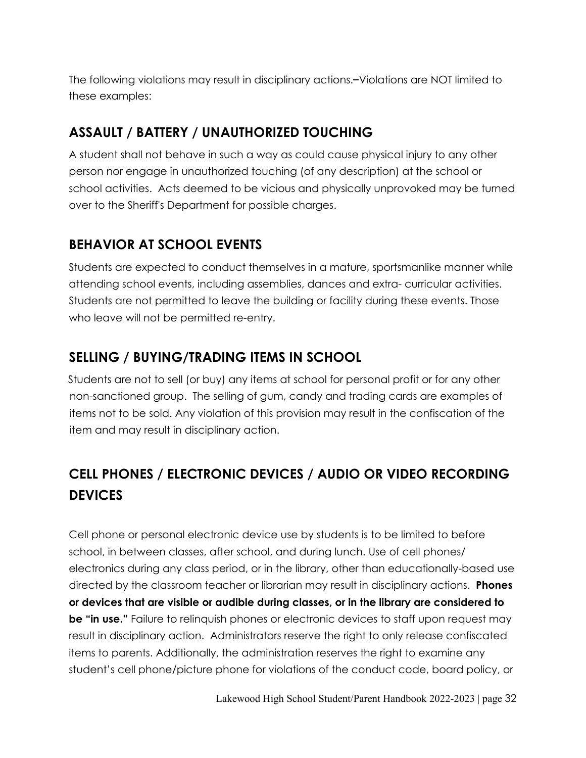The following violations may result in disciplinary actions.–Violations are NOT limited to these examples:

## ASSAULT / BATTERY / UNAUTHORIZED TOUCHING

A student shall not behave in such a way as could cause physical injury to any other person nor engage in unauthorized touching (of any description) at the school or school activities. Acts deemed to be vicious and physically unprovoked may be turned over to the Sheriff's Department for possible charges.

## BEHAVIOR AT SCHOOL EVENTS

Students are expected to conduct themselves in a mature, sportsmanlike manner while attending school events, including assemblies, dances and extra- curricular activities. Students are not permitted to leave the building or facility during these events. Those who leave will not be permitted re-entry.

## SELLING / BUYING/TRADING ITEMS IN SCHOOL

Students are not to sell (or buy) any items at school for personal profit or for any other non-sanctioned group. The selling of gum, candy and trading cards are examples of items not to be sold. Any violation of this provision may result in the confiscation of the item and may result in disciplinary action.

## CELL PHONES / ELECTRONIC DEVICES / AUDIO OR VIDEO RECORDING DEVICES

Cell phone or personal electronic device use by students is to be limited to before school, in between classes, after school, and during lunch. Use of cell phones/ electronics during any class period, or in the library, other than educationally-based use directed by the classroom teacher or librarian may result in disciplinary actions. **Phones or devices that are visible or audible during classes, or in the library are considered to be "in use."** Failure to relinquish phones or electronic devices to staff upon request may result in disciplinary action. Administrators reserve the right to only release confiscated items to parents. Additionally, the administration reserves the right to examine any student's cell phone/picture phone for violations of the conduct code, board policy, or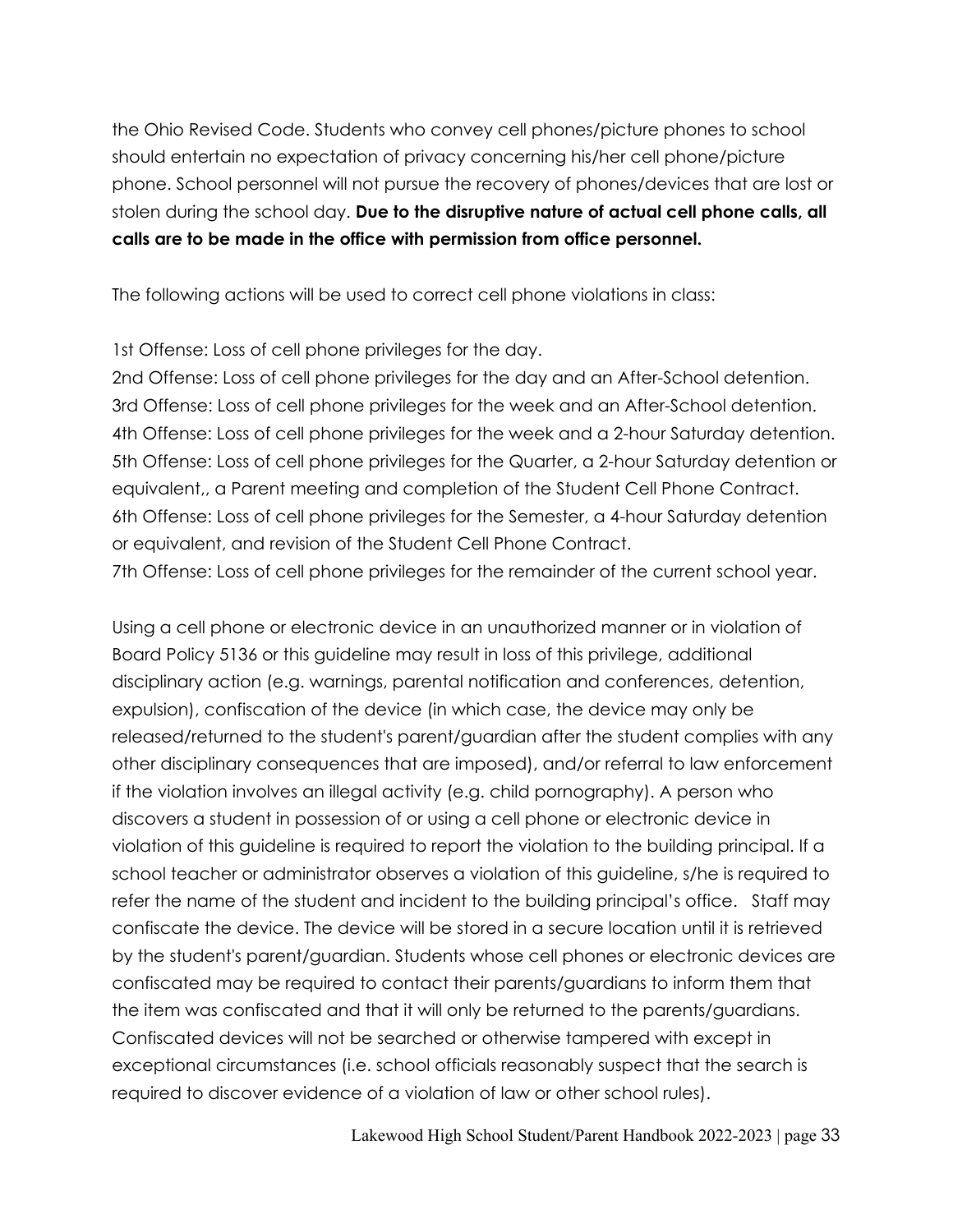the Ohio Revised Code. Students who convey cell phones/picture phones to school should entertain no expectation of privacy concerning his/her cell phone/picture phone. School personnel will not pursue the recovery of phones/devices that are lost or stolen during the school day. **Due to the disruptive nature of actual cell phone calls, all calls are to be made in the office with permission from office personnel.**

The following actions will be used to correct cell phone violations in class:

1st Offense: Loss of cell phone privileges for the day.
2nd Offense: Loss of cell phone privileges for the day and an After-School detention.
3rd Offense: Loss of cell phone privileges for the week and an After-School detention.
4th Offense: Loss of cell phone privileges for the week and a 2-hour Saturday detention.
5th Offense: Loss of cell phone privileges for the Quarter, a 2-hour Saturday detention or equivalent,, a Parent meeting and completion of the Student Cell Phone Contract.
6th Offense: Loss of cell phone privileges for the Semester, a 4-hour Saturday detention or equivalent, and revision of the Student Cell Phone Contract.
7th Offense: Loss of cell phone privileges for the remainder of the current school year.

Using a cell phone or electronic device in an unauthorized manner or in violation of Board Policy 5136 or this guideline may result in loss of this privilege, additional disciplinary action (e.g. warnings, parental notification and conferences, detention, expulsion), confiscation of the device (in which case, the device may only be released/returned to the student's parent/guardian after the student complies with any other disciplinary consequences that are imposed), and/or referral to law enforcement if the violation involves an illegal activity (e.g. child pornography). A person who discovers a student in possession of or using a cell phone or electronic device in violation of this guideline is required to report the violation to the building principal. If a school teacher or administrator observes a violation of this guideline, s/he is required to refer the name of the student and incident to the building principal's office. Staff may confiscate the device. The device will be stored in a secure location until it is retrieved by the student's parent/guardian. Students whose cell phones or electronic devices are confiscated may be required to contact their parents/guardians to inform them that the item was confiscated and that it will only be returned to the parents/guardians. Confiscated devices will not be searched or otherwise tampered with except in exceptional circumstances (i.e. school officials reasonably suspect that the search is required to discover evidence of a violation of law or other school rules).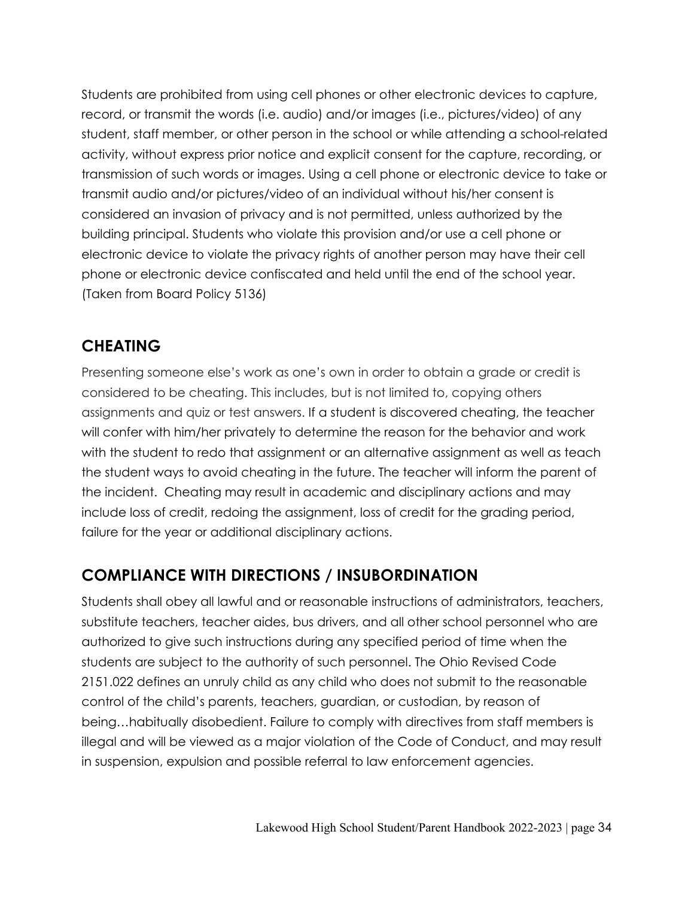Students are prohibited from using cell phones or other electronic devices to capture, record, or transmit the words (i.e. audio) and/or images (i.e., pictures/video) of any student, staff member, or other person in the school or while attending a school-related activity, without express prior notice and explicit consent for the capture, recording, or transmission of such words or images. Using a cell phone or electronic device to take or transmit audio and/or pictures/video of an individual without his/her consent is considered an invasion of privacy and is not permitted, unless authorized by the building principal. Students who violate this provision and/or use a cell phone or electronic device to violate the privacy rights of another person may have their cell phone or electronic device confiscated and held until the end of the school year. (Taken from Board Policy 5136)

## CHEATING

Presenting someone else's work as one's own in order to obtain a grade or credit is considered to be cheating. This includes, but is not limited to, copying others assignments and quiz or test answers. If a student is discovered cheating, the teacher will confer with him/her privately to determine the reason for the behavior and work with the student to redo that assignment or an alternative assignment as well as teach the student ways to avoid cheating in the future. The teacher will inform the parent of the incident. Cheating may result in academic and disciplinary actions and may include loss of credit, redoing the assignment, loss of credit for the grading period, failure for the year or additional disciplinary actions.

## COMPLIANCE WITH DIRECTIONS / INSUBORDINATION

Students shall obey all lawful and or reasonable instructions of administrators, teachers, substitute teachers, teacher aides, bus drivers, and all other school personnel who are authorized to give such instructions during any specified period of time when the students are subject to the authority of such personnel. The Ohio Revised Code 2151.022 defines an unruly child as any child who does not submit to the reasonable control of the child's parents, teachers, guardian, or custodian, by reason of being…habitually disobedient. Failure to comply with directives from staff members is illegal and will be viewed as a major violation of the Code of Conduct, and may result in suspension, expulsion and possible referral to law enforcement agencies.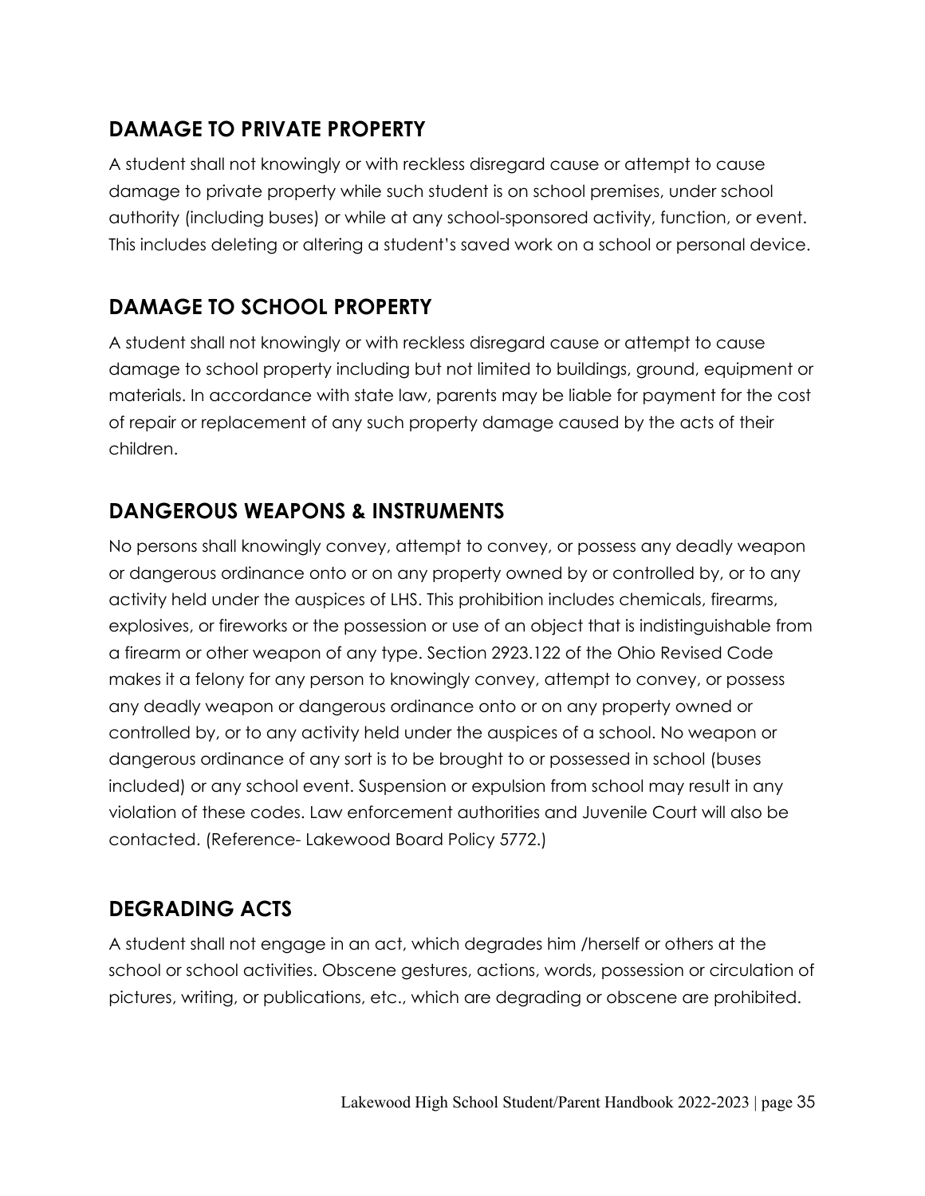## DAMAGE TO PRIVATE PROPERTY

A student shall not knowingly or with reckless disregard cause or attempt to cause damage to private property while such student is on school premises, under school authority (including buses) or while at any school-sponsored activity, function, or event. This includes deleting or altering a student's saved work on a school or personal device.

## DAMAGE TO SCHOOL PROPERTY

A student shall not knowingly or with reckless disregard cause or attempt to cause damage to school property including but not limited to buildings, ground, equipment or materials. In accordance with state law, parents may be liable for payment for the cost of repair or replacement of any such property damage caused by the acts of their children.

## DANGEROUS WEAPONS & INSTRUMENTS

No persons shall knowingly convey, attempt to convey, or possess any deadly weapon or dangerous ordinance onto or on any property owned by or controlled by, or to any activity held under the auspices of LHS. This prohibition includes chemicals, firearms, explosives, or fireworks or the possession or use of an object that is indistinguishable from a firearm or other weapon of any type. Section 2923.122 of the Ohio Revised Code makes it a felony for any person to knowingly convey, attempt to convey, or possess any deadly weapon or dangerous ordinance onto or on any property owned or controlled by, or to any activity held under the auspices of a school. No weapon or dangerous ordinance of any sort is to be brought to or possessed in school (buses included) or any school event. Suspension or expulsion from school may result in any violation of these codes. Law enforcement authorities and Juvenile Court will also be contacted. (Reference- Lakewood Board Policy 5772.)

## DEGRADING ACTS

A student shall not engage in an act, which degrades him /herself or others at the school or school activities. Obscene gestures, actions, words, possession or circulation of pictures, writing, or publications, etc., which are degrading or obscene are prohibited.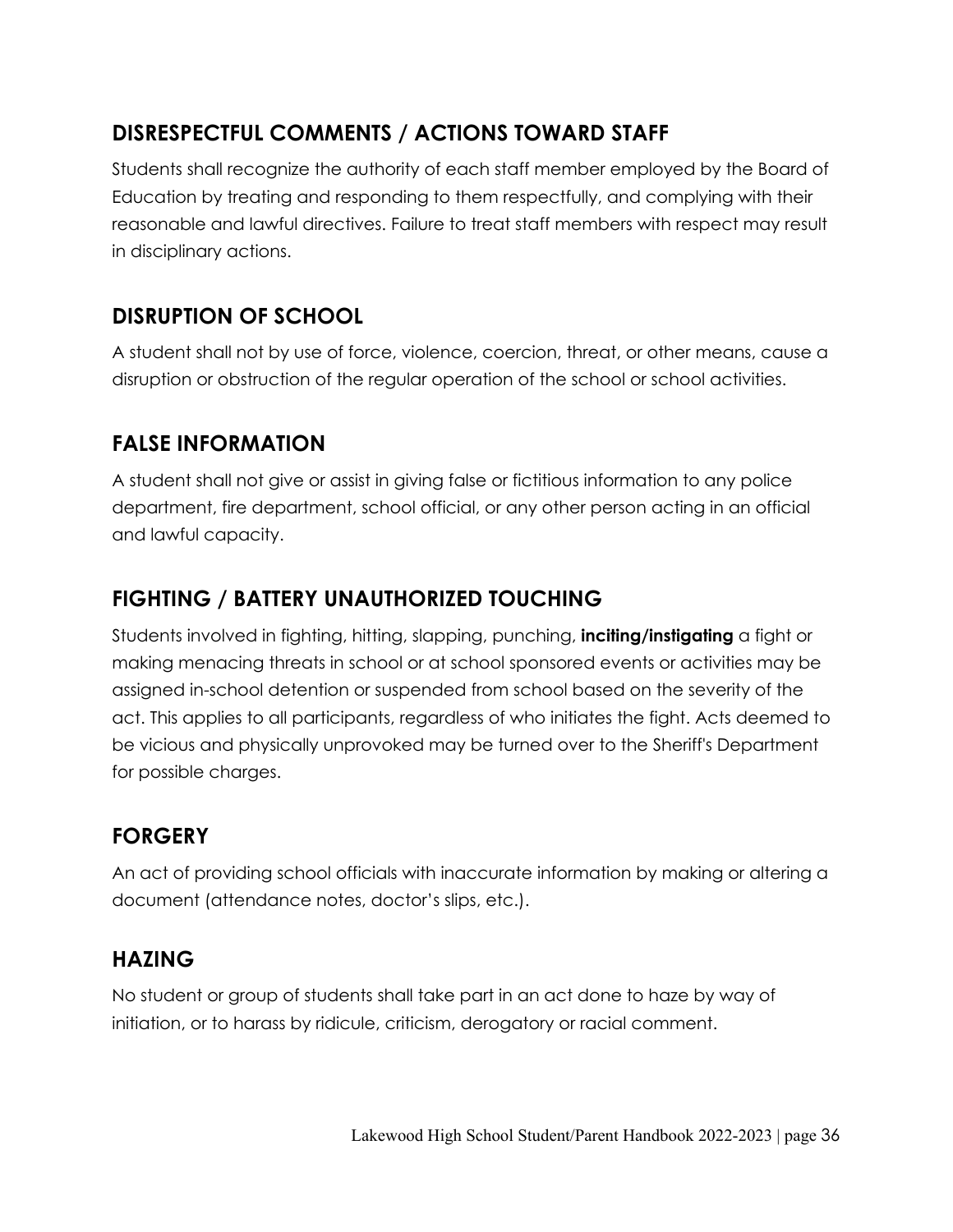## DISRESPECTFUL COMMENTS / ACTIONS TOWARD STAFF

Students shall recognize the authority of each staff member employed by the Board of Education by treating and responding to them respectfully, and complying with their reasonable and lawful directives. Failure to treat staff members with respect may result in disciplinary actions.

## DISRUPTION OF SCHOOL

A student shall not by use of force, violence, coercion, threat, or other means, cause a disruption or obstruction of the regular operation of the school or school activities.

## FALSE INFORMATION

A student shall not give or assist in giving false or fictitious information to any police department, fire department, school official, or any other person acting in an official and lawful capacity.

## FIGHTING / BATTERY UNAUTHORIZED TOUCHING

Students involved in fighting, hitting, slapping, punching, **inciting/instigating** a fight or making menacing threats in school or at school sponsored events or activities may be assigned in-school detention or suspended from school based on the severity of the act. This applies to all participants, regardless of who initiates the fight. Acts deemed to be vicious and physically unprovoked may be turned over to the Sheriff's Department for possible charges.

## FORGERY

An act of providing school officials with inaccurate information by making or altering a document (attendance notes, doctor's slips, etc.).

## HAZING

No student or group of students shall take part in an act done to haze by way of initiation, or to harass by ridicule, criticism, derogatory or racial comment.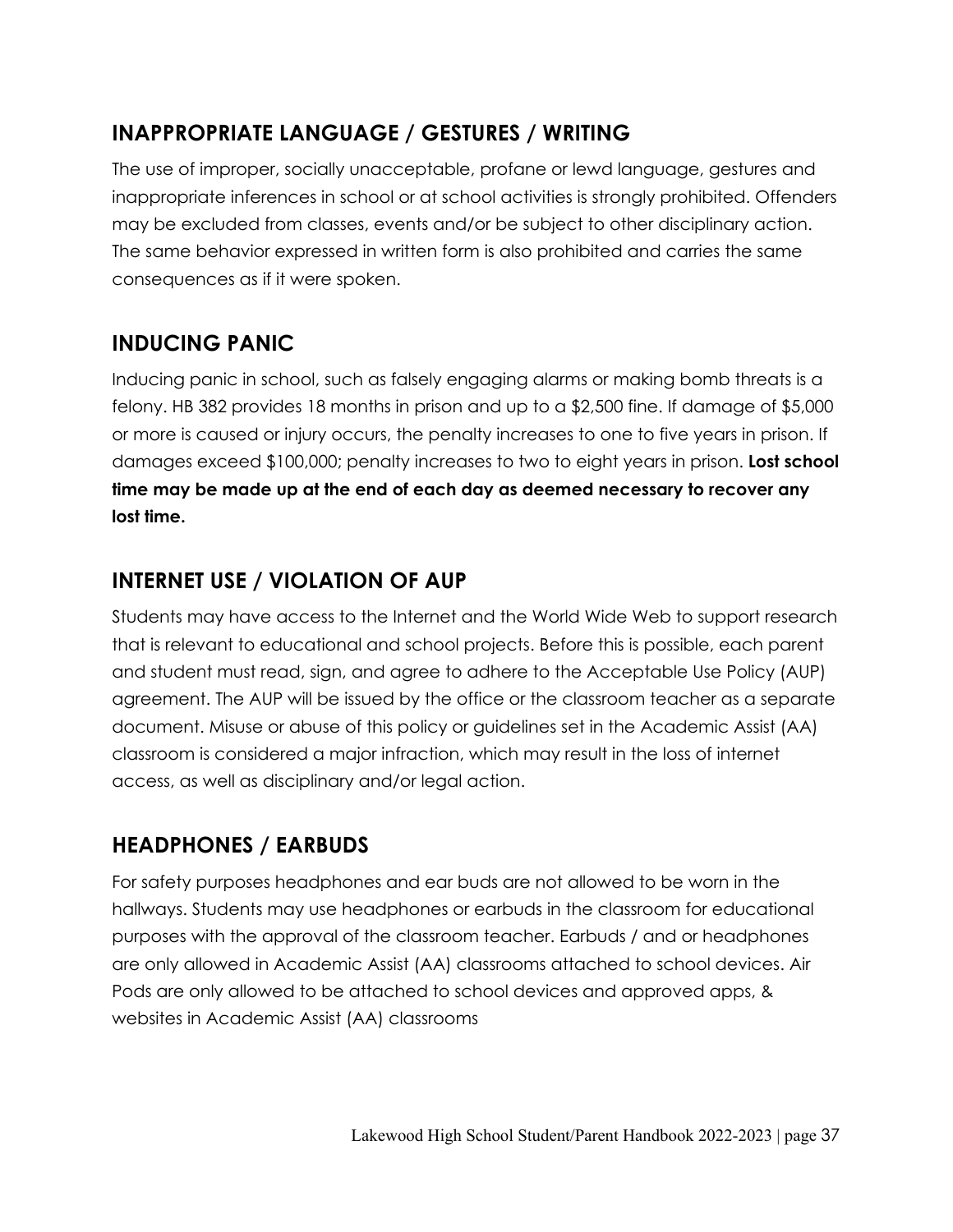## INAPPROPRIATE LANGUAGE / GESTURES / WRITING

The use of improper, socially unacceptable, profane or lewd language, gestures and inappropriate inferences in school or at school activities is strongly prohibited. Offenders may be excluded from classes, events and/or be subject to other disciplinary action. The same behavior expressed in written form is also prohibited and carries the same consequences as if it were spoken.

## INDUCING PANIC

Inducing panic in school, such as falsely engaging alarms or making bomb threats is a felony. HB 382 provides 18 months in prison and up to a $2,500 fine. If damage of $5,000 or more is caused or injury occurs, the penalty increases to one to five years in prison. If damages exceed $100,000; penalty increases to two to eight years in prison. **Lost school time may be made up at the end of each day as deemed necessary to recover any lost time.**

## INTERNET USE / VIOLATION OF AUP

Students may have access to the Internet and the World Wide Web to support research that is relevant to educational and school projects. Before this is possible, each parent and student must read, sign, and agree to adhere to the Acceptable Use Policy (AUP) agreement. The AUP will be issued by the office or the classroom teacher as a separate document. Misuse or abuse of this policy or guidelines set in the Academic Assist (AA) classroom is considered a major infraction, which may result in the loss of internet access, as well as disciplinary and/or legal action.

## HEADPHONES / EARBUDS

For safety purposes headphones and ear buds are not allowed to be worn in the hallways. Students may use headphones or earbuds in the classroom for educational purposes with the approval of the classroom teacher. Earbuds / and or headphones are only allowed in Academic Assist (AA) classrooms attached to school devices. Air Pods are only allowed to be attached to school devices and approved apps, & websites in Academic Assist (AA) classrooms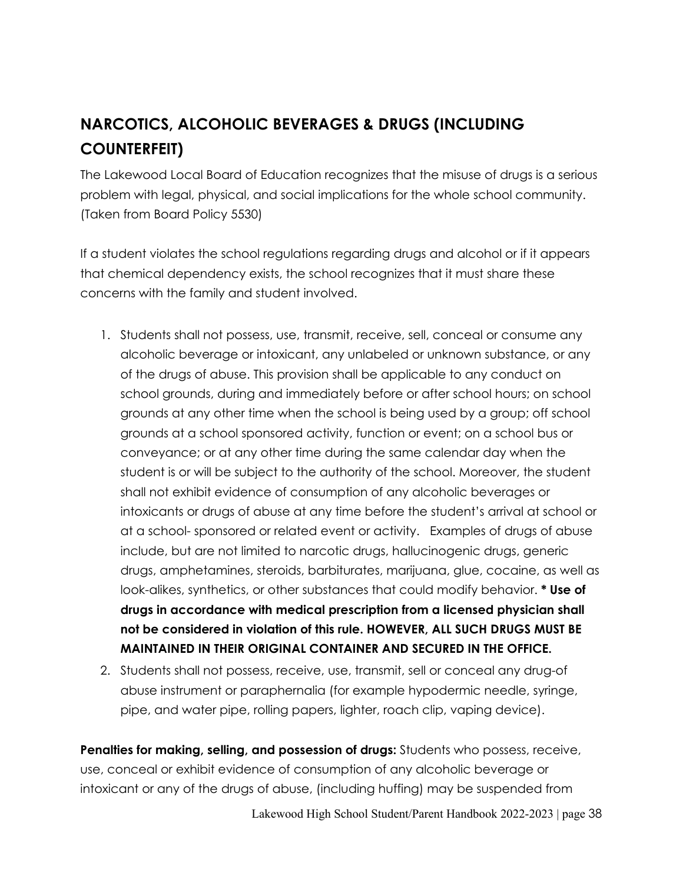## NARCOTICS, ALCOHOLIC BEVERAGES & DRUGS (INCLUDING COUNTERFEIT)

The Lakewood Local Board of Education recognizes that the misuse of drugs is a serious problem with legal, physical, and social implications for the whole school community. (Taken from Board Policy 5530)

If a student violates the school regulations regarding drugs and alcohol or if it appears that chemical dependency exists, the school recognizes that it must share these concerns with the family and student involved.

1. Students shall not possess, use, transmit, receive, sell, conceal or consume any alcoholic beverage or intoxicant, any unlabeled or unknown substance, or any of the drugs of abuse. This provision shall be applicable to any conduct on school grounds, during and immediately before or after school hours; on school grounds at any other time when the school is being used by a group; off school grounds at a school sponsored activity, function or event; on a school bus or conveyance; or at any other time during the same calendar day when the student is or will be subject to the authority of the school. Moreover, the student shall not exhibit evidence of consumption of any alcoholic beverages or intoxicants or drugs of abuse at any time before the student's arrival at school or at a school- sponsored or related event or activity. Examples of drugs of abuse include, but are not limited to narcotic drugs, hallucinogenic drugs, generic drugs, amphetamines, steroids, barbiturates, marijuana, glue, cocaine, as well as look-alikes, synthetics, or other substances that could modify behavior. **\* Use of drugs in accordance with medical prescription from a licensed physician shall not be considered in violation of this rule. HOWEVER, ALL SUCH DRUGS MUST BE MAINTAINED IN THEIR ORIGINAL CONTAINER AND SECURED IN THE OFFICE.**
2. Students shall not possess, receive, use, transmit, sell or conceal any drug-of abuse instrument or paraphernalia (for example hypodermic needle, syringe, pipe, and water pipe, rolling papers, lighter, roach clip, vaping device).

**Penalties for making, selling, and possession of drugs:** Students who possess, receive, use, conceal or exhibit evidence of consumption of any alcoholic beverage or intoxicant or any of the drugs of abuse, (including huffing) may be suspended from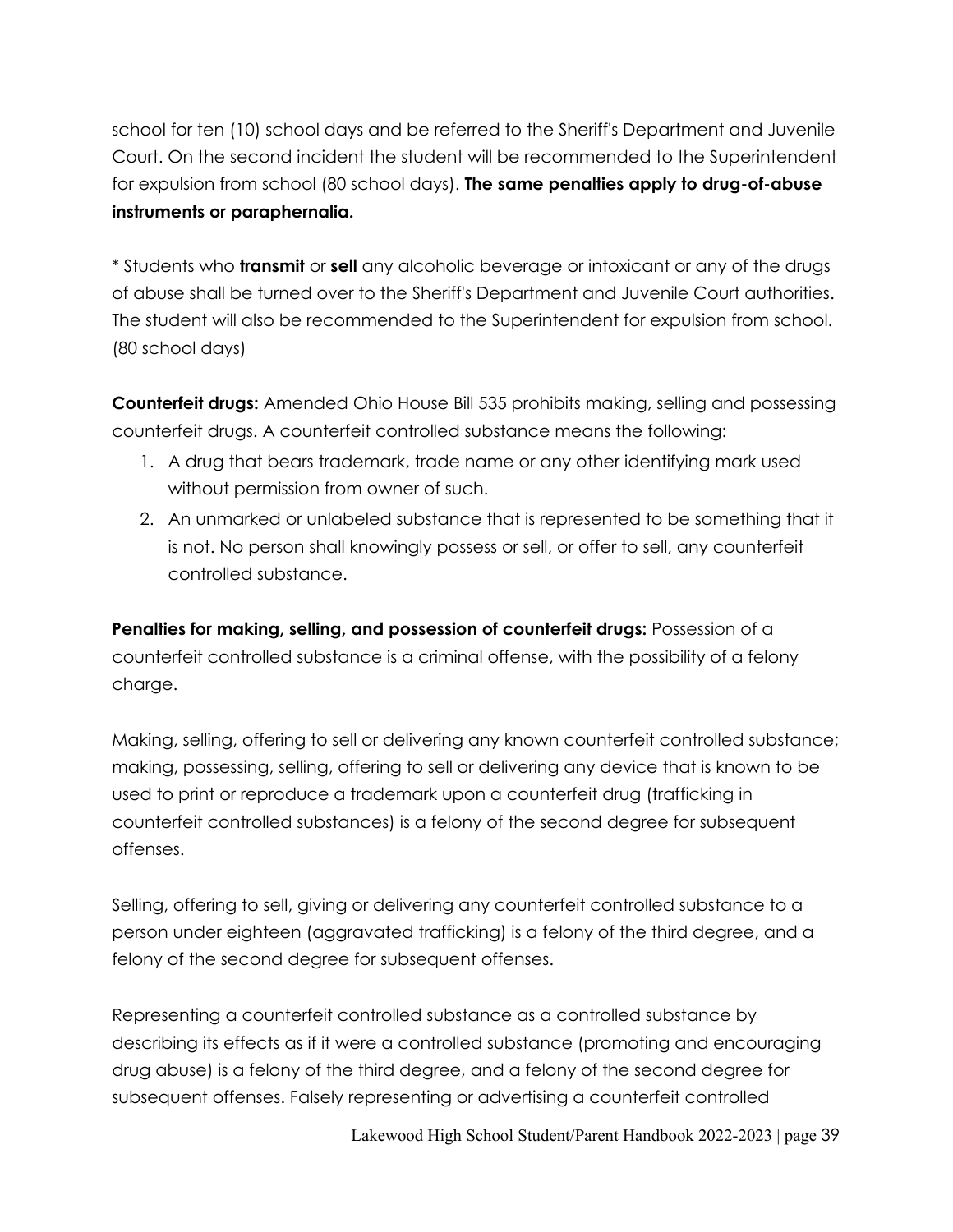school for ten (10) school days and be referred to the Sheriff's Department and Juvenile Court. On the second incident the student will be recommended to the Superintendent for expulsion from school (80 school days). **The same penalties apply to drug-of-abuse instruments or paraphernalia.**

* Students who **transmit** or **sell** any alcoholic beverage or intoxicant or any of the drugs of abuse shall be turned over to the Sheriff's Department and Juvenile Court authorities. The student will also be recommended to the Superintendent for expulsion from school. (80 school days)

**Counterfeit drugs:** Amended Ohio House Bill 535 prohibits making, selling and possessing counterfeit drugs. A counterfeit controlled substance means the following:

1. A drug that bears trademark, trade name or any other identifying mark used without permission from owner of such.
2. An unmarked or unlabeled substance that is represented to be something that it is not. No person shall knowingly possess or sell, or offer to sell, any counterfeit controlled substance.

**Penalties for making, selling, and possession of counterfeit drugs:** Possession of a counterfeit controlled substance is a criminal offense, with the possibility of a felony charge.

Making, selling, offering to sell or delivering any known counterfeit controlled substance; making, possessing, selling, offering to sell or delivering any device that is known to be used to print or reproduce a trademark upon a counterfeit drug (trafficking in counterfeit controlled substances) is a felony of the second degree for subsequent offenses.

Selling, offering to sell, giving or delivering any counterfeit controlled substance to a person under eighteen (aggravated trafficking) is a felony of the third degree, and a felony of the second degree for subsequent offenses.

Representing a counterfeit controlled substance as a controlled substance by describing its effects as if it were a controlled substance (promoting and encouraging drug abuse) is a felony of the third degree, and a felony of the second degree for subsequent offenses. Falsely representing or advertising a counterfeit controlled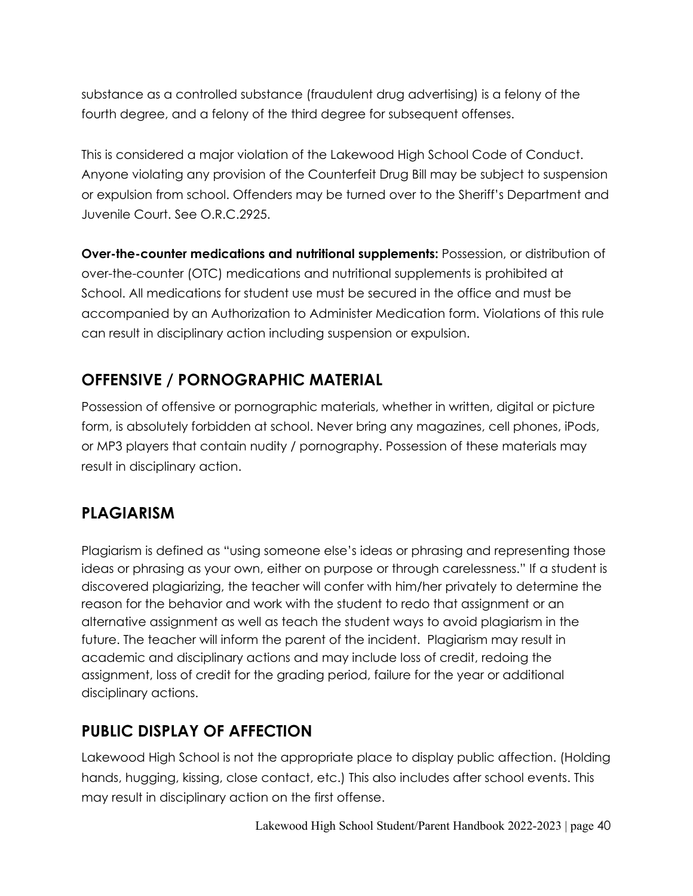substance as a controlled substance (fraudulent drug advertising) is a felony of the fourth degree, and a felony of the third degree for subsequent offenses.

This is considered a major violation of the Lakewood High School Code of Conduct. Anyone violating any provision of the Counterfeit Drug Bill may be subject to suspension or expulsion from school. Offenders may be turned over to the Sheriff's Department and Juvenile Court. See O.R.C.2925.

**Over-the-counter medications and nutritional supplements:** Possession, or distribution of over-the-counter (OTC) medications and nutritional supplements is prohibited at School. All medications for student use must be secured in the office and must be accompanied by an Authorization to Administer Medication form. Violations of this rule can result in disciplinary action including suspension or expulsion.

## OFFENSIVE / PORNOGRAPHIC MATERIAL

Possession of offensive or pornographic materials, whether in written, digital or picture form, is absolutely forbidden at school. Never bring any magazines, cell phones, iPods, or MP3 players that contain nudity / pornography. Possession of these materials may result in disciplinary action.

## PLAGIARISM

Plagiarism is defined as "using someone else's ideas or phrasing and representing those ideas or phrasing as your own, either on purpose or through carelessness." If a student is discovered plagiarizing, the teacher will confer with him/her privately to determine the reason for the behavior and work with the student to redo that assignment or an alternative assignment as well as teach the student ways to avoid plagiarism in the future. The teacher will inform the parent of the incident. Plagiarism may result in academic and disciplinary actions and may include loss of credit, redoing the assignment, loss of credit for the grading period, failure for the year or additional disciplinary actions.

## PUBLIC DISPLAY OF AFFECTION

Lakewood High School is not the appropriate place to display public affection. (Holding hands, hugging, kissing, close contact, etc.) This also includes after school events. This may result in disciplinary action on the first offense.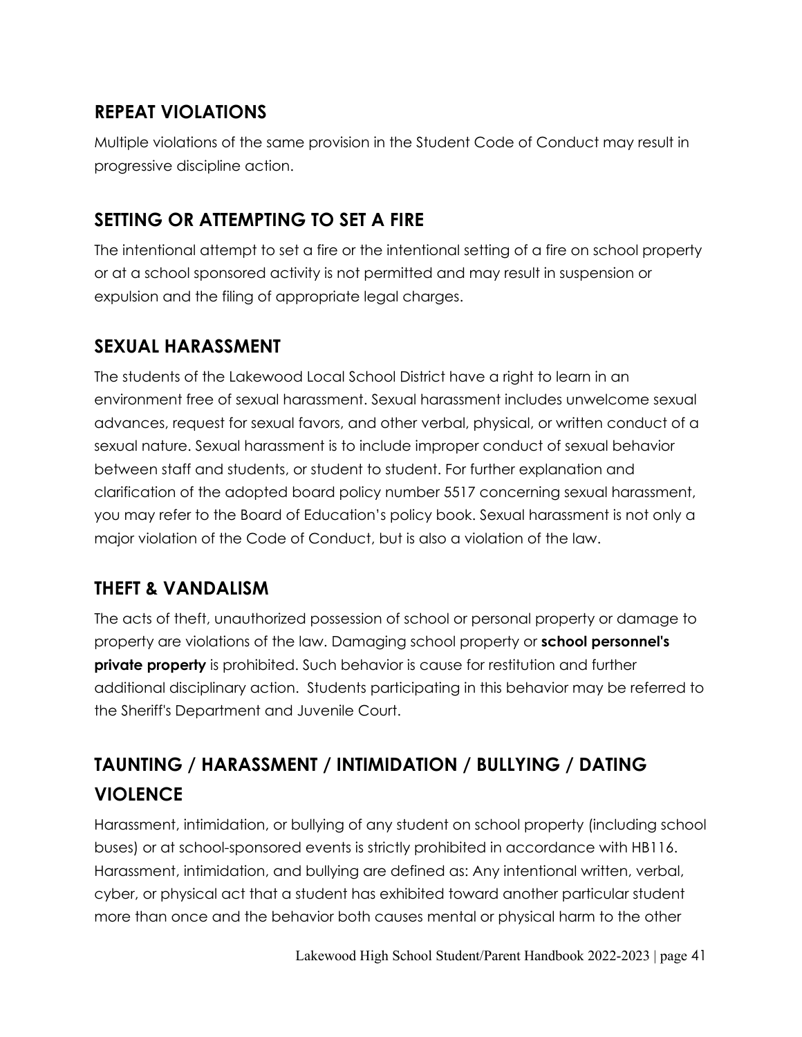## REPEAT VIOLATIONS

Multiple violations of the same provision in the Student Code of Conduct may result in progressive discipline action.

## SETTING OR ATTEMPTING TO SET A FIRE

The intentional attempt to set a fire or the intentional setting of a fire on school property or at a school sponsored activity is not permitted and may result in suspension or expulsion and the filing of appropriate legal charges.

## SEXUAL HARASSMENT

The students of the Lakewood Local School District have a right to learn in an environment free of sexual harassment. Sexual harassment includes unwelcome sexual advances, request for sexual favors, and other verbal, physical, or written conduct of a sexual nature. Sexual harassment is to include improper conduct of sexual behavior between staff and students, or student to student. For further explanation and clarification of the adopted board policy number 5517 concerning sexual harassment, you may refer to the Board of Education's policy book. Sexual harassment is not only a major violation of the Code of Conduct, but is also a violation of the law.

## THEFT & VANDALISM

The acts of theft, unauthorized possession of school or personal property or damage to property are violations of the law. Damaging school property or **school personnel's private property** is prohibited. Such behavior is cause for restitution and further additional disciplinary action. Students participating in this behavior may be referred to the Sheriff's Department and Juvenile Court.

## TAUNTING / HARASSMENT / INTIMIDATION / BULLYING / DATING VIOLENCE

Harassment, intimidation, or bullying of any student on school property (including school buses) or at school-sponsored events is strictly prohibited in accordance with HB116. Harassment, intimidation, and bullying are defined as: Any intentional written, verbal, cyber, or physical act that a student has exhibited toward another particular student more than once and the behavior both causes mental or physical harm to the other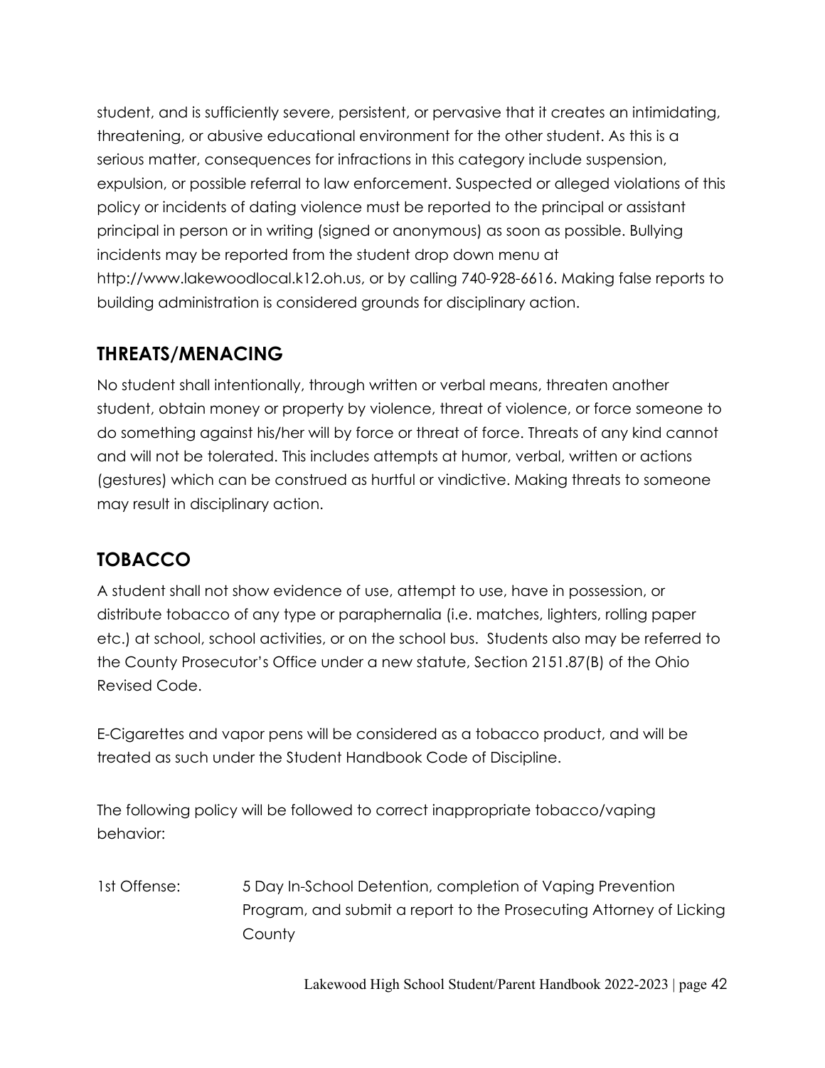student, and is sufficiently severe, persistent, or pervasive that it creates an intimidating, threatening, or abusive educational environment for the other student. As this is a serious matter, consequences for infractions in this category include suspension, expulsion, or possible referral to law enforcement. Suspected or alleged violations of this policy or incidents of dating violence must be reported to the principal or assistant principal in person or in writing (signed or anonymous) as soon as possible. Bullying incidents may be reported from the student drop down menu at http://www.lakewoodlocal.k12.oh.us, or by calling 740-928-6616. Making false reports to building administration is considered grounds for disciplinary action.

## THREATS/MENACING

No student shall intentionally, through written or verbal means, threaten another student, obtain money or property by violence, threat of violence, or force someone to do something against his/her will by force or threat of force. Threats of any kind cannot and will not be tolerated. This includes attempts at humor, verbal, written or actions (gestures) which can be construed as hurtful or vindictive. Making threats to someone may result in disciplinary action.

## TOBACCO

A student shall not show evidence of use, attempt to use, have in possession, or distribute tobacco of any type or paraphernalia (i.e. matches, lighters, rolling paper etc.) at school, school activities, or on the school bus. Students also may be referred to the County Prosecutor's Office under a new statute, Section 2151.87(B) of the Ohio Revised Code.

E-Cigarettes and vapor pens will be considered as a tobacco product, and will be treated as such under the Student Handbook Code of Discipline.

The following policy will be followed to correct inappropriate tobacco/vaping behavior:

1st Offense: 5 Day In-School Detention, completion of Vaping Prevention Program, and submit a report to the Prosecuting Attorney of Licking County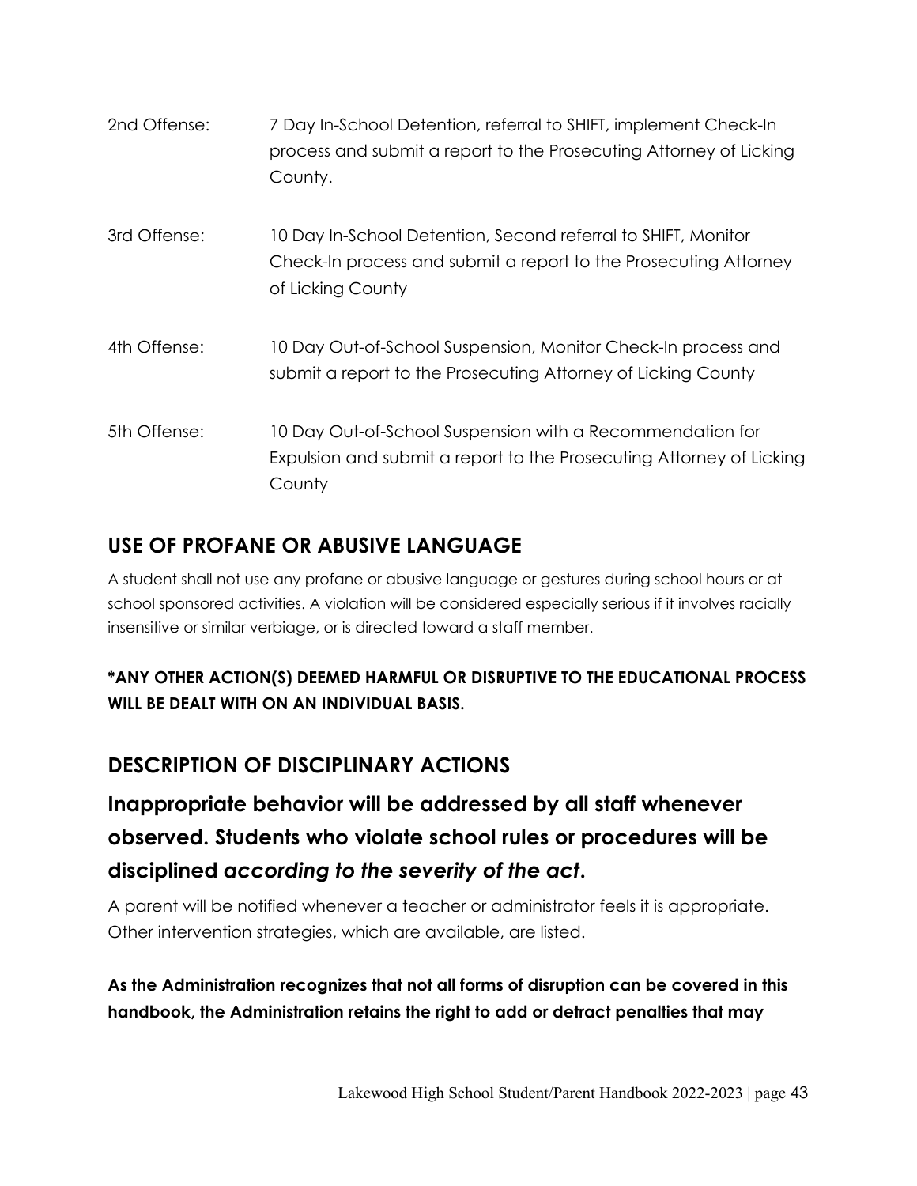2nd Offense: 7 Day In-School Detention, referral to SHIFT, implement Check-In process and submit a report to the Prosecuting Attorney of Licking County.

3rd Offense: 10 Day In-School Detention, Second referral to SHIFT, Monitor Check-In process and submit a report to the Prosecuting Attorney of Licking County

4th Offense: 10 Day Out-of-School Suspension, Monitor Check-In process and submit a report to the Prosecuting Attorney of Licking County

5th Offense: 10 Day Out-of-School Suspension with a Recommendation for Expulsion and submit a report to the Prosecuting Attorney of Licking County

## USE OF PROFANE OR ABUSIVE LANGUAGE

A student shall not use any profane or abusive language or gestures during school hours or at school sponsored activities. A violation will be considered especially serious if it involves racially insensitive or similar verbiage, or is directed toward a staff member.

**\*ANY OTHER ACTION(S) DEEMED HARMFUL OR DISRUPTIVE TO THE EDUCATIONAL PROCESS WILL BE DEALT WITH ON AN INDIVIDUAL BASIS.**

## DESCRIPTION OF DISCIPLINARY ACTIONS

### Inappropriate behavior will be addressed by all staff whenever observed. Students who violate school rules or procedures will be disciplined *according to the severity of the act*.

A parent will be notified whenever a teacher or administrator feels it is appropriate. Other intervention strategies, which are available, are listed.

**As the Administration recognizes that not all forms of disruption can be covered in this handbook, the Administration retains the right to add or detract penalties that may**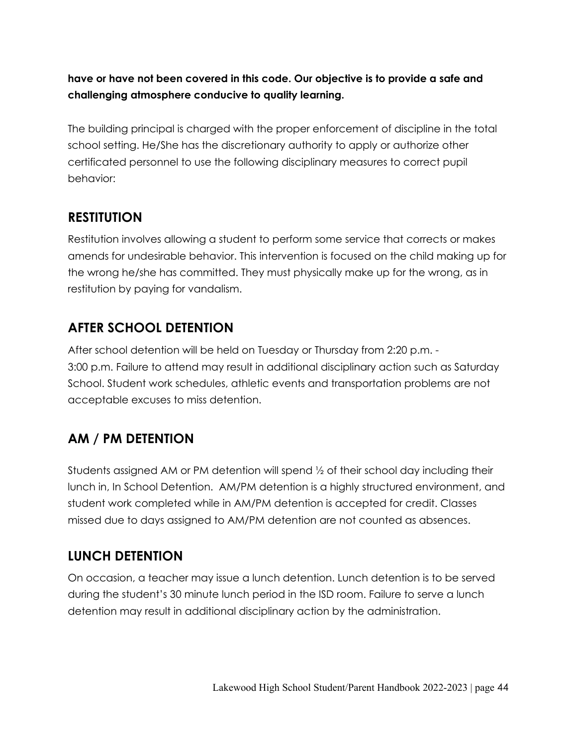**have or have not been covered in this code. Our objective is to provide a safe and challenging atmosphere conducive to quality learning.**

The building principal is charged with the proper enforcement of discipline in the total school setting. He/She has the discretionary authority to apply or authorize other certificated personnel to use the following disciplinary measures to correct pupil behavior:

## RESTITUTION

Restitution involves allowing a student to perform some service that corrects or makes amends for undesirable behavior. This intervention is focused on the child making up for the wrong he/she has committed. They must physically make up for the wrong, as in restitution by paying for vandalism.

## AFTER SCHOOL DETENTION

After school detention will be held on Tuesday or Thursday from 2:20 p.m. - 3:00 p.m. Failure to attend may result in additional disciplinary action such as Saturday School. Student work schedules, athletic events and transportation problems are not acceptable excuses to miss detention.

## AM / PM DETENTION

Students assigned AM or PM detention will spend ½ of their school day including their lunch in, In School Detention. AM/PM detention is a highly structured environment, and student work completed while in AM/PM detention is accepted for credit. Classes missed due to days assigned to AM/PM detention are not counted as absences.

## LUNCH DETENTION

On occasion, a teacher may issue a lunch detention. Lunch detention is to be served during the student's 30 minute lunch period in the ISD room. Failure to serve a lunch detention may result in additional disciplinary action by the administration.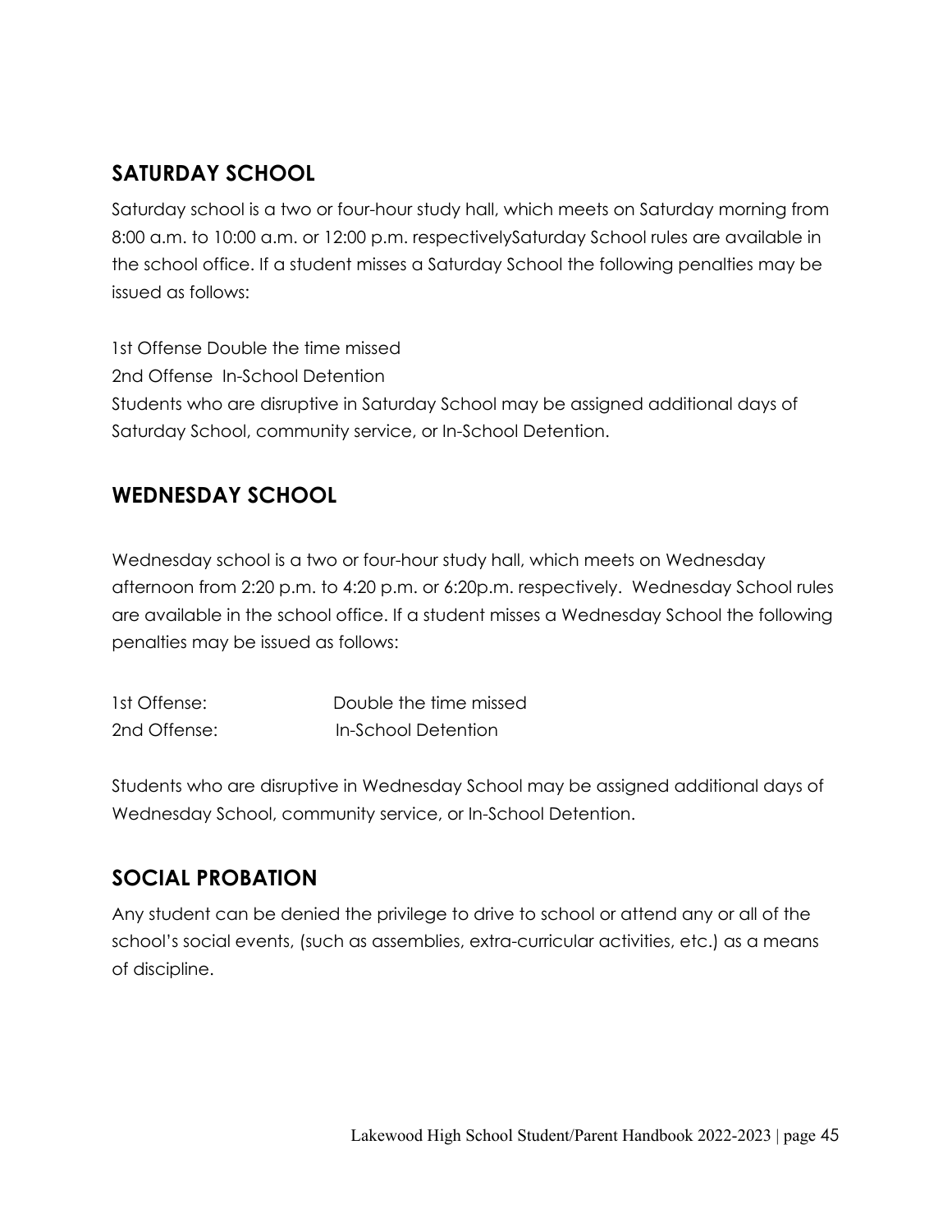## SATURDAY SCHOOL

Saturday school is a two or four-hour study hall, which meets on Saturday morning from 8:00 a.m. to 10:00 a.m. or 12:00 p.m. respectivelySaturday School rules are available in the school office. If a student misses a Saturday School the following penalties may be issued as follows:

1st Offense Double the time missed
2nd Offense In-School Detention
Students who are disruptive in Saturday School may be assigned additional days of Saturday School, community service, or In-School Detention.

## WEDNESDAY SCHOOL

Wednesday school is a two or four-hour study hall, which meets on Wednesday afternoon from 2:20 p.m. to 4:20 p.m. or 6:20p.m. respectively. Wednesday School rules are available in the school office. If a student misses a Wednesday School the following penalties may be issued as follows:

1st Offense: Double the time missed
2nd Offense: In-School Detention

Students who are disruptive in Wednesday School may be assigned additional days of Wednesday School, community service, or In-School Detention.

## SOCIAL PROBATION

Any student can be denied the privilege to drive to school or attend any or all of the school's social events, (such as assemblies, extra-curricular activities, etc.) as a means of discipline.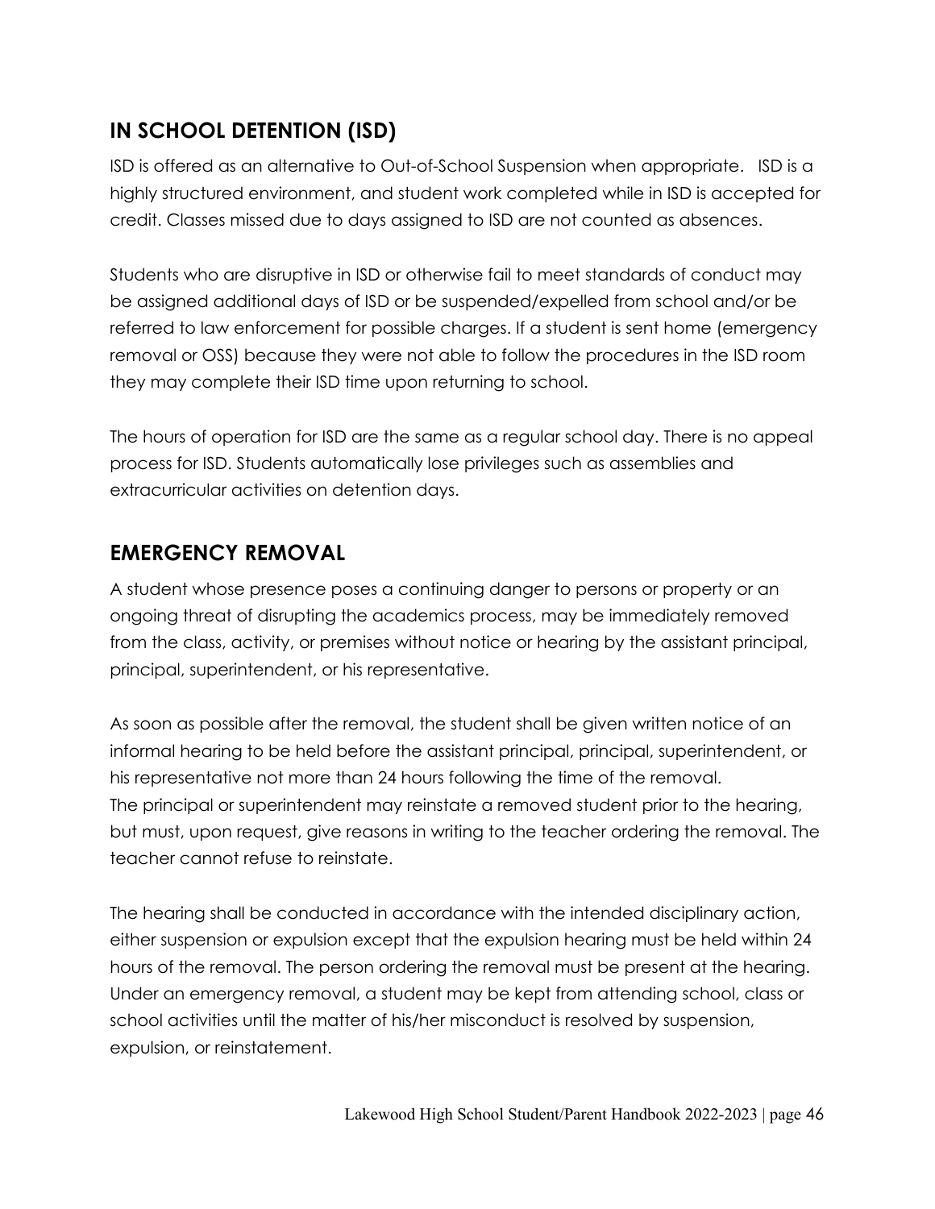## IN SCHOOL DETENTION (ISD)

ISD is offered as an alternative to Out-of-School Suspension when appropriate. ISD is a highly structured environment, and student work completed while in ISD is accepted for credit. Classes missed due to days assigned to ISD are not counted as absences.

Students who are disruptive in ISD or otherwise fail to meet standards of conduct may be assigned additional days of ISD or be suspended/expelled from school and/or be referred to law enforcement for possible charges. If a student is sent home (emergency removal or OSS) because they were not able to follow the procedures in the ISD room they may complete their ISD time upon returning to school.

The hours of operation for ISD are the same as a regular school day. There is no appeal process for ISD. Students automatically lose privileges such as assemblies and extracurricular activities on detention days.

## EMERGENCY REMOVAL

A student whose presence poses a continuing danger to persons or property or an ongoing threat of disrupting the academics process, may be immediately removed from the class, activity, or premises without notice or hearing by the assistant principal, principal, superintendent, or his representative.

As soon as possible after the removal, the student shall be given written notice of an informal hearing to be held before the assistant principal, principal, superintendent, or his representative not more than 24 hours following the time of the removal. The principal or superintendent may reinstate a removed student prior to the hearing, but must, upon request, give reasons in writing to the teacher ordering the removal. The teacher cannot refuse to reinstate.

The hearing shall be conducted in accordance with the intended disciplinary action, either suspension or expulsion except that the expulsion hearing must be held within 24 hours of the removal. The person ordering the removal must be present at the hearing. Under an emergency removal, a student may be kept from attending school, class or school activities until the matter of his/her misconduct is resolved by suspension, expulsion, or reinstatement.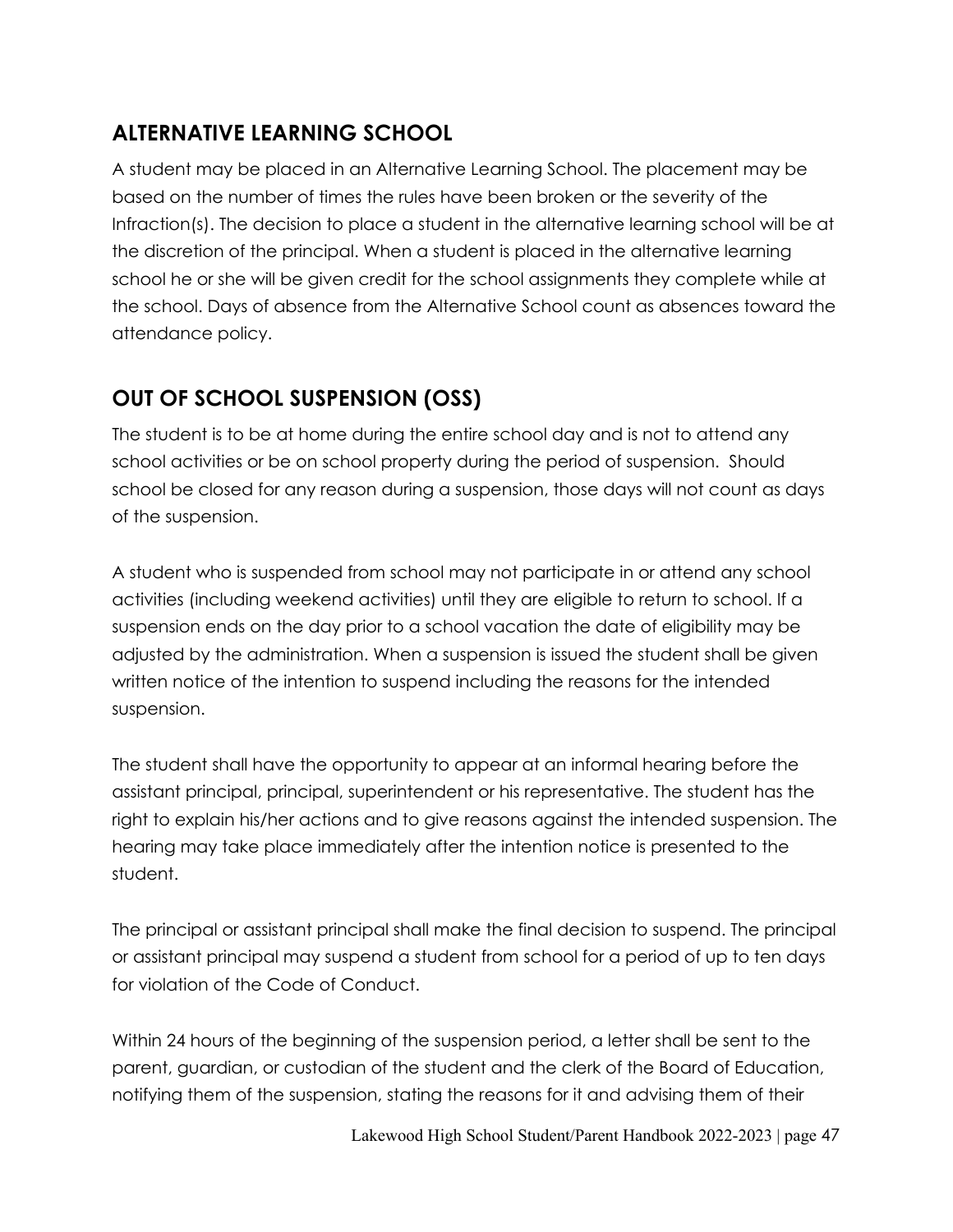## ALTERNATIVE LEARNING SCHOOL

A student may be placed in an Alternative Learning School. The placement may be based on the number of times the rules have been broken or the severity of the Infraction(s). The decision to place a student in the alternative learning school will be at the discretion of the principal. When a student is placed in the alternative learning school he or she will be given credit for the school assignments they complete while at the school. Days of absence from the Alternative School count as absences toward the attendance policy.

## OUT OF SCHOOL SUSPENSION (OSS)

The student is to be at home during the entire school day and is not to attend any school activities or be on school property during the period of suspension. Should school be closed for any reason during a suspension, those days will not count as days of the suspension.

A student who is suspended from school may not participate in or attend any school activities (including weekend activities) until they are eligible to return to school. If a suspension ends on the day prior to a school vacation the date of eligibility may be adjusted by the administration. When a suspension is issued the student shall be given written notice of the intention to suspend including the reasons for the intended suspension.

The student shall have the opportunity to appear at an informal hearing before the assistant principal, principal, superintendent or his representative. The student has the right to explain his/her actions and to give reasons against the intended suspension. The hearing may take place immediately after the intention notice is presented to the student.

The principal or assistant principal shall make the final decision to suspend. The principal or assistant principal may suspend a student from school for a period of up to ten days for violation of the Code of Conduct.

Within 24 hours of the beginning of the suspension period, a letter shall be sent to the parent, guardian, or custodian of the student and the clerk of the Board of Education, notifying them of the suspension, stating the reasons for it and advising them of their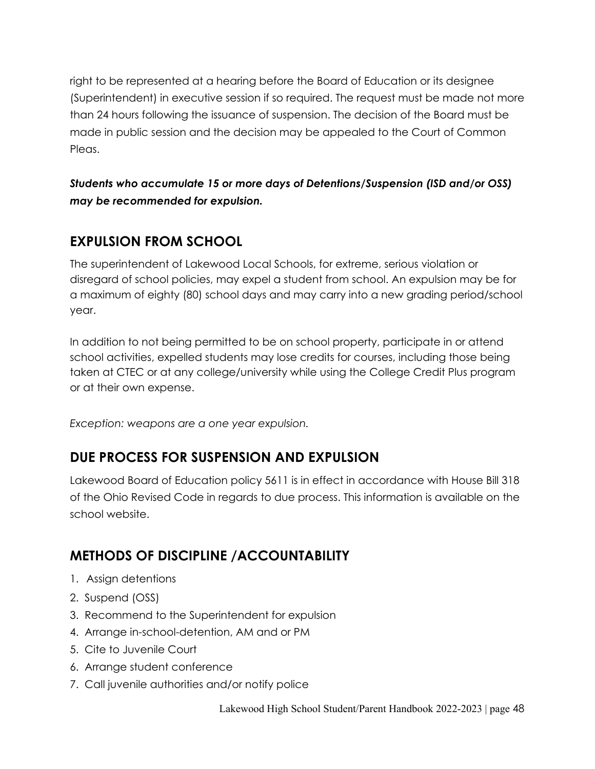right to be represented at a hearing before the Board of Education or its designee (Superintendent) in executive session if so required. The request must be made not more than 24 hours following the issuance of suspension. The decision of the Board must be made in public session and the decision may be appealed to the Court of Common Pleas.

***Students who accumulate 15 or more days of Detentions/Suspension (ISD and/or OSS) may be recommended for expulsion.***

## EXPULSION FROM SCHOOL

The superintendent of Lakewood Local Schools, for extreme, serious violation or disregard of school policies, may expel a student from school. An expulsion may be for a maximum of eighty (80) school days and may carry into a new grading period/school year.

In addition to not being permitted to be on school property, participate in or attend school activities, expelled students may lose credits for courses, including those being taken at CTEC or at any college/university while using the College Credit Plus program or at their own expense.

*Exception: weapons are a one year expulsion.*

## DUE PROCESS FOR SUSPENSION AND EXPULSION

Lakewood Board of Education policy 5611 is in effect in accordance with House Bill 318 of the Ohio Revised Code in regards to due process. This information is available on the school website.

## METHODS OF DISCIPLINE /ACCOUNTABILITY

1. Assign detentions
2. Suspend (OSS)
3. Recommend to the Superintendent for expulsion
4. Arrange in-school-detention, AM and or PM
5. Cite to Juvenile Court
6. Arrange student conference
7. Call juvenile authorities and/or notify police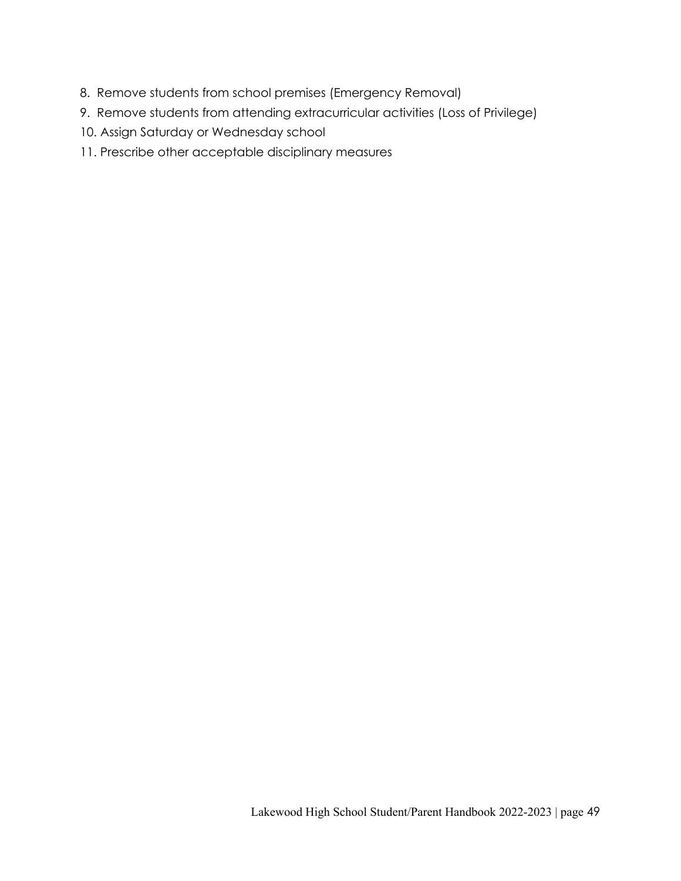8. Remove students from school premises (Emergency Removal)
9. Remove students from attending extracurricular activities (Loss of Privilege)
10. Assign Saturday or Wednesday school
11. Prescribe other acceptable disciplinary measures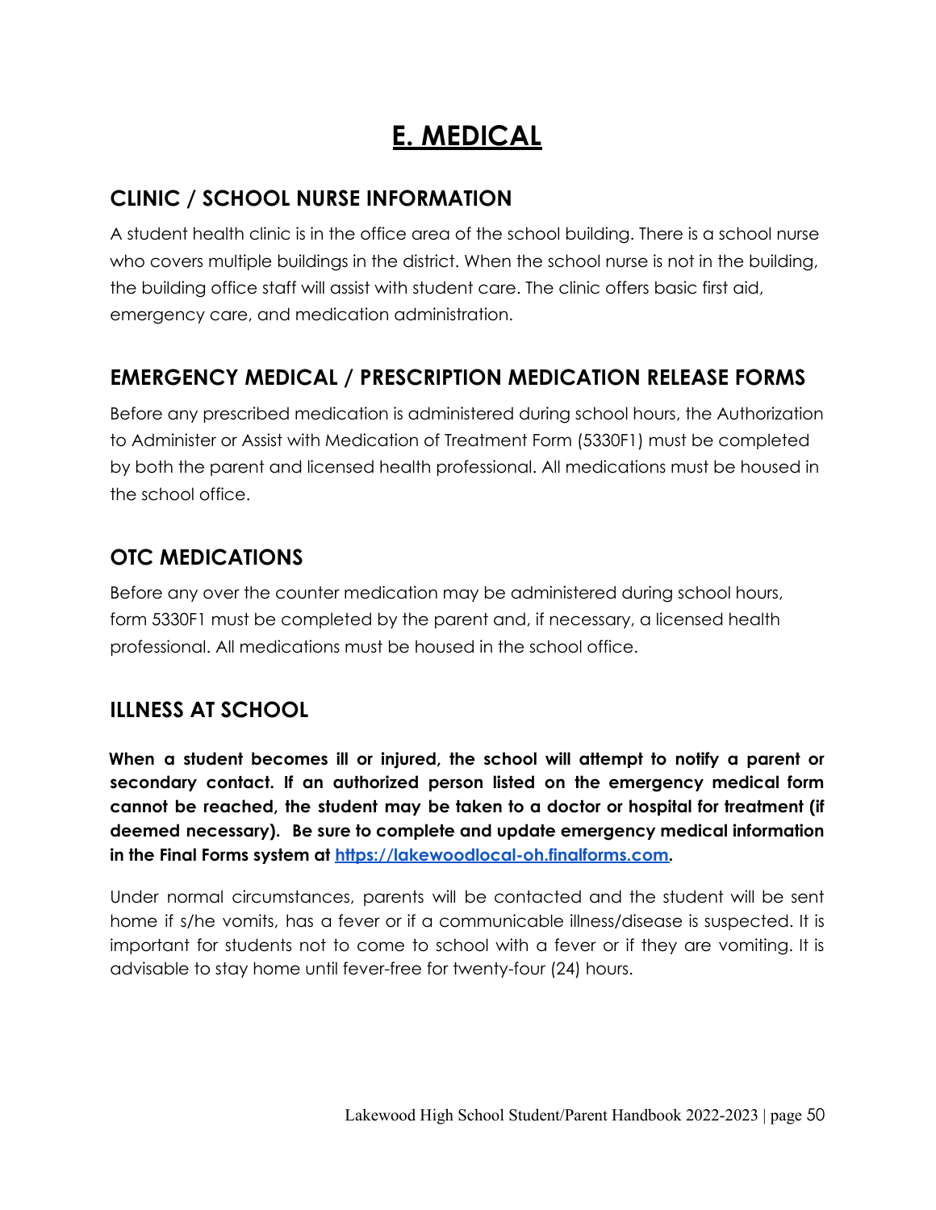# E. MEDICAL

## CLINIC / SCHOOL NURSE INFORMATION

A student health clinic is in the office area of the school building. There is a school nurse who covers multiple buildings in the district. When the school nurse is not in the building, the building office staff will assist with student care. The clinic offers basic first aid, emergency care, and medication administration.

## EMERGENCY MEDICAL / PRESCRIPTION MEDICATION RELEASE FORMS

Before any prescribed medication is administered during school hours, the Authorization to Administer or Assist with Medication of Treatment Form (5330F1) must be completed by both the parent and licensed health professional. All medications must be housed in the school office.

## OTC MEDICATIONS

Before any over the counter medication may be administered during school hours, form 5330F1 must be completed by the parent and, if necessary, a licensed health professional. All medications must be housed in the school office.

## ILLNESS AT SCHOOL

**When a student becomes ill or injured, the school will attempt to notify a parent or secondary contact. If an authorized person listed on the emergency medical form cannot be reached, the student may be taken to a doctor or hospital for treatment (if deemed necessary). Be sure to complete and update emergency medical information in the Final Forms system at [https://lakewoodlocal-oh.finalforms.com](https://lakewoodlocal-oh.finalforms.com).**

Under normal circumstances, parents will be contacted and the student will be sent home if s/he vomits, has a fever or if a communicable illness/disease is suspected. It is important for students not to come to school with a fever or if they are vomiting. It is advisable to stay home until fever-free for twenty-four (24) hours.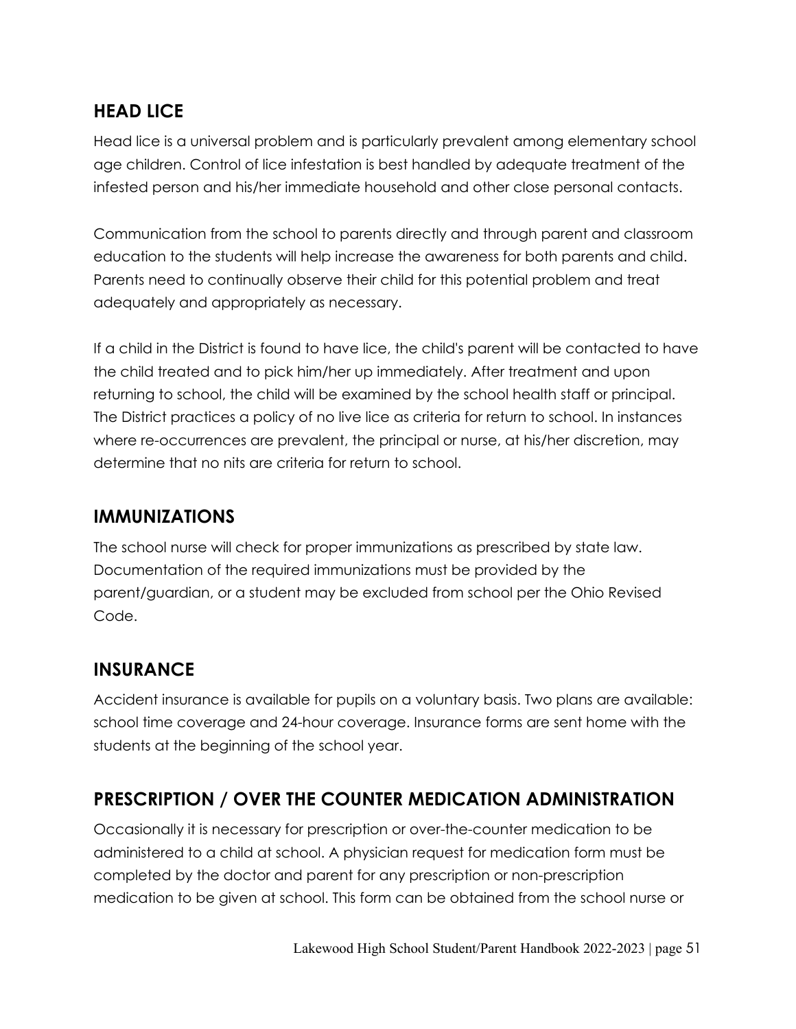## HEAD LICE

Head lice is a universal problem and is particularly prevalent among elementary school age children. Control of lice infestation is best handled by adequate treatment of the infested person and his/her immediate household and other close personal contacts.

Communication from the school to parents directly and through parent and classroom education to the students will help increase the awareness for both parents and child. Parents need to continually observe their child for this potential problem and treat adequately and appropriately as necessary.

If a child in the District is found to have lice, the child's parent will be contacted to have the child treated and to pick him/her up immediately. After treatment and upon returning to school, the child will be examined by the school health staff or principal. The District practices a policy of no live lice as criteria for return to school. In instances where re-occurrences are prevalent, the principal or nurse, at his/her discretion, may determine that no nits are criteria for return to school.

## IMMUNIZATIONS

The school nurse will check for proper immunizations as prescribed by state law. Documentation of the required immunizations must be provided by the parent/guardian, or a student may be excluded from school per the Ohio Revised Code.

## INSURANCE

Accident insurance is available for pupils on a voluntary basis. Two plans are available: school time coverage and 24-hour coverage. Insurance forms are sent home with the students at the beginning of the school year.

## PRESCRIPTION / OVER THE COUNTER MEDICATION ADMINISTRATION

Occasionally it is necessary for prescription or over-the-counter medication to be administered to a child at school. A physician request for medication form must be completed by the doctor and parent for any prescription or non-prescription medication to be given at school. This form can be obtained from the school nurse or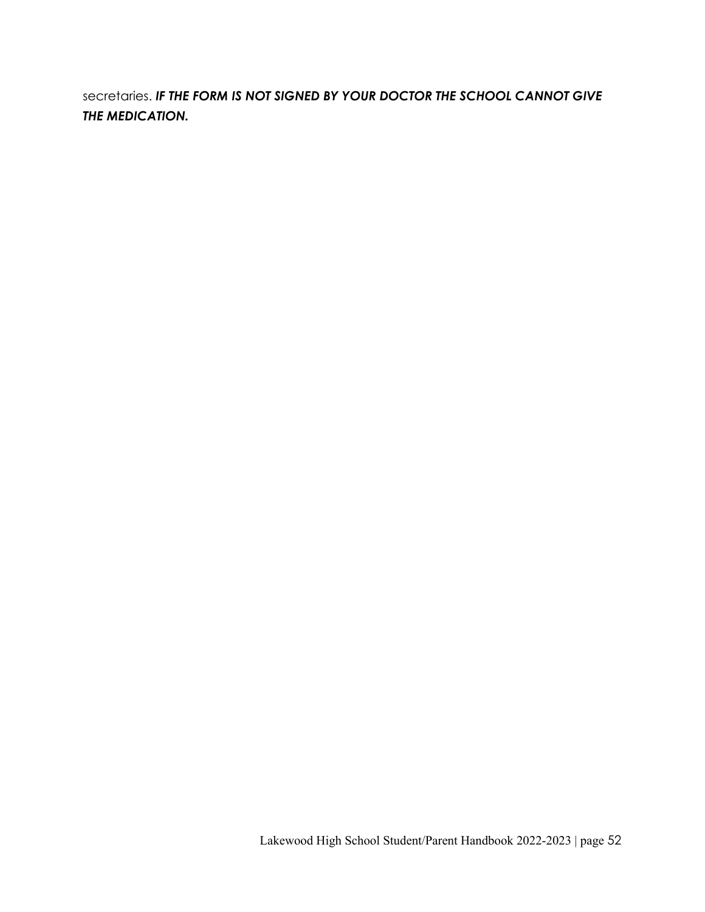secretaries. ***IF THE FORM IS NOT SIGNED BY YOUR DOCTOR THE SCHOOL CANNOT GIVE THE MEDICATION.***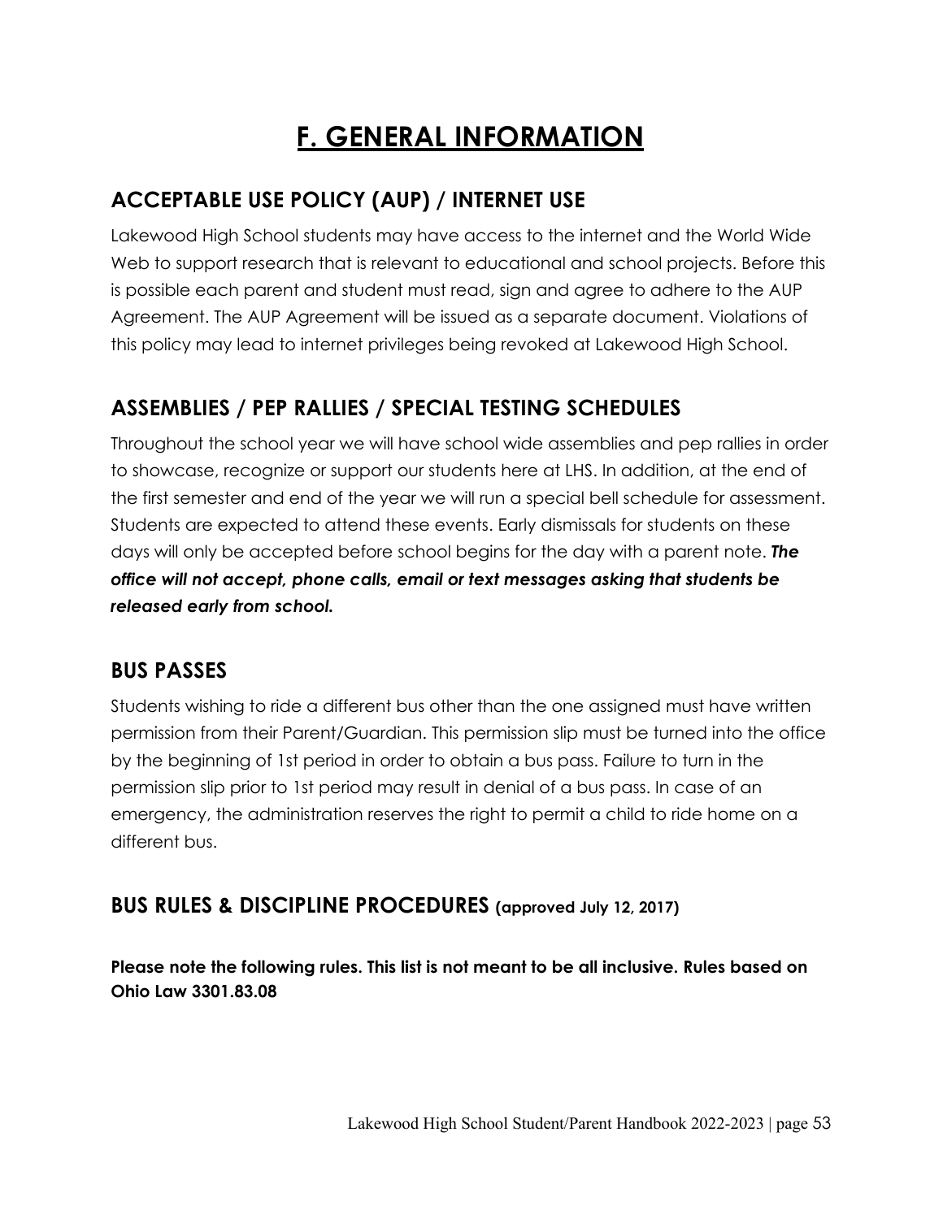# F. GENERAL INFORMATION

## ACCEPTABLE USE POLICY (AUP) / INTERNET USE

Lakewood High School students may have access to the internet and the World Wide Web to support research that is relevant to educational and school projects. Before this is possible each parent and student must read, sign and agree to adhere to the AUP Agreement. The AUP Agreement will be issued as a separate document. Violations of this policy may lead to internet privileges being revoked at Lakewood High School.

## ASSEMBLIES / PEP RALLIES / SPECIAL TESTING SCHEDULES

Throughout the school year we will have school wide assemblies and pep rallies in order to showcase, recognize or support our students here at LHS. In addition, at the end of the first semester and end of the year we will run a special bell schedule for assessment. Students are expected to attend these events. Early dismissals for students on these days will only be accepted before school begins for the day with a parent note. ***The office will not accept, phone calls, email or text messages asking that students be released early from school.***

## BUS PASSES

Students wishing to ride a different bus other than the one assigned must have written permission from their Parent/Guardian. This permission slip must be turned into the office by the beginning of 1st period in order to obtain a bus pass. Failure to turn in the permission slip prior to 1st period may result in denial of a bus pass. In case of an emergency, the administration reserves the right to permit a child to ride home on a different bus.

## BUS RULES & DISCIPLINE PROCEDURES (approved July 12, 2017)

**Please note the following rules. This list is not meant to be all inclusive. Rules based on Ohio Law 3301.83.08**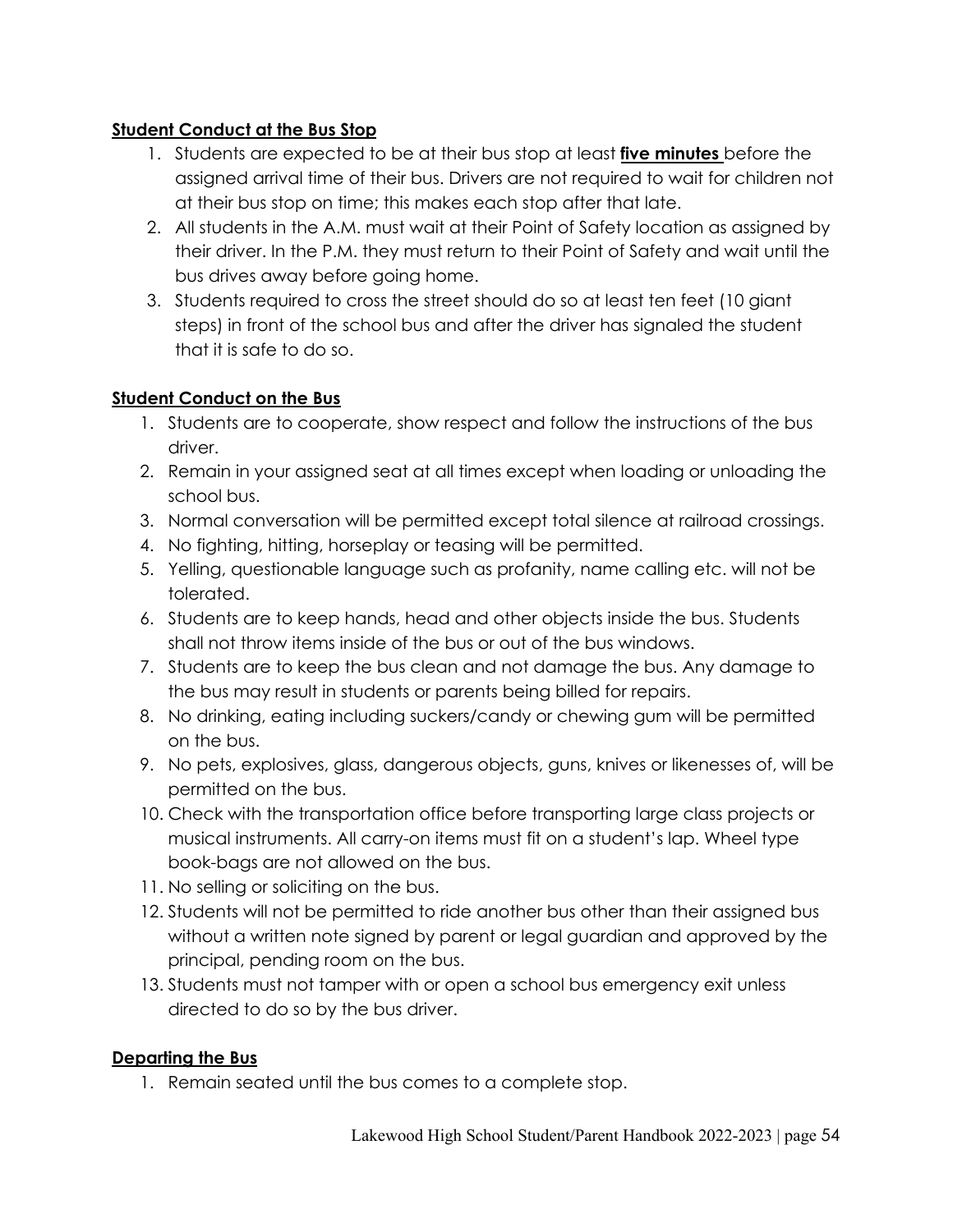**Student Conduct at the Bus Stop**

1. Students are expected to be at their bus stop at least **five minutes** before the assigned arrival time of their bus. Drivers are not required to wait for children not at their bus stop on time; this makes each stop after that late.
2. All students in the A.M. must wait at their Point of Safety location as assigned by their driver. In the P.M. they must return to their Point of Safety and wait until the bus drives away before going home.
3. Students required to cross the street should do so at least ten feet (10 giant steps) in front of the school bus and after the driver has signaled the student that it is safe to do so.

**Student Conduct on the Bus**

1. Students are to cooperate, show respect and follow the instructions of the bus driver.
2. Remain in your assigned seat at all times except when loading or unloading the school bus.
3. Normal conversation will be permitted except total silence at railroad crossings.
4. No fighting, hitting, horseplay or teasing will be permitted.
5. Yelling, questionable language such as profanity, name calling etc. will not be tolerated.
6. Students are to keep hands, head and other objects inside the bus. Students shall not throw items inside of the bus or out of the bus windows.
7. Students are to keep the bus clean and not damage the bus. Any damage to the bus may result in students or parents being billed for repairs.
8. No drinking, eating including suckers/candy or chewing gum will be permitted on the bus.
9. No pets, explosives, glass, dangerous objects, guns, knives or likenesses of, will be permitted on the bus.
10. Check with the transportation office before transporting large class projects or musical instruments. All carry-on items must fit on a student's lap. Wheel type book-bags are not allowed on the bus.
11. No selling or soliciting on the bus.
12. Students will not be permitted to ride another bus other than their assigned bus without a written note signed by parent or legal guardian and approved by the principal, pending room on the bus.
13. Students must not tamper with or open a school bus emergency exit unless directed to do so by the bus driver.

**Departing the Bus**

1. Remain seated until the bus comes to a complete stop.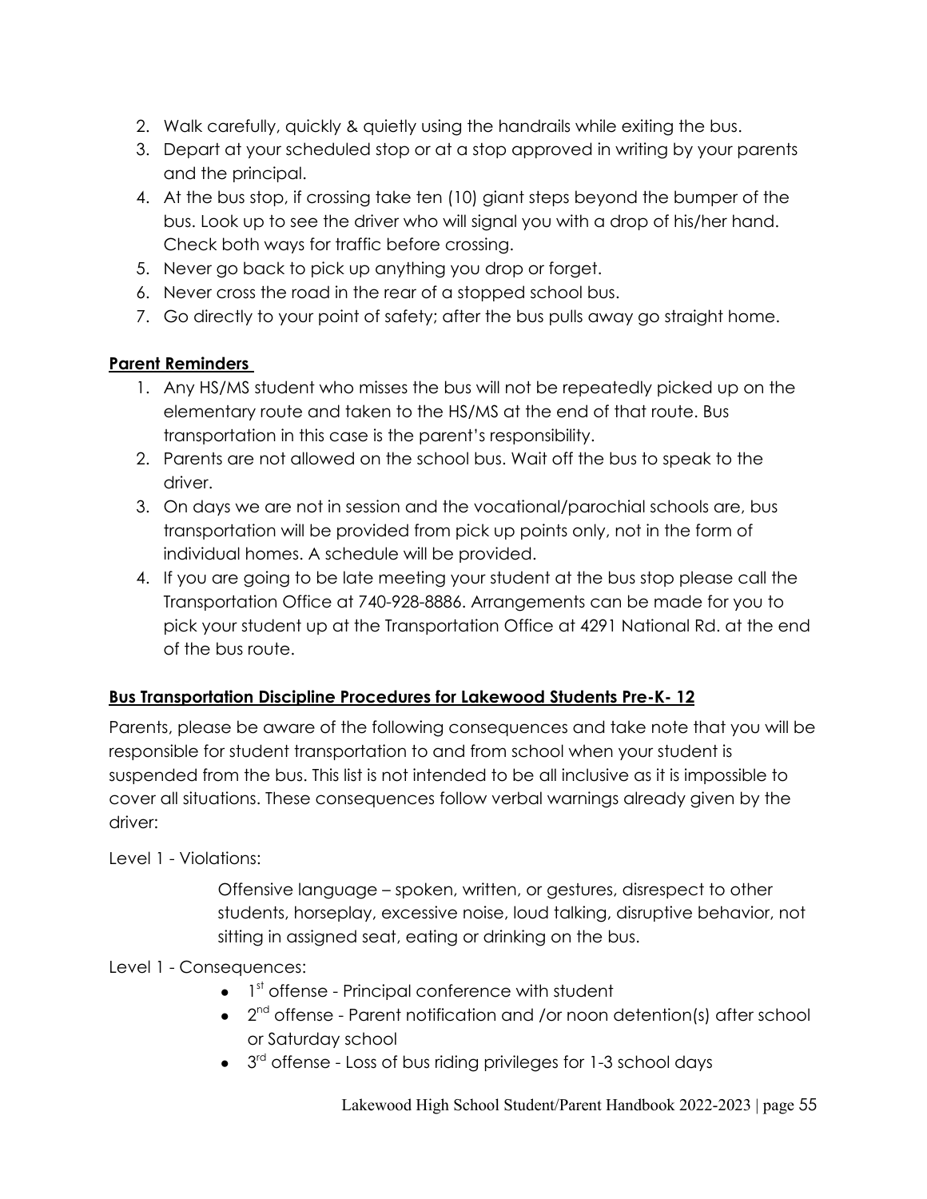2. Walk carefully, quickly & quietly using the handrails while exiting the bus.
3. Depart at your scheduled stop or at a stop approved in writing by your parents and the principal.
4. At the bus stop, if crossing take ten (10) giant steps beyond the bumper of the bus. Look up to see the driver who will signal you with a drop of his/her hand. Check both ways for traffic before crossing.
5. Never go back to pick up anything you drop or forget.
6. Never cross the road in the rear of a stopped school bus.
7. Go directly to your point of safety; after the bus pulls away go straight home.

**Parent Reminders**

1. Any HS/MS student who misses the bus will not be repeatedly picked up on the elementary route and taken to the HS/MS at the end of that route. Bus transportation in this case is the parent's responsibility.
2. Parents are not allowed on the school bus. Wait off the bus to speak to the driver.
3. On days we are not in session and the vocational/parochial schools are, bus transportation will be provided from pick up points only, not in the form of individual homes. A schedule will be provided.
4. If you are going to be late meeting your student at the bus stop please call the Transportation Office at 740-928-8886. Arrangements can be made for you to pick your student up at the Transportation Office at 4291 National Rd. at the end of the bus route.

**Bus Transportation Discipline Procedures for Lakewood Students Pre-K- 12**

Parents, please be aware of the following consequences and take note that you will be responsible for student transportation to and from school when your student is suspended from the bus. This list is not intended to be all inclusive as it is impossible to cover all situations. These consequences follow verbal warnings already given by the driver:

Level 1 - Violations:

Offensive language – spoken, written, or gestures, disrespect to other students, horseplay, excessive noise, loud talking, disruptive behavior, not sitting in assigned seat, eating or drinking on the bus.

Level 1 - Consequences:

- 1st offense - Principal conference with student
- 2nd offense - Parent notification and /or noon detention(s) after school or Saturday school
- 3rd offense - Loss of bus riding privileges for 1-3 school days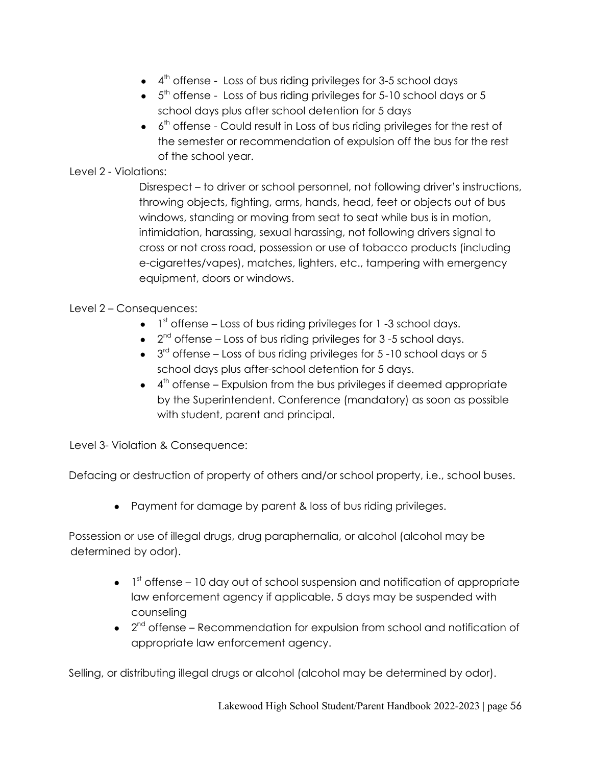- 4th offense - Loss of bus riding privileges for 3-5 school days
- 5th offense - Loss of bus riding privileges for 5-10 school days or 5 school days plus after school detention for 5 days
- 6th offense - Could result in Loss of bus riding privileges for the rest of the semester or recommendation of expulsion off the bus for the rest of the school year.

Level 2 - Violations:

Disrespect – to driver or school personnel, not following driver's instructions, throwing objects, fighting, arms, hands, head, feet or objects out of bus windows, standing or moving from seat to seat while bus is in motion, intimidation, harassing, sexual harassing, not following drivers signal to cross or not cross road, possession or use of tobacco products (including e-cigarettes/vapes), matches, lighters, etc., tampering with emergency equipment, doors or windows.

Level 2 – Consequences:

- 1st offense – Loss of bus riding privileges for 1 -3 school days.
- 2nd offense – Loss of bus riding privileges for 3 -5 school days.
- 3rd offense – Loss of bus riding privileges for 5 -10 school days or 5 school days plus after-school detention for 5 days.
- 4th offense – Expulsion from the bus privileges if deemed appropriate by the Superintendent. Conference (mandatory) as soon as possible with student, parent and principal.

Level 3- Violation & Consequence:

Defacing or destruction of property of others and/or school property, i.e., school buses.

- Payment for damage by parent & loss of bus riding privileges.

Possession or use of illegal drugs, drug paraphernalia, or alcohol (alcohol may be determined by odor).

- 1st offense – 10 day out of school suspension and notification of appropriate law enforcement agency if applicable, 5 days may be suspended with counseling
- 2nd offense – Recommendation for expulsion from school and notification of appropriate law enforcement agency.

Selling, or distributing illegal drugs or alcohol (alcohol may be determined by odor).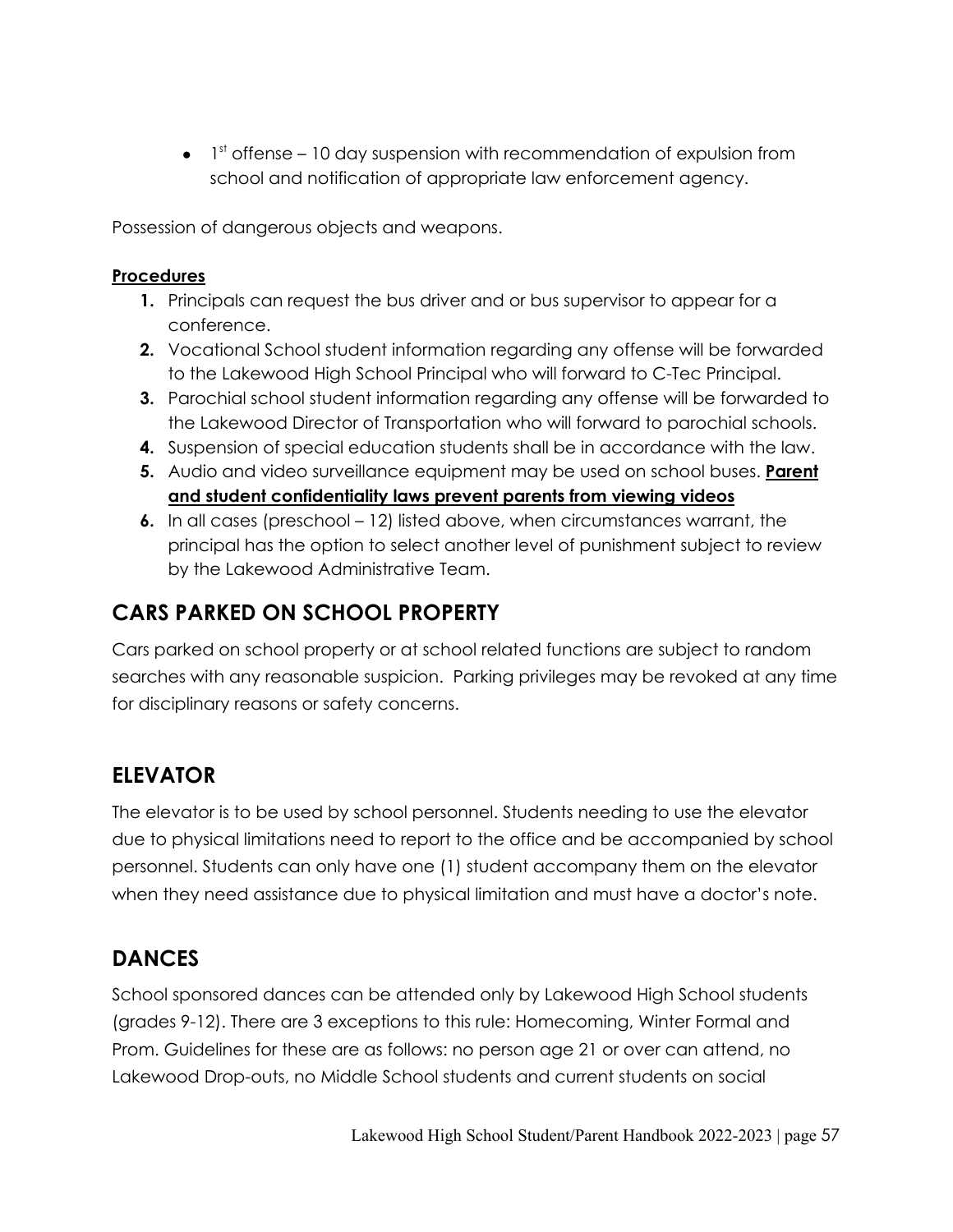- 1st offense – 10 day suspension with recommendation of expulsion from school and notification of appropriate law enforcement agency.

Possession of dangerous objects and weapons.

**Procedures**

1. Principals can request the bus driver and or bus supervisor to appear for a conference.
2. Vocational School student information regarding any offense will be forwarded to the Lakewood High School Principal who will forward to C-Tec Principal.
3. Parochial school student information regarding any offense will be forwarded to the Lakewood Director of Transportation who will forward to parochial schools.
4. Suspension of special education students shall be in accordance with the law.
5. Audio and video surveillance equipment may be used on school buses. **Parent and student confidentiality laws prevent parents from viewing videos**
6. In all cases (preschool – 12) listed above, when circumstances warrant, the principal has the option to select another level of punishment subject to review by the Lakewood Administrative Team.

## CARS PARKED ON SCHOOL PROPERTY

Cars parked on school property or at school related functions are subject to random searches with any reasonable suspicion. Parking privileges may be revoked at any time for disciplinary reasons or safety concerns.

## ELEVATOR

The elevator is to be used by school personnel. Students needing to use the elevator due to physical limitations need to report to the office and be accompanied by school personnel. Students can only have one (1) student accompany them on the elevator when they need assistance due to physical limitation and must have a doctor's note.

## DANCES

School sponsored dances can be attended only by Lakewood High School students (grades 9-12). There are 3 exceptions to this rule: Homecoming, Winter Formal and Prom. Guidelines for these are as follows: no person age 21 or over can attend, no Lakewood Drop-outs, no Middle School students and current students on social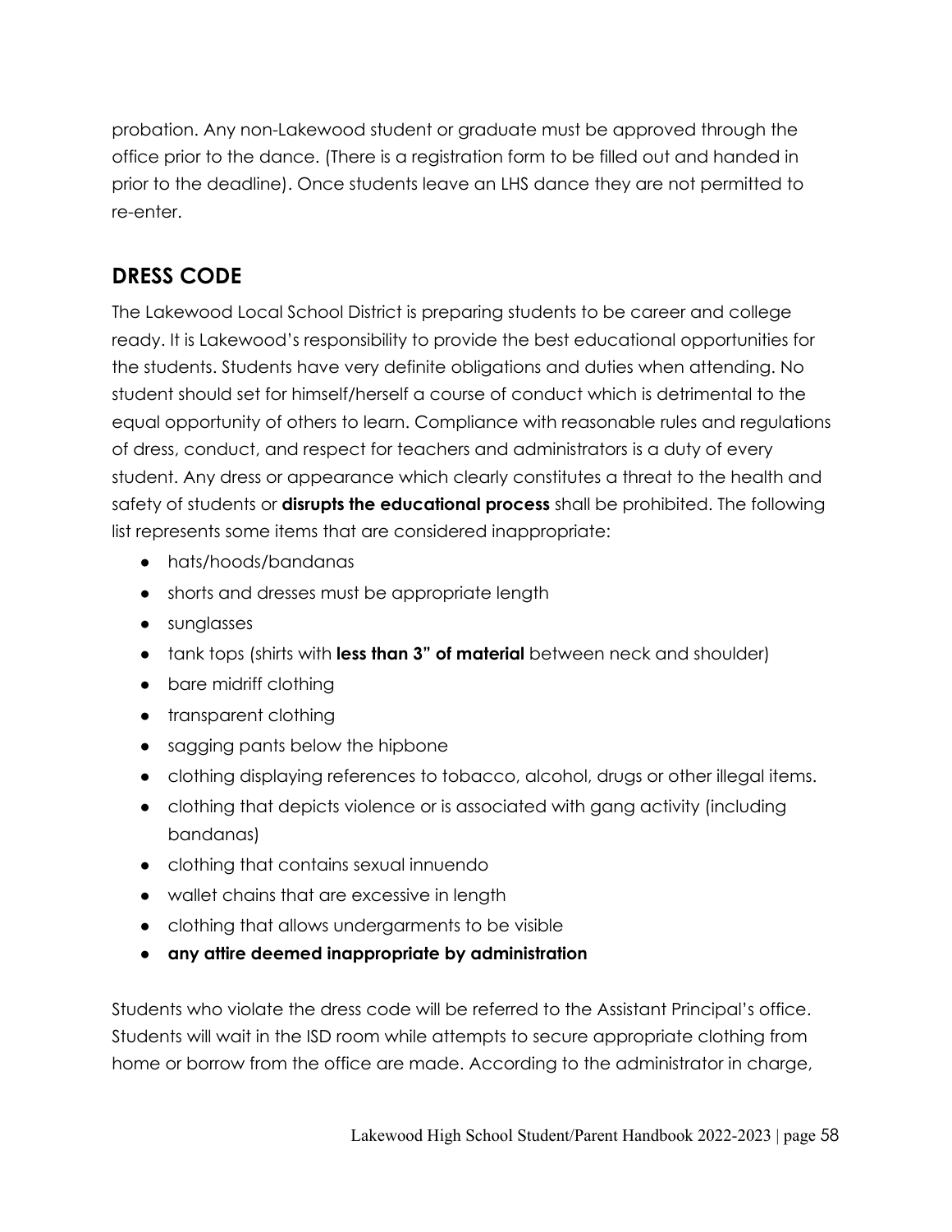probation. Any non-Lakewood student or graduate must be approved through the office prior to the dance. (There is a registration form to be filled out and handed in prior to the deadline). Once students leave an LHS dance they are not permitted to re-enter.

## DRESS CODE

The Lakewood Local School District is preparing students to be career and college ready. It is Lakewood's responsibility to provide the best educational opportunities for the students. Students have very definite obligations and duties when attending. No student should set for himself/herself a course of conduct which is detrimental to the equal opportunity of others to learn. Compliance with reasonable rules and regulations of dress, conduct, and respect for teachers and administrators is a duty of every student. Any dress or appearance which clearly constitutes a threat to the health and safety of students or **disrupts the educational process** shall be prohibited. The following list represents some items that are considered inappropriate:

- hats/hoods/bandanas
- shorts and dresses must be appropriate length
- sunglasses
- tank tops (shirts with **less than 3" of material** between neck and shoulder)
- bare midriff clothing
- transparent clothing
- sagging pants below the hipbone
- clothing displaying references to tobacco, alcohol, drugs or other illegal items.
- clothing that depicts violence or is associated with gang activity (including bandanas)
- clothing that contains sexual innuendo
- wallet chains that are excessive in length
- clothing that allows undergarments to be visible
- **any attire deemed inappropriate by administration**

Students who violate the dress code will be referred to the Assistant Principal's office. Students will wait in the ISD room while attempts to secure appropriate clothing from home or borrow from the office are made. According to the administrator in charge,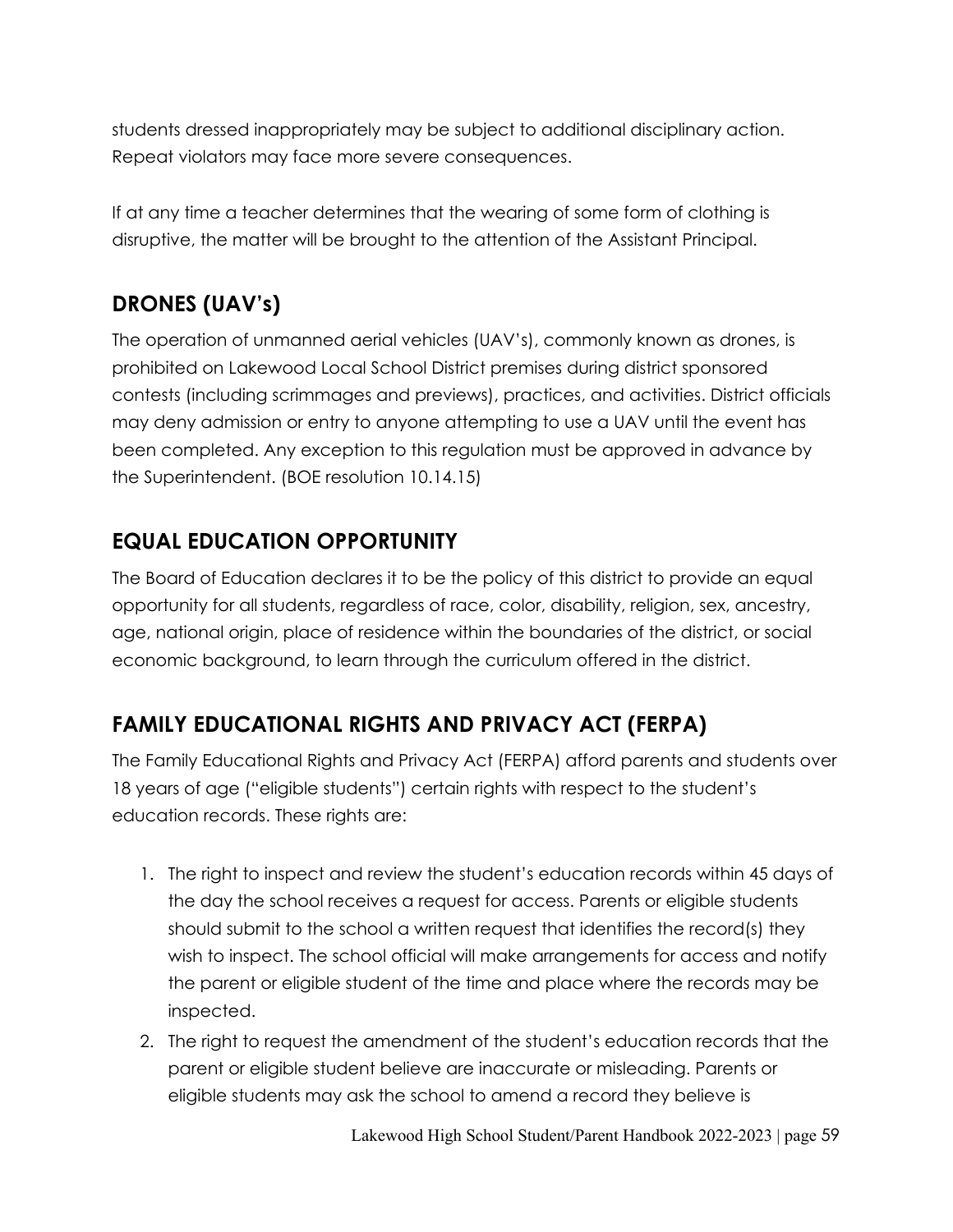students dressed inappropriately may be subject to additional disciplinary action. Repeat violators may face more severe consequences.

If at any time a teacher determines that the wearing of some form of clothing is disruptive, the matter will be brought to the attention of the Assistant Principal.

## DRONES (UAV's)

The operation of unmanned aerial vehicles (UAV's), commonly known as drones, is prohibited on Lakewood Local School District premises during district sponsored contests (including scrimmages and previews), practices, and activities. District officials may deny admission or entry to anyone attempting to use a UAV until the event has been completed. Any exception to this regulation must be approved in advance by the Superintendent. (BOE resolution 10.14.15)

## EQUAL EDUCATION OPPORTUNITY

The Board of Education declares it to be the policy of this district to provide an equal opportunity for all students, regardless of race, color, disability, religion, sex, ancestry, age, national origin, place of residence within the boundaries of the district, or social economic background, to learn through the curriculum offered in the district.

## FAMILY EDUCATIONAL RIGHTS AND PRIVACY ACT (FERPA)

The Family Educational Rights and Privacy Act (FERPA) afford parents and students over 18 years of age ("eligible students") certain rights with respect to the student's education records. These rights are:

1. The right to inspect and review the student's education records within 45 days of the day the school receives a request for access. Parents or eligible students should submit to the school a written request that identifies the record(s) they wish to inspect. The school official will make arrangements for access and notify the parent or eligible student of the time and place where the records may be inspected.
2. The right to request the amendment of the student's education records that the parent or eligible student believe are inaccurate or misleading. Parents or eligible students may ask the school to amend a record they believe is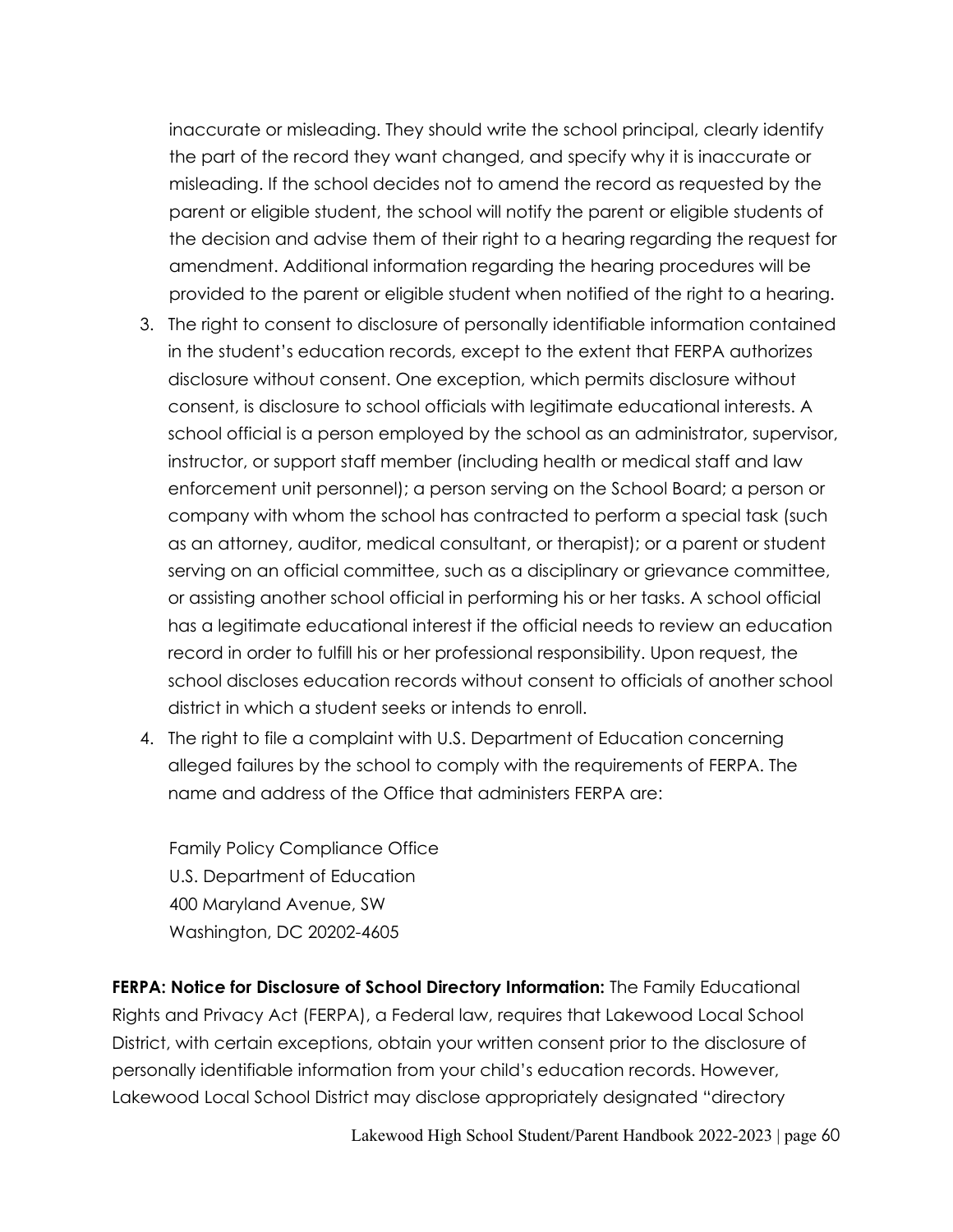inaccurate or misleading. They should write the school principal, clearly identify the part of the record they want changed, and specify why it is inaccurate or misleading. If the school decides not to amend the record as requested by the parent or eligible student, the school will notify the parent or eligible students of the decision and advise them of their right to a hearing regarding the request for amendment. Additional information regarding the hearing procedures will be provided to the parent or eligible student when notified of the right to a hearing.

3. The right to consent to disclosure of personally identifiable information contained in the student's education records, except to the extent that FERPA authorizes disclosure without consent. One exception, which permits disclosure without consent, is disclosure to school officials with legitimate educational interests. A school official is a person employed by the school as an administrator, supervisor, instructor, or support staff member (including health or medical staff and law enforcement unit personnel); a person serving on the School Board; a person or company with whom the school has contracted to perform a special task (such as an attorney, auditor, medical consultant, or therapist); or a parent or student serving on an official committee, such as a disciplinary or grievance committee, or assisting another school official in performing his or her tasks. A school official has a legitimate educational interest if the official needs to review an education record in order to fulfill his or her professional responsibility. Upon request, the school discloses education records without consent to officials of another school district in which a student seeks or intends to enroll.
4. The right to file a complaint with U.S. Department of Education concerning alleged failures by the school to comply with the requirements of FERPA. The name and address of the Office that administers FERPA are:

   Family Policy Compliance Office
   U.S. Department of Education
   400 Maryland Avenue, SW
   Washington, DC 20202-4605

**FERPA: Notice for Disclosure of School Directory Information:** The Family Educational Rights and Privacy Act (FERPA), a Federal law, requires that Lakewood Local School District, with certain exceptions, obtain your written consent prior to the disclosure of personally identifiable information from your child's education records. However, Lakewood Local School District may disclose appropriately designated "directory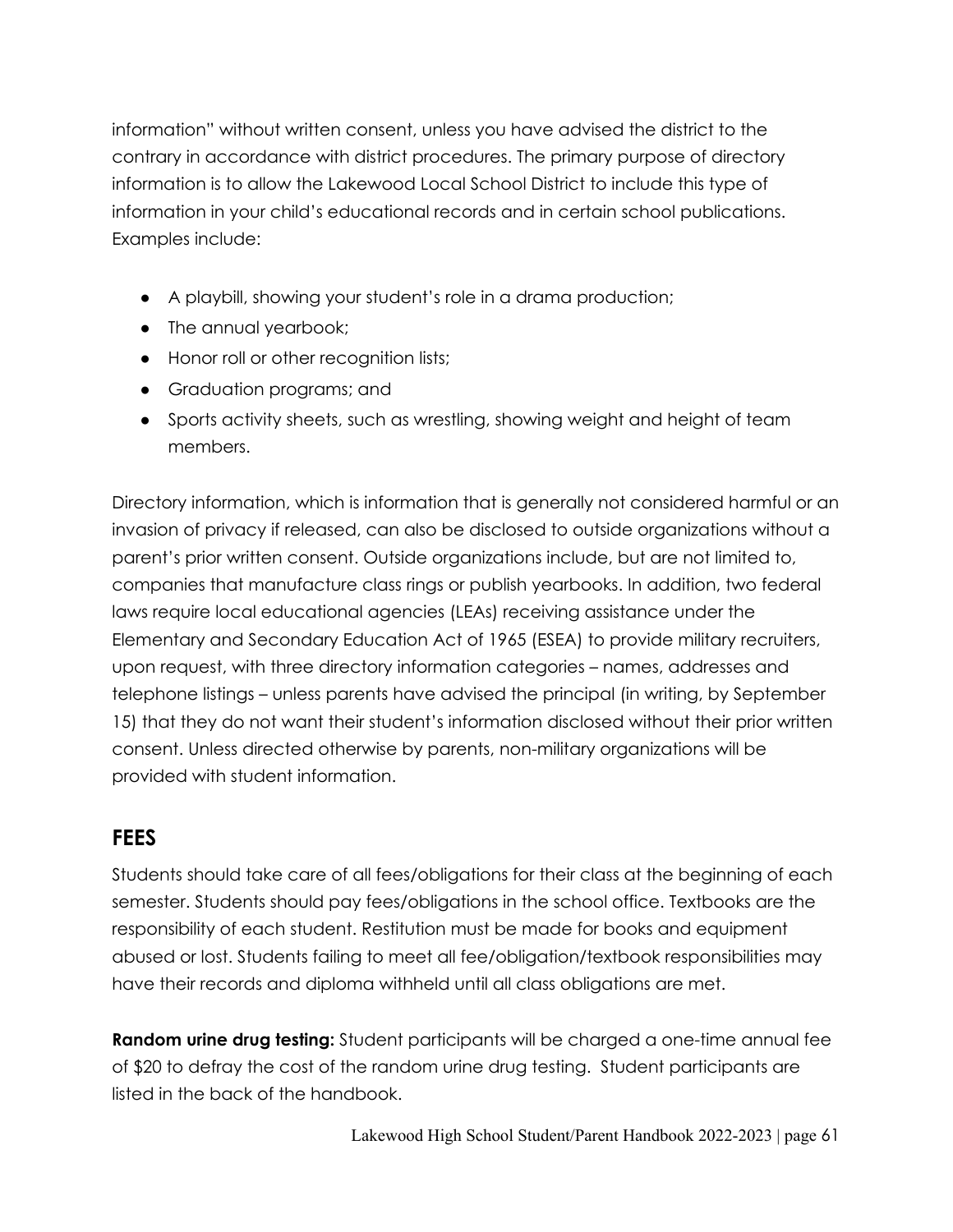information" without written consent, unless you have advised the district to the contrary in accordance with district procedures. The primary purpose of directory information is to allow the Lakewood Local School District to include this type of information in your child's educational records and in certain school publications. Examples include:

- A playbill, showing your student's role in a drama production;
- The annual yearbook;
- Honor roll or other recognition lists;
- Graduation programs; and
- Sports activity sheets, such as wrestling, showing weight and height of team members.

Directory information, which is information that is generally not considered harmful or an invasion of privacy if released, can also be disclosed to outside organizations without a parent's prior written consent. Outside organizations include, but are not limited to, companies that manufacture class rings or publish yearbooks. In addition, two federal laws require local educational agencies (LEAs) receiving assistance under the Elementary and Secondary Education Act of 1965 (ESEA) to provide military recruiters, upon request, with three directory information categories – names, addresses and telephone listings – unless parents have advised the principal (in writing, by September 15) that they do not want their student's information disclosed without their prior written consent. Unless directed otherwise by parents, non-military organizations will be provided with student information.

## FEES

Students should take care of all fees/obligations for their class at the beginning of each semester. Students should pay fees/obligations in the school office. Textbooks are the responsibility of each student. Restitution must be made for books and equipment abused or lost. Students failing to meet all fee/obligation/textbook responsibilities may have their records and diploma withheld until all class obligations are met.

**Random urine drug testing:** Student participants will be charged a one-time annual fee of $20 to defray the cost of the random urine drug testing. Student participants are listed in the back of the handbook.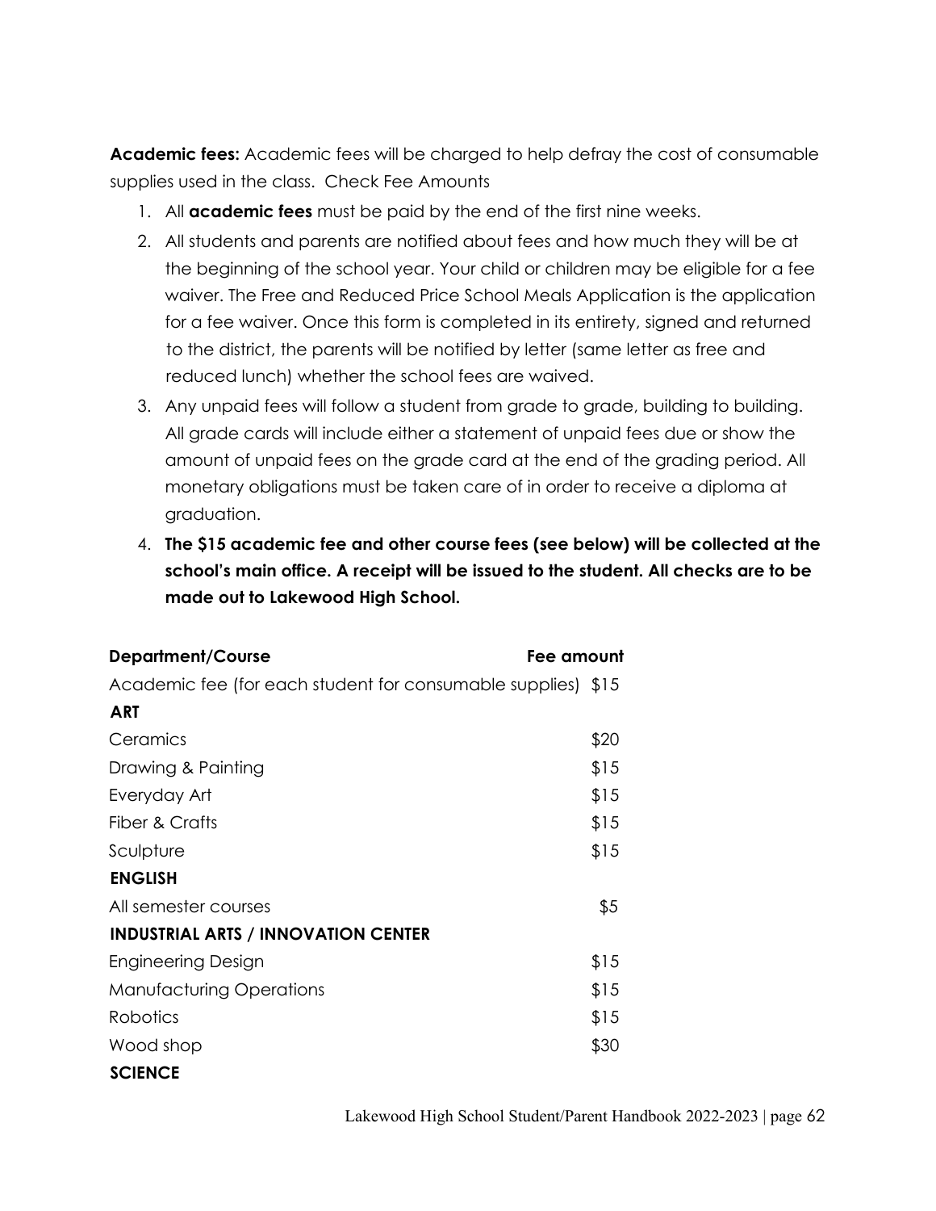**Academic fees:** Academic fees will be charged to help defray the cost of consumable supplies used in the class. Check Fee Amounts

1. All **academic fees** must be paid by the end of the first nine weeks.
2. All students and parents are notified about fees and how much they will be at the beginning of the school year. Your child or children may be eligible for a fee waiver. The Free and Reduced Price School Meals Application is the application for a fee waiver. Once this form is completed in its entirety, signed and returned to the district, the parents will be notified by letter (same letter as free and reduced lunch) whether the school fees are waived.
3. Any unpaid fees will follow a student from grade to grade, building to building. All grade cards will include either a statement of unpaid fees due or show the amount of unpaid fees on the grade card at the end of the grading period. All monetary obligations must be taken care of in order to receive a diploma at graduation.
4. **The $15 academic fee and other course fees (see below) will be collected at the school's main office. A receipt will be issued to the student. All checks are to be made out to Lakewood High School.**

| Department/Course | Fee amount |
|---|---|
| Academic fee (for each student for consumable supplies) | $15 |
| **ART** | |
| Ceramics | $20 |
| Drawing & Painting | $15 |
| Everyday Art | $15 |
| Fiber & Crafts | $15 |
| Sculpture | $15 |
| **ENGLISH** | |
| All semester courses | $5 |
| **INDUSTRIAL ARTS / INNOVATION CENTER** | |
| Engineering Design | $15 |
| Manufacturing Operations | $15 |
| Robotics | $15 |
| Wood shop | $30 |
| **SCIENCE** | |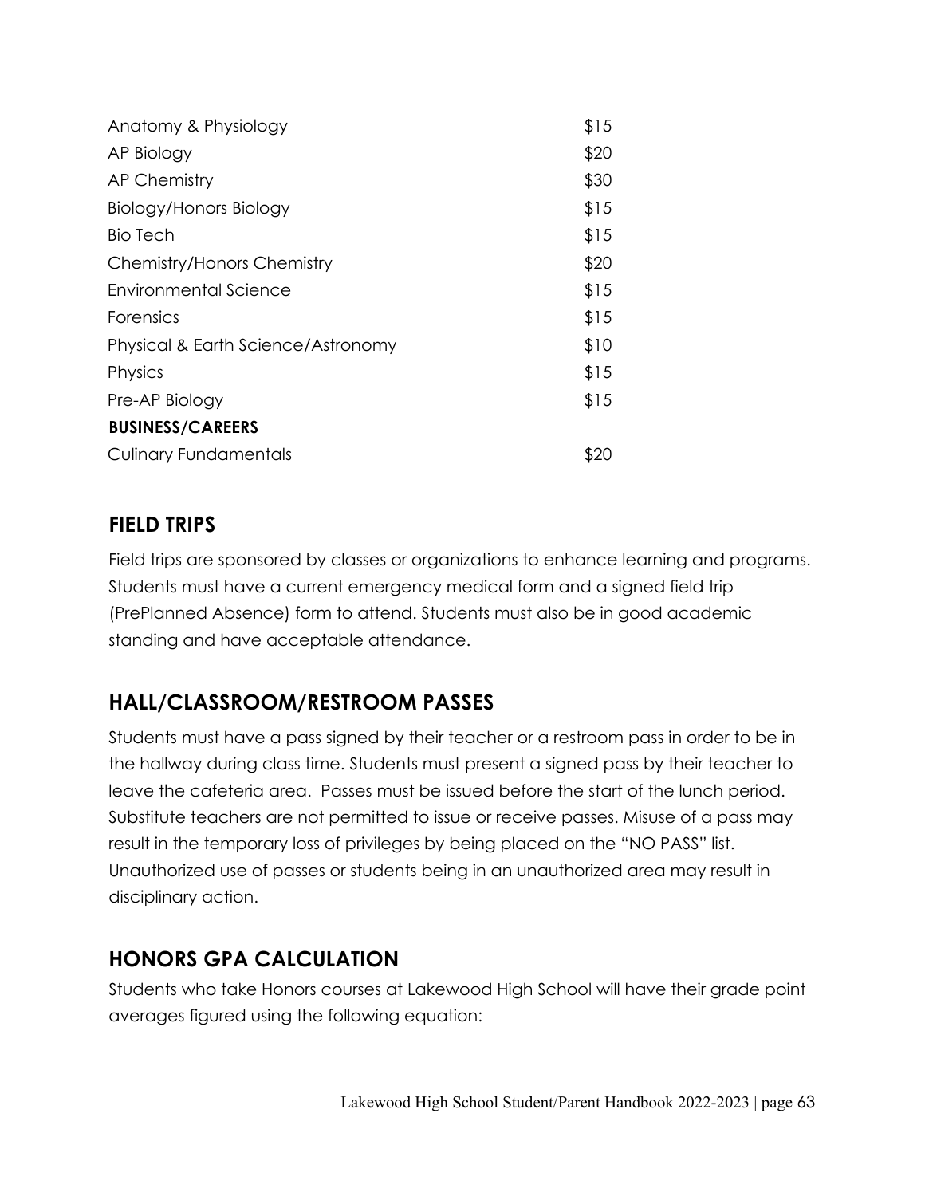| | |
|---|---|
| Anatomy & Physiology | $15 |
| AP Biology | $20 |
| AP Chemistry | $30 |
| Biology/Honors Biology | $15 |
| Bio Tech | $15 |
| Chemistry/Honors Chemistry | $20 |
| Environmental Science | $15 |
| Forensics | $15 |
| Physical & Earth Science/Astronomy | $10 |
| Physics | $15 |
| Pre-AP Biology | $15 |
| **BUSINESS/CAREERS** | |
| Culinary Fundamentals | $20 |

## FIELD TRIPS

Field trips are sponsored by classes or organizations to enhance learning and programs. Students must have a current emergency medical form and a signed field trip (PrePlanned Absence) form to attend. Students must also be in good academic standing and have acceptable attendance.

## HALL/CLASSROOM/RESTROOM PASSES

Students must have a pass signed by their teacher or a restroom pass in order to be in the hallway during class time. Students must present a signed pass by their teacher to leave the cafeteria area. Passes must be issued before the start of the lunch period. Substitute teachers are not permitted to issue or receive passes. Misuse of a pass may result in the temporary loss of privileges by being placed on the "NO PASS" list. Unauthorized use of passes or students being in an unauthorized area may result in disciplinary action.

## HONORS GPA CALCULATION

Students who take Honors courses at Lakewood High School will have their grade point averages figured using the following equation: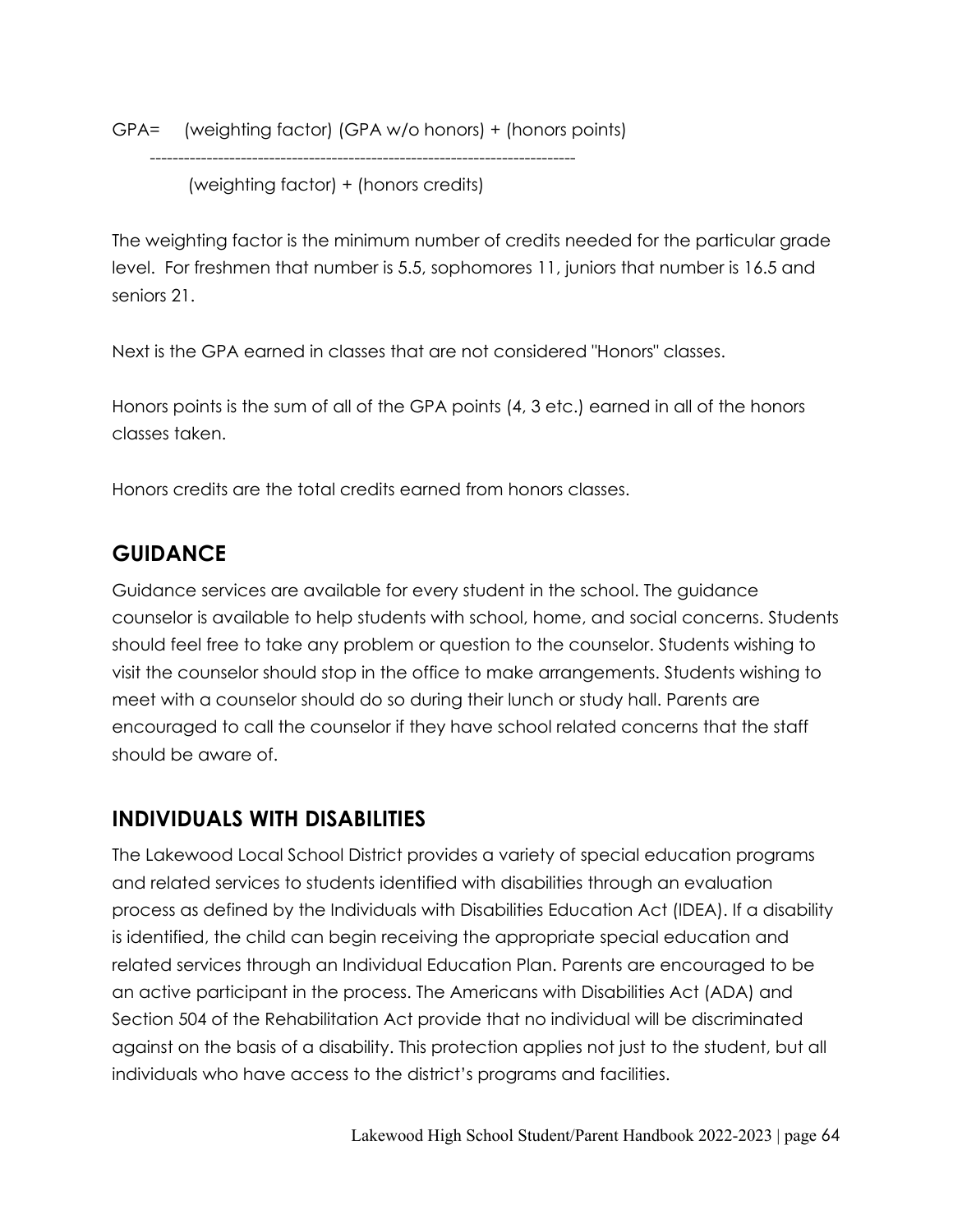$$\text{GPA} = \frac{(\text{weighting factor})(\text{GPA w/o honors}) + (\text{honors points})}{(\text{weighting factor}) + (\text{honors credits})}$$

The weighting factor is the minimum number of credits needed for the particular grade level. For freshmen that number is 5.5, sophomores 11, juniors that number is 16.5 and seniors 21.

Next is the GPA earned in classes that are not considered "Honors" classes.

Honors points is the sum of all of the GPA points (4, 3 etc.) earned in all of the honors classes taken.

Honors credits are the total credits earned from honors classes.

## GUIDANCE

Guidance services are available for every student in the school. The guidance counselor is available to help students with school, home, and social concerns. Students should feel free to take any problem or question to the counselor. Students wishing to visit the counselor should stop in the office to make arrangements. Students wishing to meet with a counselor should do so during their lunch or study hall. Parents are encouraged to call the counselor if they have school related concerns that the staff should be aware of.

## INDIVIDUALS WITH DISABILITIES

The Lakewood Local School District provides a variety of special education programs and related services to students identified with disabilities through an evaluation process as defined by the Individuals with Disabilities Education Act (IDEA). If a disability is identified, the child can begin receiving the appropriate special education and related services through an Individual Education Plan. Parents are encouraged to be an active participant in the process. The Americans with Disabilities Act (ADA) and Section 504 of the Rehabilitation Act provide that no individual will be discriminated against on the basis of a disability. This protection applies not just to the student, but all individuals who have access to the district's programs and facilities.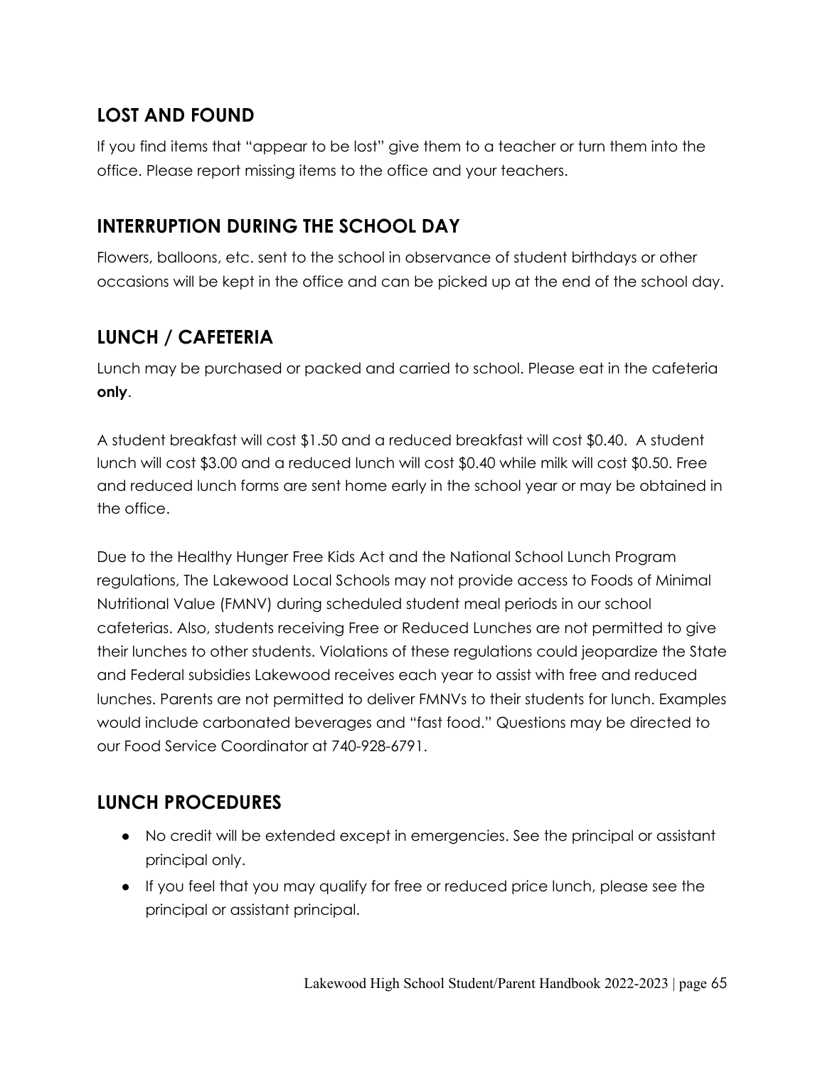## LOST AND FOUND

If you find items that "appear to be lost" give them to a teacher or turn them into the office. Please report missing items to the office and your teachers.

## INTERRUPTION DURING THE SCHOOL DAY

Flowers, balloons, etc. sent to the school in observance of student birthdays or other occasions will be kept in the office and can be picked up at the end of the school day.

## LUNCH / CAFETERIA

Lunch may be purchased or packed and carried to school. Please eat in the cafeteria **only**.

A student breakfast will cost $1.50 and a reduced breakfast will cost $0.40. A student lunch will cost $3.00 and a reduced lunch will cost $0.40 while milk will cost $0.50. Free and reduced lunch forms are sent home early in the school year or may be obtained in the office.

Due to the Healthy Hunger Free Kids Act and the National School Lunch Program regulations, The Lakewood Local Schools may not provide access to Foods of Minimal Nutritional Value (FMNV) during scheduled student meal periods in our school cafeterias. Also, students receiving Free or Reduced Lunches are not permitted to give their lunches to other students. Violations of these regulations could jeopardize the State and Federal subsidies Lakewood receives each year to assist with free and reduced lunches. Parents are not permitted to deliver FMNVs to their students for lunch. Examples would include carbonated beverages and "fast food." Questions may be directed to our Food Service Coordinator at 740-928-6791.

## LUNCH PROCEDURES

- No credit will be extended except in emergencies. See the principal or assistant principal only.
- If you feel that you may qualify for free or reduced price lunch, please see the principal or assistant principal.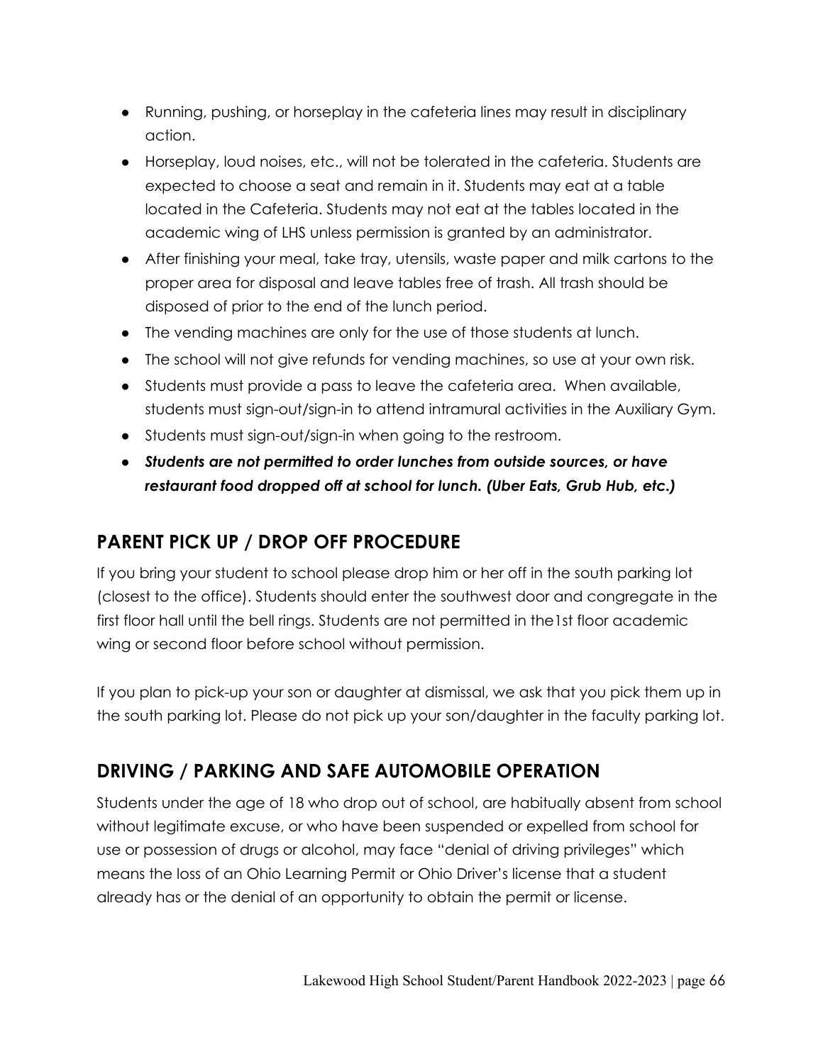- Running, pushing, or horseplay in the cafeteria lines may result in disciplinary action.
- Horseplay, loud noises, etc., will not be tolerated in the cafeteria. Students are expected to choose a seat and remain in it. Students may eat at a table located in the Cafeteria. Students may not eat at the tables located in the academic wing of LHS unless permission is granted by an administrator.
- After finishing your meal, take tray, utensils, waste paper and milk cartons to the proper area for disposal and leave tables free of trash. All trash should be disposed of prior to the end of the lunch period.
- The vending machines are only for the use of those students at lunch.
- The school will not give refunds for vending machines, so use at your own risk.
- Students must provide a pass to leave the cafeteria area. When available, students must sign-out/sign-in to attend intramural activities in the Auxiliary Gym.
- Students must sign-out/sign-in when going to the restroom.
- ***Students are not permitted to order lunches from outside sources, or have restaurant food dropped off at school for lunch. (Uber Eats, Grub Hub, etc.)***

## PARENT PICK UP / DROP OFF PROCEDURE

If you bring your student to school please drop him or her off in the south parking lot (closest to the office). Students should enter the southwest door and congregate in the first floor hall until the bell rings. Students are not permitted in the1st floor academic wing or second floor before school without permission.

If you plan to pick-up your son or daughter at dismissal, we ask that you pick them up in the south parking lot. Please do not pick up your son/daughter in the faculty parking lot.

## DRIVING / PARKING AND SAFE AUTOMOBILE OPERATION

Students under the age of 18 who drop out of school, are habitually absent from school without legitimate excuse, or who have been suspended or expelled from school for use or possession of drugs or alcohol, may face "denial of driving privileges" which means the loss of an Ohio Learning Permit or Ohio Driver's license that a student already has or the denial of an opportunity to obtain the permit or license.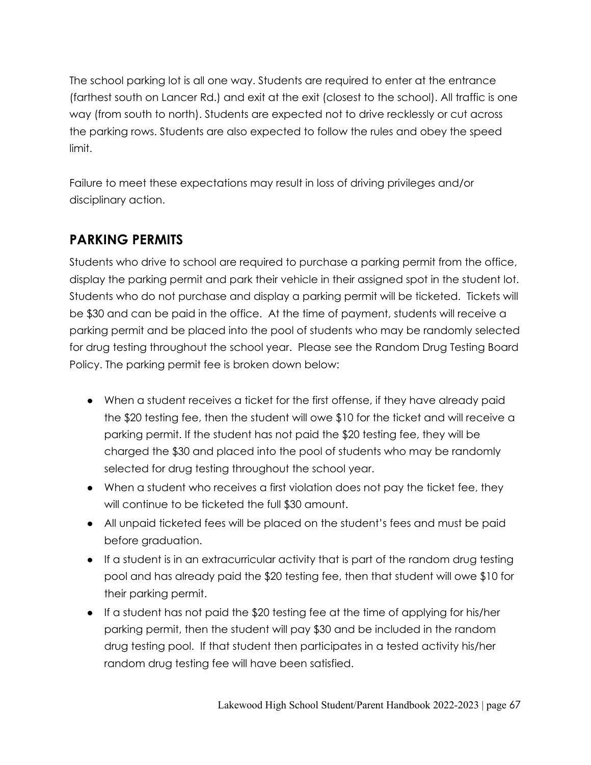The school parking lot is all one way. Students are required to enter at the entrance (farthest south on Lancer Rd.) and exit at the exit (closest to the school). All traffic is one way (from south to north). Students are expected not to drive recklessly or cut across the parking rows. Students are also expected to follow the rules and obey the speed limit.

Failure to meet these expectations may result in loss of driving privileges and/or disciplinary action.

## PARKING PERMITS

Students who drive to school are required to purchase a parking permit from the office, display the parking permit and park their vehicle in their assigned spot in the student lot. Students who do not purchase and display a parking permit will be ticketed. Tickets will be $30 and can be paid in the office. At the time of payment, students will receive a parking permit and be placed into the pool of students who may be randomly selected for drug testing throughout the school year. Please see the Random Drug Testing Board Policy. The parking permit fee is broken down below:

- When a student receives a ticket for the first offense, if they have already paid the $20 testing fee, then the student will owe $10 for the ticket and will receive a parking permit. If the student has not paid the $20 testing fee, they will be charged the $30 and placed into the pool of students who may be randomly selected for drug testing throughout the school year.
- When a student who receives a first violation does not pay the ticket fee, they will continue to be ticketed the full $30 amount.
- All unpaid ticketed fees will be placed on the student's fees and must be paid before graduation.
- If a student is in an extracurricular activity that is part of the random drug testing pool and has already paid the $20 testing fee, then that student will owe $10 for their parking permit.
- If a student has not paid the $20 testing fee at the time of applying for his/her parking permit, then the student will pay $30 and be included in the random drug testing pool. If that student then participates in a tested activity his/her random drug testing fee will have been satisfied.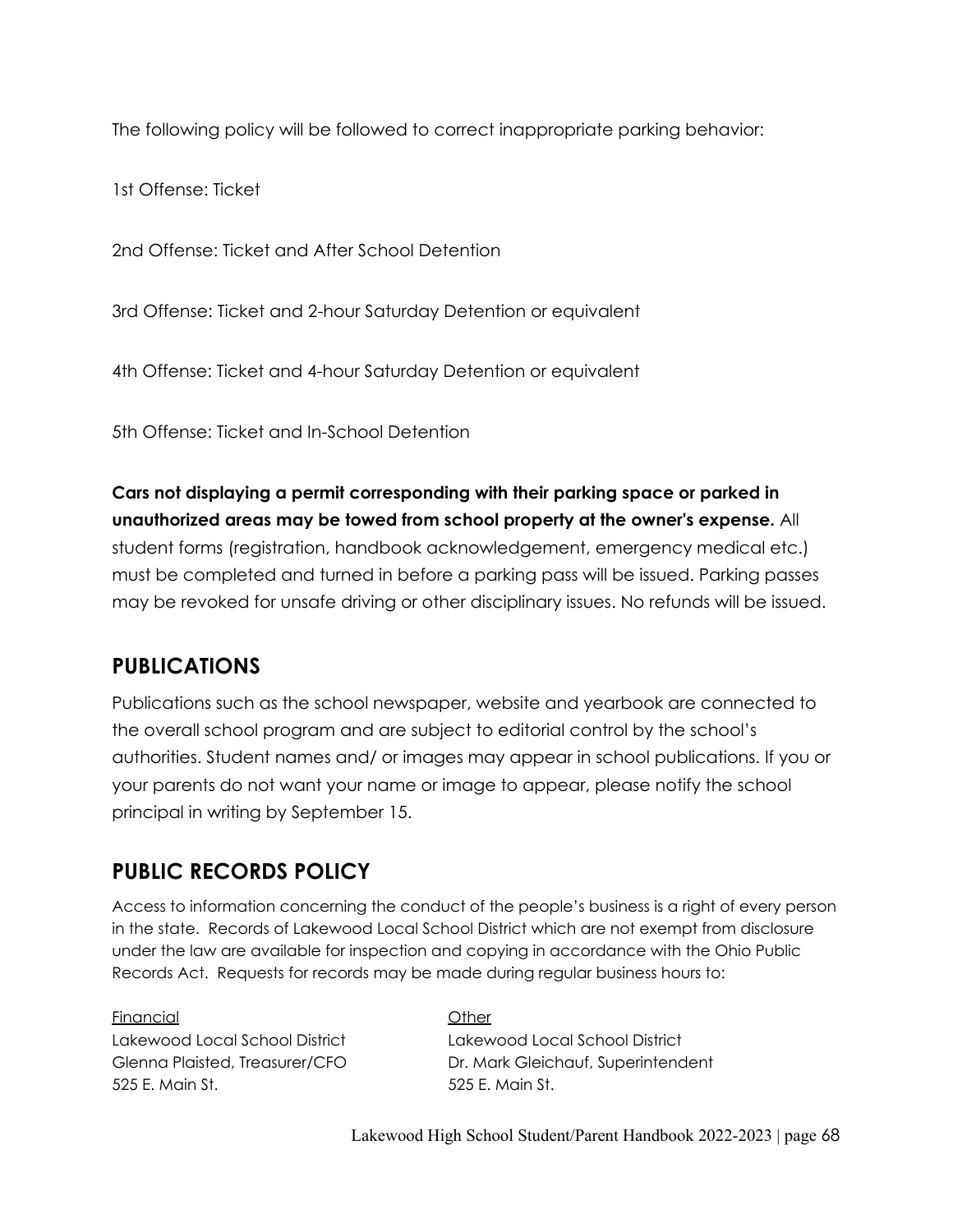The following policy will be followed to correct inappropriate parking behavior:

1st Offense: Ticket

2nd Offense: Ticket and After School Detention

3rd Offense: Ticket and 2-hour Saturday Detention or equivalent

4th Offense: Ticket and 4-hour Saturday Detention or equivalent

5th Offense: Ticket and In-School Detention

**Cars not displaying a permit corresponding with their parking space or parked in unauthorized areas may be towed from school property at the owner's expense.** All student forms (registration, handbook acknowledgement, emergency medical etc.) must be completed and turned in before a parking pass will be issued. Parking passes may be revoked for unsafe driving or other disciplinary issues. No refunds will be issued.

## PUBLICATIONS

Publications such as the school newspaper, website and yearbook are connected to the overall school program and are subject to editorial control by the school's authorities. Student names and/ or images may appear in school publications. If you or your parents do not want your name or image to appear, please notify the school principal in writing by September 15.

## PUBLIC RECORDS POLICY

Access to information concerning the conduct of the people's business is a right of every person in the state. Records of Lakewood Local School District which are not exempt from disclosure under the law are available for inspection and copying in accordance with the Ohio Public Records Act. Requests for records may be made during regular business hours to:

Financial
Lakewood Local School District
Glenna Plaisted, Treasurer/CFO
525 E. Main St.

Other
Lakewood Local School District
Dr. Mark Gleichauf, Superintendent
525 E. Main St.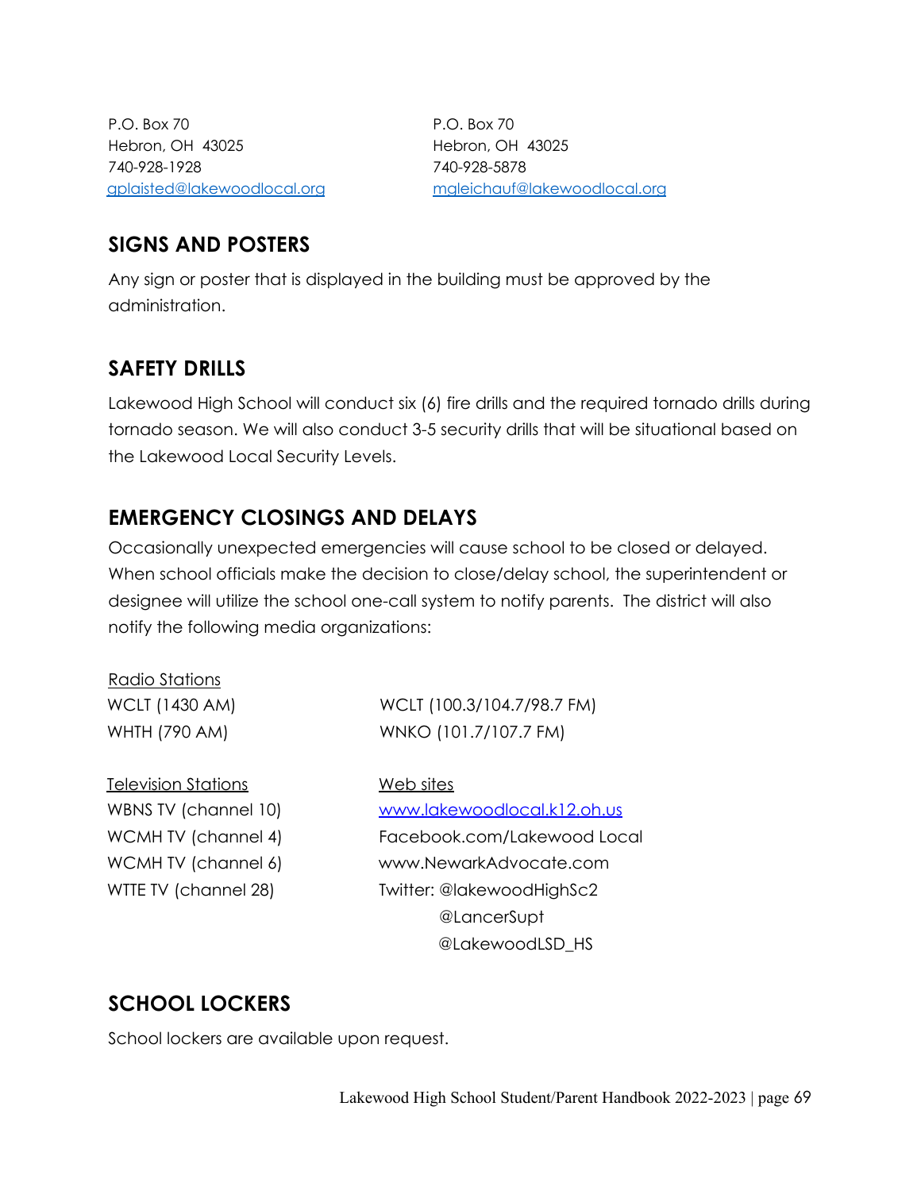P.O. Box 70
Hebron, OH 43025
740-928-1928
gplaisted@lakewoodlocal.org

P.O. Box 70
Hebron, OH 43025
740-928-5878
mgleichauf@lakewoodlocal.org

## SIGNS AND POSTERS

Any sign or poster that is displayed in the building must be approved by the administration.

## SAFETY DRILLS

Lakewood High School will conduct six (6) fire drills and the required tornado drills during tornado season. We will also conduct 3-5 security drills that will be situational based on the Lakewood Local Security Levels.

## EMERGENCY CLOSINGS AND DELAYS

Occasionally unexpected emergencies will cause school to be closed or delayed. When school officials make the decision to close/delay school, the superintendent or designee will utilize the school one-call system to notify parents. The district will also notify the following media organizations:

Radio Stations

- WCLT (1430 AM)
- WHTH (790 AM)
- WCLT (100.3/104.7/98.7 FM)
- WNKO (101.7/107.7 FM)

Television Stations

- WBNS TV (channel 10)
- WCMH TV (channel 4)
- WCMH TV (channel 6)
- WTTE TV (channel 28)

Web sites

- www.lakewoodlocal.k12.oh.us
- Facebook.com/Lakewood Local
- www.NewarkAdvocate.com
- Twitter: @lakewoodHighSc2
  @LancerSupt
  @LakewoodLSD_HS

## SCHOOL LOCKERS

School lockers are available upon request.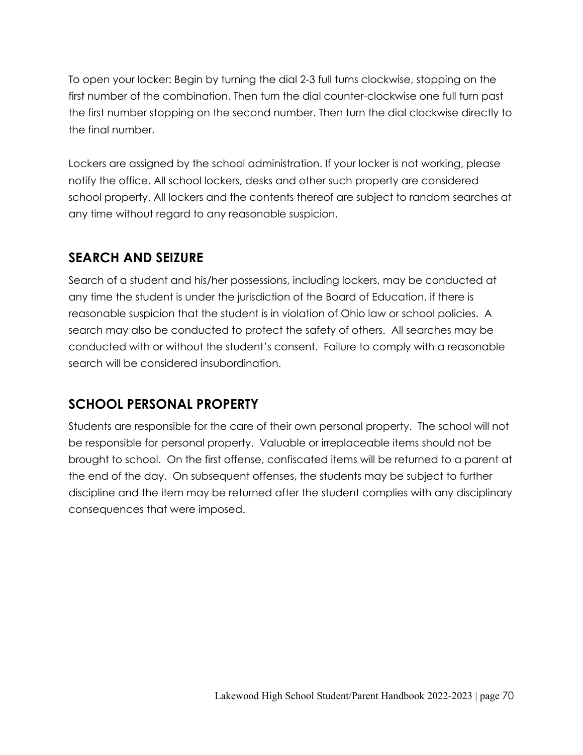To open your locker: Begin by turning the dial 2-3 full turns clockwise, stopping on the first number of the combination. Then turn the dial counter-clockwise one full turn past the first number stopping on the second number. Then turn the dial clockwise directly to the final number.

Lockers are assigned by the school administration. If your locker is not working, please notify the office. All school lockers, desks and other such property are considered school property. All lockers and the contents thereof are subject to random searches at any time without regard to any reasonable suspicion.

## SEARCH AND SEIZURE

Search of a student and his/her possessions, including lockers, may be conducted at any time the student is under the jurisdiction of the Board of Education, if there is reasonable suspicion that the student is in violation of Ohio law or school policies. A search may also be conducted to protect the safety of others. All searches may be conducted with or without the student's consent. Failure to comply with a reasonable search will be considered insubordination.

## SCHOOL PERSONAL PROPERTY

Students are responsible for the care of their own personal property. The school will not be responsible for personal property. Valuable or irreplaceable items should not be brought to school. On the first offense, confiscated items will be returned to a parent at the end of the day. On subsequent offenses, the students may be subject to further discipline and the item may be returned after the student complies with any disciplinary consequences that were imposed.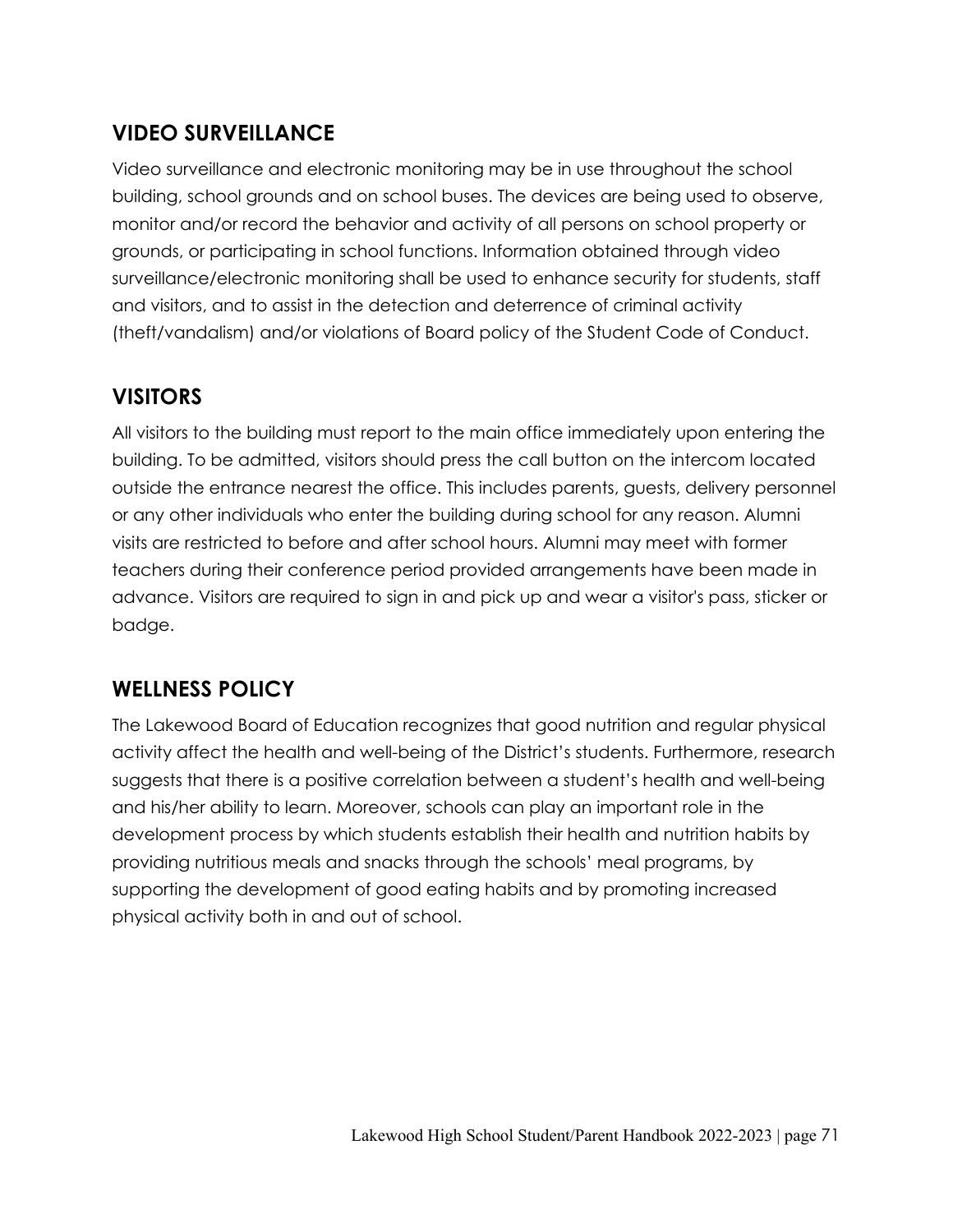## VIDEO SURVEILLANCE

Video surveillance and electronic monitoring may be in use throughout the school building, school grounds and on school buses. The devices are being used to observe, monitor and/or record the behavior and activity of all persons on school property or grounds, or participating in school functions. Information obtained through video surveillance/electronic monitoring shall be used to enhance security for students, staff and visitors, and to assist in the detection and deterrence of criminal activity (theft/vandalism) and/or violations of Board policy of the Student Code of Conduct.

## VISITORS

All visitors to the building must report to the main office immediately upon entering the building. To be admitted, visitors should press the call button on the intercom located outside the entrance nearest the office. This includes parents, guests, delivery personnel or any other individuals who enter the building during school for any reason. Alumni visits are restricted to before and after school hours. Alumni may meet with former teachers during their conference period provided arrangements have been made in advance. Visitors are required to sign in and pick up and wear a visitor's pass, sticker or badge.

## WELLNESS POLICY

The Lakewood Board of Education recognizes that good nutrition and regular physical activity affect the health and well-being of the District's students. Furthermore, research suggests that there is a positive correlation between a student's health and well-being and his/her ability to learn. Moreover, schools can play an important role in the development process by which students establish their health and nutrition habits by providing nutritious meals and snacks through the schools' meal programs, by supporting the development of good eating habits and by promoting increased physical activity both in and out of school.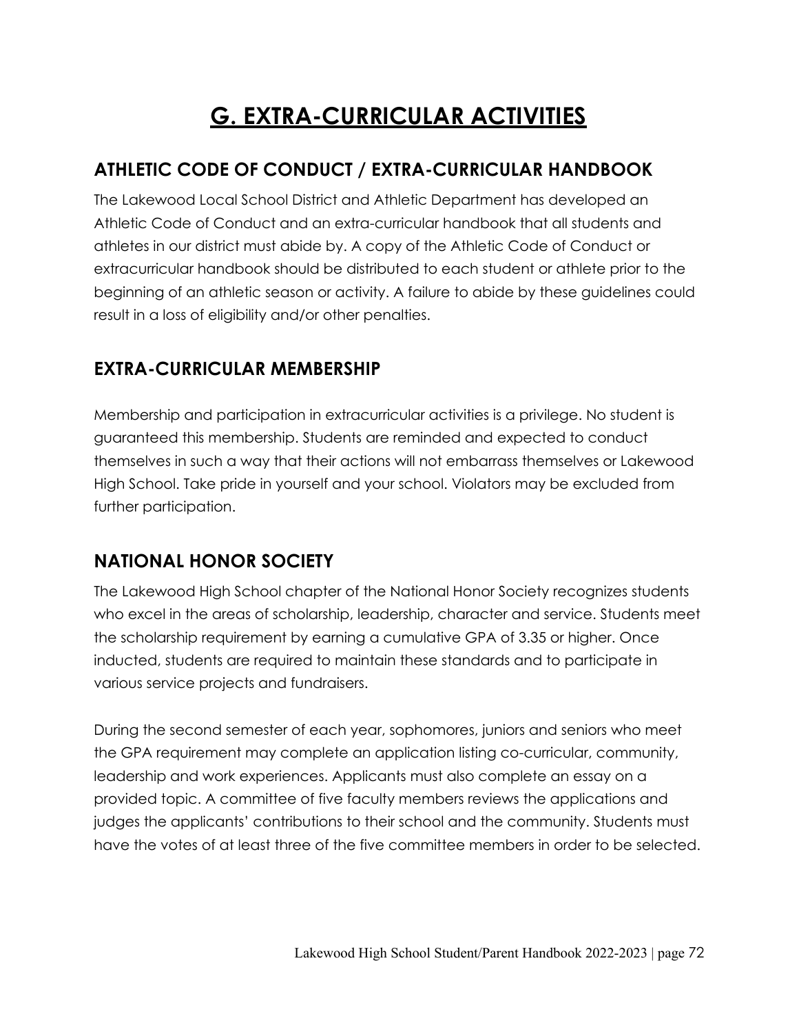# G. EXTRA-CURRICULAR ACTIVITIES

## ATHLETIC CODE OF CONDUCT / EXTRA-CURRICULAR HANDBOOK

The Lakewood Local School District and Athletic Department has developed an Athletic Code of Conduct and an extra-curricular handbook that all students and athletes in our district must abide by. A copy of the Athletic Code of Conduct or extracurricular handbook should be distributed to each student or athlete prior to the beginning of an athletic season or activity. A failure to abide by these guidelines could result in a loss of eligibility and/or other penalties.

## EXTRA-CURRICULAR MEMBERSHIP

Membership and participation in extracurricular activities is a privilege. No student is guaranteed this membership. Students are reminded and expected to conduct themselves in such a way that their actions will not embarrass themselves or Lakewood High School. Take pride in yourself and your school. Violators may be excluded from further participation.

## NATIONAL HONOR SOCIETY

The Lakewood High School chapter of the National Honor Society recognizes students who excel in the areas of scholarship, leadership, character and service. Students meet the scholarship requirement by earning a cumulative GPA of 3.35 or higher. Once inducted, students are required to maintain these standards and to participate in various service projects and fundraisers.

During the second semester of each year, sophomores, juniors and seniors who meet the GPA requirement may complete an application listing co-curricular, community, leadership and work experiences. Applicants must also complete an essay on a provided topic. A committee of five faculty members reviews the applications and judges the applicants' contributions to their school and the community. Students must have the votes of at least three of the five committee members in order to be selected.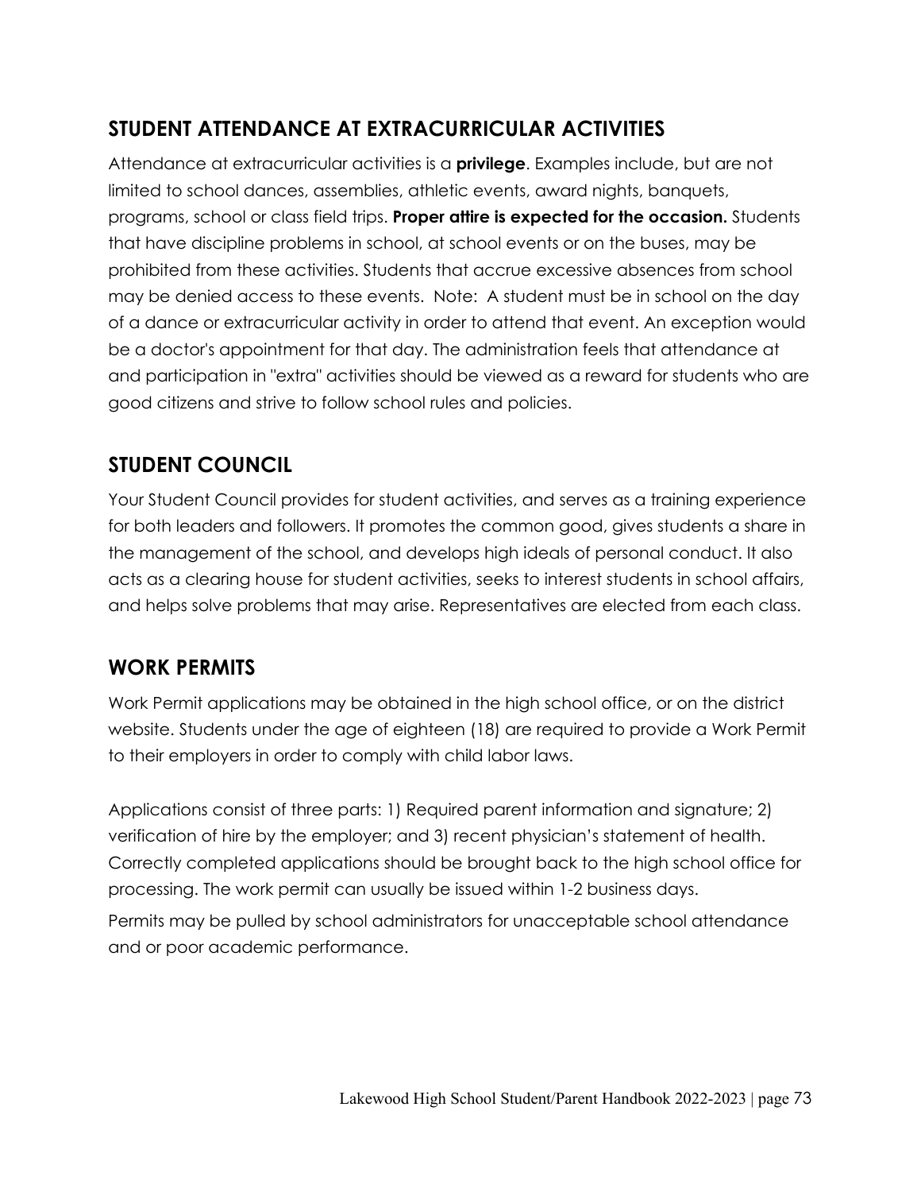## STUDENT ATTENDANCE AT EXTRACURRICULAR ACTIVITIES

Attendance at extracurricular activities is a **privilege**. Examples include, but are not limited to school dances, assemblies, athletic events, award nights, banquets, programs, school or class field trips. **Proper attire is expected for the occasion.** Students that have discipline problems in school, at school events or on the buses, may be prohibited from these activities. Students that accrue excessive absences from school may be denied access to these events. Note: A student must be in school on the day of a dance or extracurricular activity in order to attend that event. An exception would be a doctor's appointment for that day. The administration feels that attendance at and participation in "extra" activities should be viewed as a reward for students who are good citizens and strive to follow school rules and policies.

## STUDENT COUNCIL

Your Student Council provides for student activities, and serves as a training experience for both leaders and followers. It promotes the common good, gives students a share in the management of the school, and develops high ideals of personal conduct. It also acts as a clearing house for student activities, seeks to interest students in school affairs, and helps solve problems that may arise. Representatives are elected from each class.

## WORK PERMITS

Work Permit applications may be obtained in the high school office, or on the district website. Students under the age of eighteen (18) are required to provide a Work Permit to their employers in order to comply with child labor laws.

Applications consist of three parts: 1) Required parent information and signature; 2) verification of hire by the employer; and 3) recent physician's statement of health. Correctly completed applications should be brought back to the high school office for processing. The work permit can usually be issued within 1-2 business days.

Permits may be pulled by school administrators for unacceptable school attendance and or poor academic performance.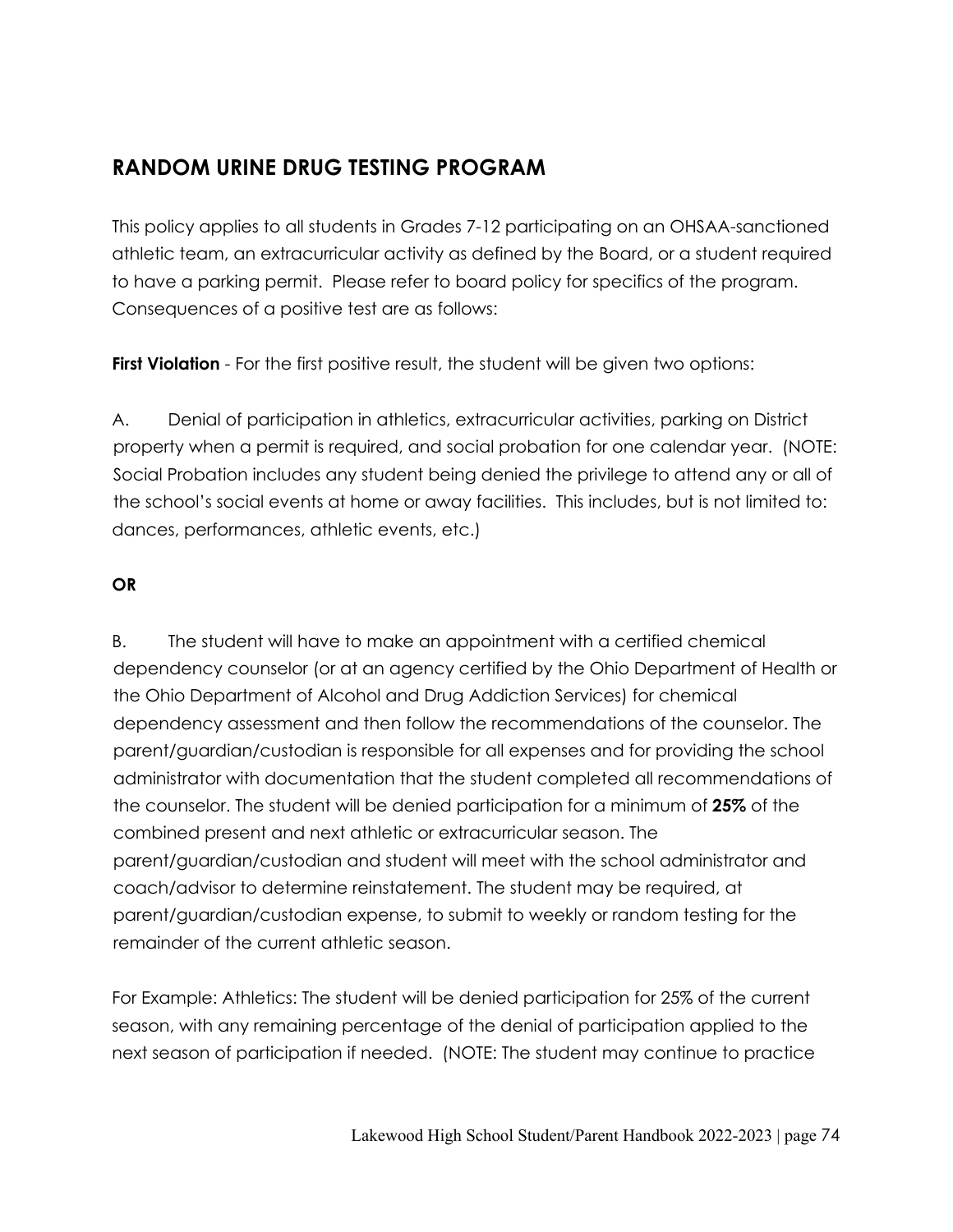## RANDOM URINE DRUG TESTING PROGRAM

This policy applies to all students in Grades 7-12 participating on an OHSAA-sanctioned athletic team, an extracurricular activity as defined by the Board, or a student required to have a parking permit. Please refer to board policy for specifics of the program. Consequences of a positive test are as follows:

**First Violation** - For the first positive result, the student will be given two options:

A. Denial of participation in athletics, extracurricular activities, parking on District property when a permit is required, and social probation for one calendar year. (NOTE: Social Probation includes any student being denied the privilege to attend any or all of the school's social events at home or away facilities. This includes, but is not limited to: dances, performances, athletic events, etc.)

**OR**

B. The student will have to make an appointment with a certified chemical dependency counselor (or at an agency certified by the Ohio Department of Health or the Ohio Department of Alcohol and Drug Addiction Services) for chemical dependency assessment and then follow the recommendations of the counselor. The parent/guardian/custodian is responsible for all expenses and for providing the school administrator with documentation that the student completed all recommendations of the counselor. The student will be denied participation for a minimum of **25%** of the combined present and next athletic or extracurricular season. The parent/guardian/custodian and student will meet with the school administrator and coach/advisor to determine reinstatement. The student may be required, at parent/guardian/custodian expense, to submit to weekly or random testing for the remainder of the current athletic season.

For Example: Athletics: The student will be denied participation for 25% of the current season, with any remaining percentage of the denial of participation applied to the next season of participation if needed. (NOTE: The student may continue to practice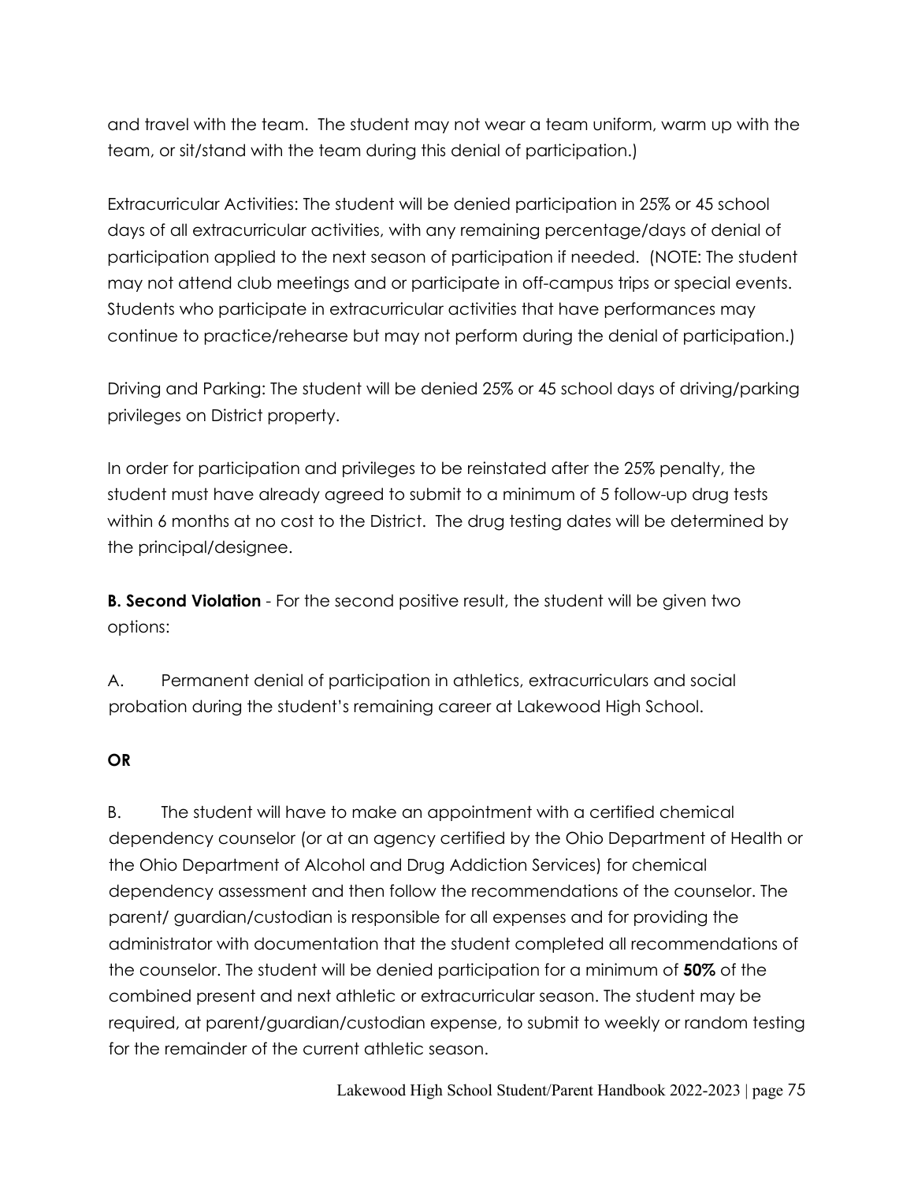and travel with the team. The student may not wear a team uniform, warm up with the team, or sit/stand with the team during this denial of participation.)

Extracurricular Activities: The student will be denied participation in 25% or 45 school days of all extracurricular activities, with any remaining percentage/days of denial of participation applied to the next season of participation if needed. (NOTE: The student may not attend club meetings and or participate in off-campus trips or special events. Students who participate in extracurricular activities that have performances may continue to practice/rehearse but may not perform during the denial of participation.)

Driving and Parking: The student will be denied 25% or 45 school days of driving/parking privileges on District property.

In order for participation and privileges to be reinstated after the 25% penalty, the student must have already agreed to submit to a minimum of 5 follow-up drug tests within 6 months at no cost to the District. The drug testing dates will be determined by the principal/designee.

**B. Second Violation** - For the second positive result, the student will be given two options:

A. Permanent denial of participation in athletics, extracurriculars and social probation during the student's remaining career at Lakewood High School.

**OR**

B. The student will have to make an appointment with a certified chemical dependency counselor (or at an agency certified by the Ohio Department of Health or the Ohio Department of Alcohol and Drug Addiction Services) for chemical dependency assessment and then follow the recommendations of the counselor. The parent/ guardian/custodian is responsible for all expenses and for providing the administrator with documentation that the student completed all recommendations of the counselor. The student will be denied participation for a minimum of **50%** of the combined present and next athletic or extracurricular season. The student may be required, at parent/guardian/custodian expense, to submit to weekly or random testing for the remainder of the current athletic season.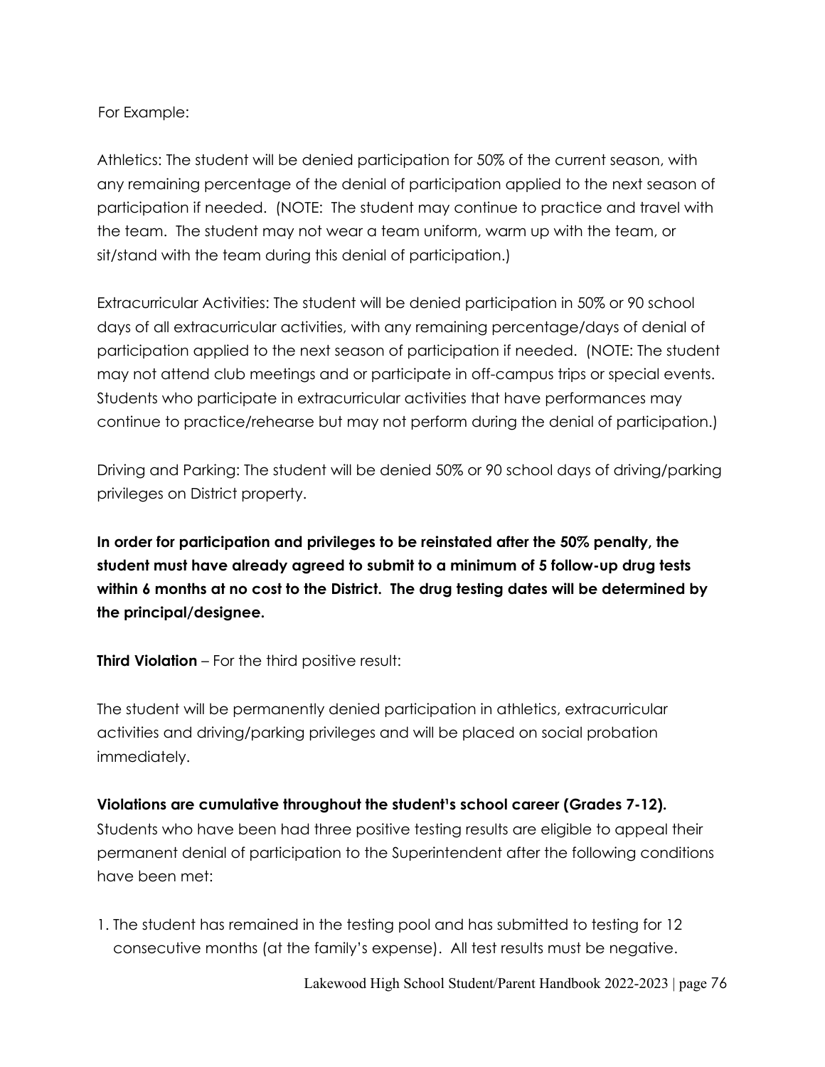For Example:

Athletics: The student will be denied participation for 50% of the current season, with any remaining percentage of the denial of participation applied to the next season of participation if needed. (NOTE: The student may continue to practice and travel with the team. The student may not wear a team uniform, warm up with the team, or sit/stand with the team during this denial of participation.)

Extracurricular Activities: The student will be denied participation in 50% or 90 school days of all extracurricular activities, with any remaining percentage/days of denial of participation applied to the next season of participation if needed. (NOTE: The student may not attend club meetings and or participate in off-campus trips or special events. Students who participate in extracurricular activities that have performances may continue to practice/rehearse but may not perform during the denial of participation.)

Driving and Parking: The student will be denied 50% or 90 school days of driving/parking privileges on District property.

**In order for participation and privileges to be reinstated after the 50% penalty, the student must have already agreed to submit to a minimum of 5 follow-up drug tests within 6 months at no cost to the District. The drug testing dates will be determined by the principal/designee.**

**Third Violation** – For the third positive result:

The student will be permanently denied participation in athletics, extracurricular activities and driving/parking privileges and will be placed on social probation immediately.

**Violations are cumulative throughout the student's school career (Grades 7-12).**
Students who have been had three positive testing results are eligible to appeal their permanent denial of participation to the Superintendent after the following conditions have been met:

1. The student has remained in the testing pool and has submitted to testing for 12 consecutive months (at the family's expense). All test results must be negative.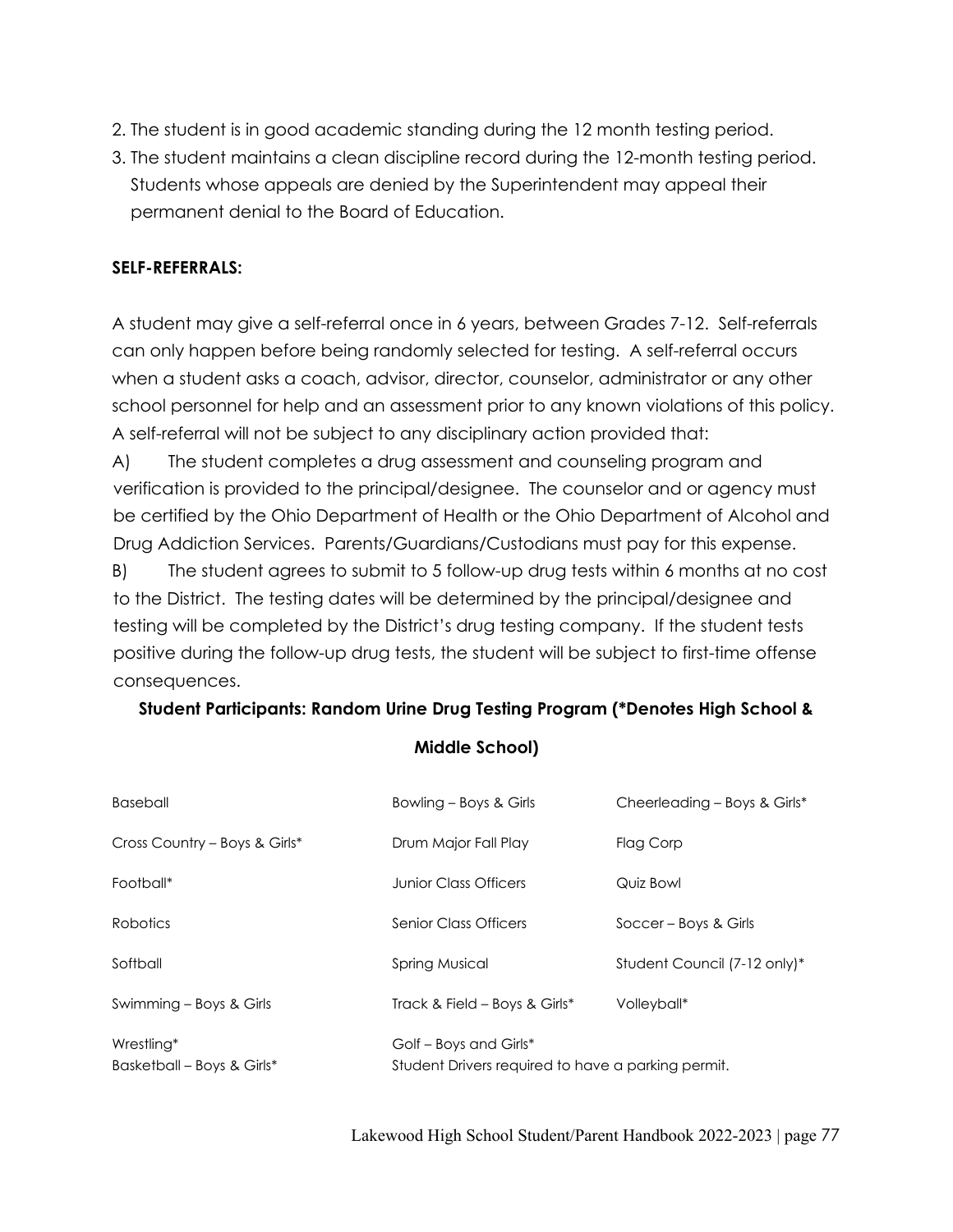2. The student is in good academic standing during the 12 month testing period.
3. The student maintains a clean discipline record during the 12-month testing period. Students whose appeals are denied by the Superintendent may appeal their permanent denial to the Board of Education.

**SELF-REFERRALS:**

A student may give a self-referral once in 6 years, between Grades 7-12. Self-referrals can only happen before being randomly selected for testing. A self-referral occurs when a student asks a coach, advisor, director, counselor, administrator or any other school personnel for help and an assessment prior to any known violations of this policy. A self-referral will not be subject to any disciplinary action provided that:

A) The student completes a drug assessment and counseling program and verification is provided to the principal/designee. The counselor and or agency must be certified by the Ohio Department of Health or the Ohio Department of Alcohol and Drug Addiction Services. Parents/Guardians/Custodians must pay for this expense.

B) The student agrees to submit to 5 follow-up drug tests within 6 months at no cost to the District. The testing dates will be determined by the principal/designee and testing will be completed by the District's drug testing company. If the student tests positive during the follow-up drug tests, the student will be subject to first-time offense consequences.

**Student Participants: Random Urine Drug Testing Program (*Denotes High School & Middle School)**

| | | |
|---|---|---|
| Baseball | Bowling – Boys & Girls | Cheerleading – Boys & Girls* |
| Cross Country – Boys & Girls* | Drum Major Fall Play | Flag Corp |
| Football* | Junior Class Officers | Quiz Bowl |
| Robotics | Senior Class Officers | Soccer – Boys & Girls |
| Softball | Spring Musical | Student Council (7-12 only)* |
| Swimming – Boys & Girls | Track & Field – Boys & Girls* | Volleyball* |
| Wrestling* | Golf – Boys and Girls* | |
| Basketball – Boys & Girls* | Student Drivers required to have a parking permit. | |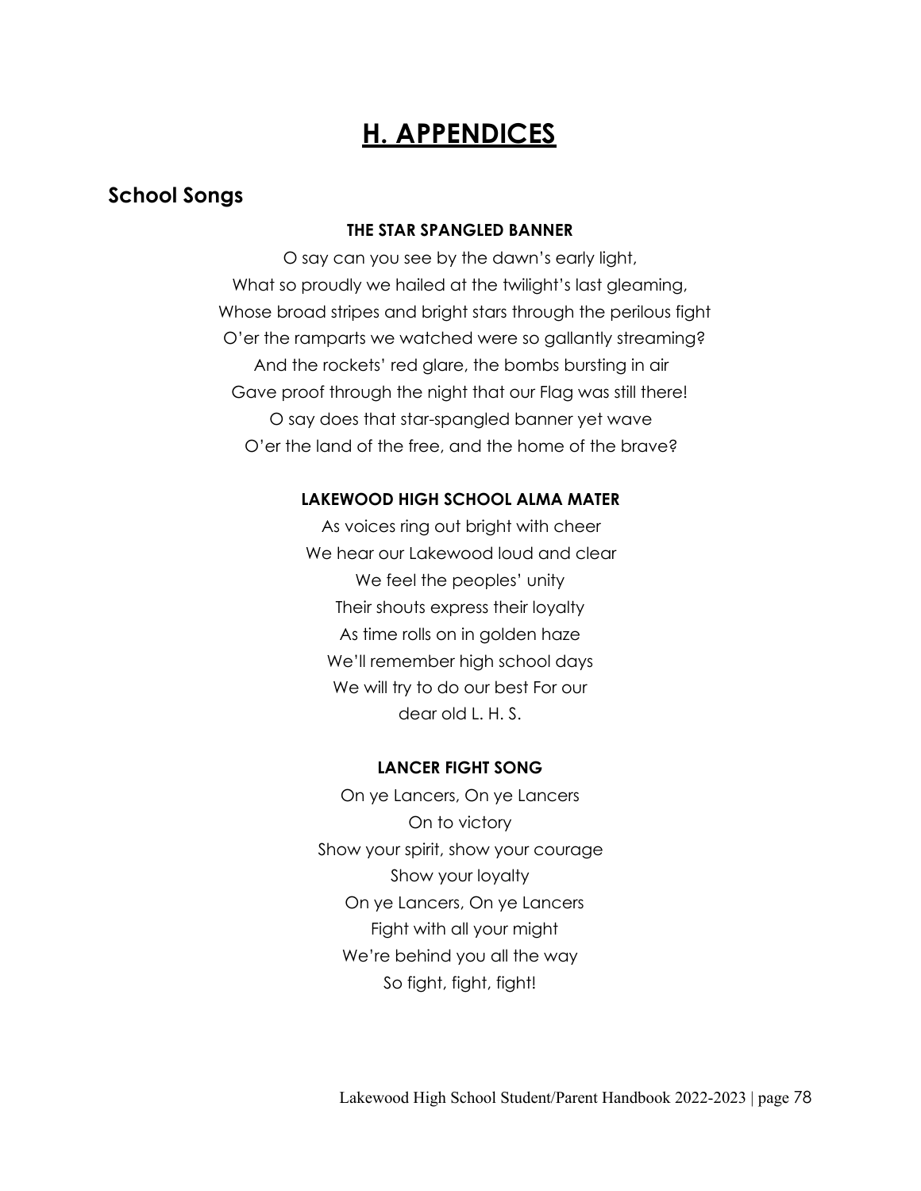# H. APPENDICES

## School Songs

**THE STAR SPANGLED BANNER**

O say can you see by the dawn's early light,
What so proudly we hailed at the twilight's last gleaming,
Whose broad stripes and bright stars through the perilous fight
O'er the ramparts we watched were so gallantly streaming?
And the rockets' red glare, the bombs bursting in air
Gave proof through the night that our Flag was still there!
O say does that star-spangled banner yet wave
O'er the land of the free, and the home of the brave?

**LAKEWOOD HIGH SCHOOL ALMA MATER**

As voices ring out bright with cheer
We hear our Lakewood loud and clear
We feel the peoples' unity
Their shouts express their loyalty
As time rolls on in golden haze
We'll remember high school days
We will try to do our best For our
dear old L. H. S.

**LANCER FIGHT SONG**

On ye Lancers, On ye Lancers
On to victory
Show your spirit, show your courage
Show your loyalty
On ye Lancers, On ye Lancers
Fight with all your might
We're behind you all the way
So fight, fight, fight!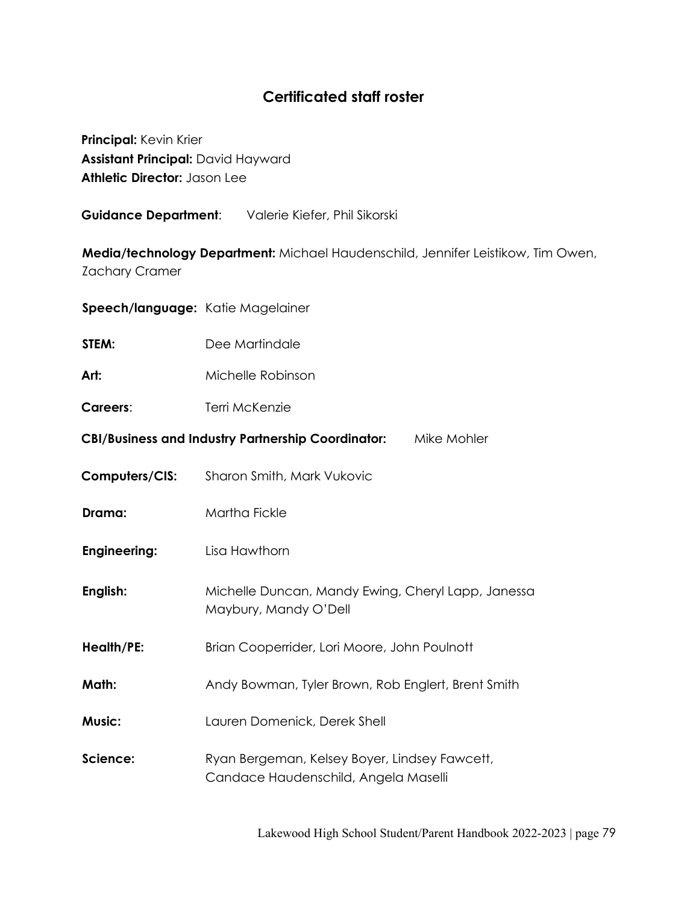# Certificated staff roster

**Principal:** Kevin Krier
**Assistant Principal:** David Hayward
**Athletic Director:** Jason Lee

**Guidance Department**: Valerie Kiefer, Phil Sikorski

**Media/technology Department:** Michael Haudenschild, Jennifer Leistikow, Tim Owen, Zachary Cramer

**Speech/language:** Katie Magelainer

**STEM:** Dee Martindale

**Art:** Michelle Robinson

**Careers**: Terri McKenzie

**CBI/Business and Industry Partnership Coordinator:** Mike Mohler

**Computers/CIS:** Sharon Smith, Mark Vukovic

**Drama:** Martha Fickle

**Engineering:** Lisa Hawthorn

**English:** Michelle Duncan, Mandy Ewing, Cheryl Lapp, Janessa Maybury, Mandy O'Dell

**Health/PE:** Brian Cooperrider, Lori Moore, John Poulnott

**Math:** Andy Bowman, Tyler Brown, Rob Englert, Brent Smith

**Music:** Lauren Domenick, Derek Shell

**Science:** Ryan Bergeman, Kelsey Boyer, Lindsey Fawcett, Candace Haudenschild, Angela Maselli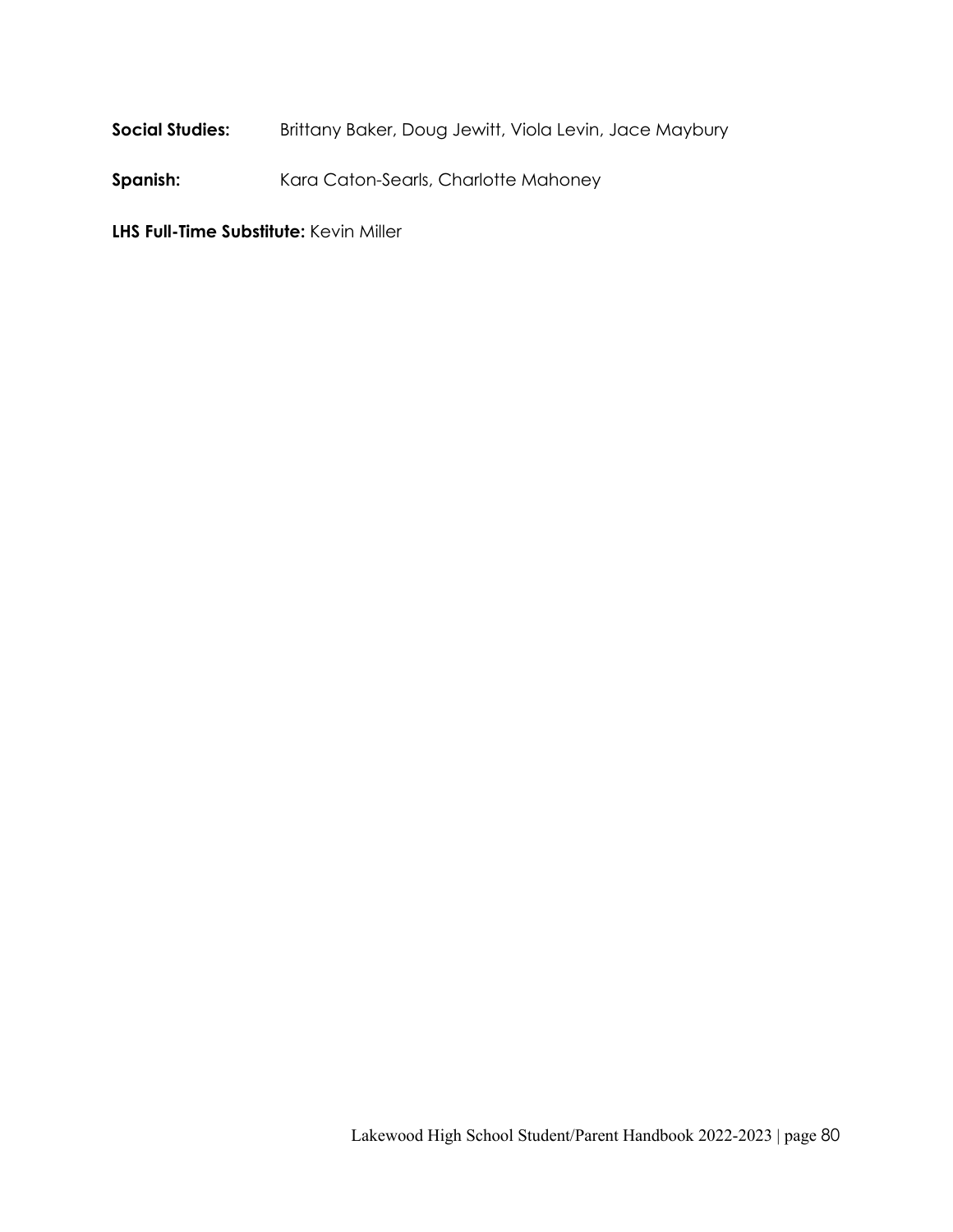**Social Studies:** Brittany Baker, Doug Jewitt, Viola Levin, Jace Maybury

**Spanish:** Kara Caton-Searls, Charlotte Mahoney

**LHS Full-Time Substitute:** Kevin Miller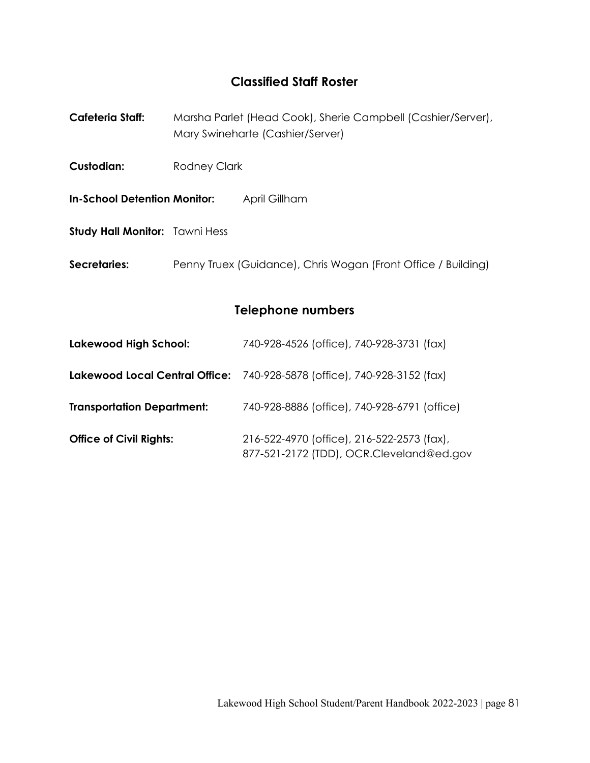## Classified Staff Roster

**Cafeteria Staff:** Marsha Parlet (Head Cook), Sherie Campbell (Cashier/Server), Mary Swineharte (Cashier/Server)

**Custodian:** Rodney Clark

**In-School Detention Monitor:** April Gillham

**Study Hall Monitor:** Tawni Hess

**Secretaries:** Penny Truex (Guidance), Chris Wogan (Front Office / Building)

## Telephone numbers

**Lakewood High School:** 740-928-4526 (office), 740-928-3731 (fax)

**Lakewood Local Central Office:** 740-928-5878 (office), 740-928-3152 (fax)

**Transportation Department:** 740-928-8886 (office), 740-928-6791 (office)

**Office of Civil Rights:** 216-522-4970 (office), 216-522-2573 (fax), 877-521-2172 (TDD), OCR.Cleveland@ed.gov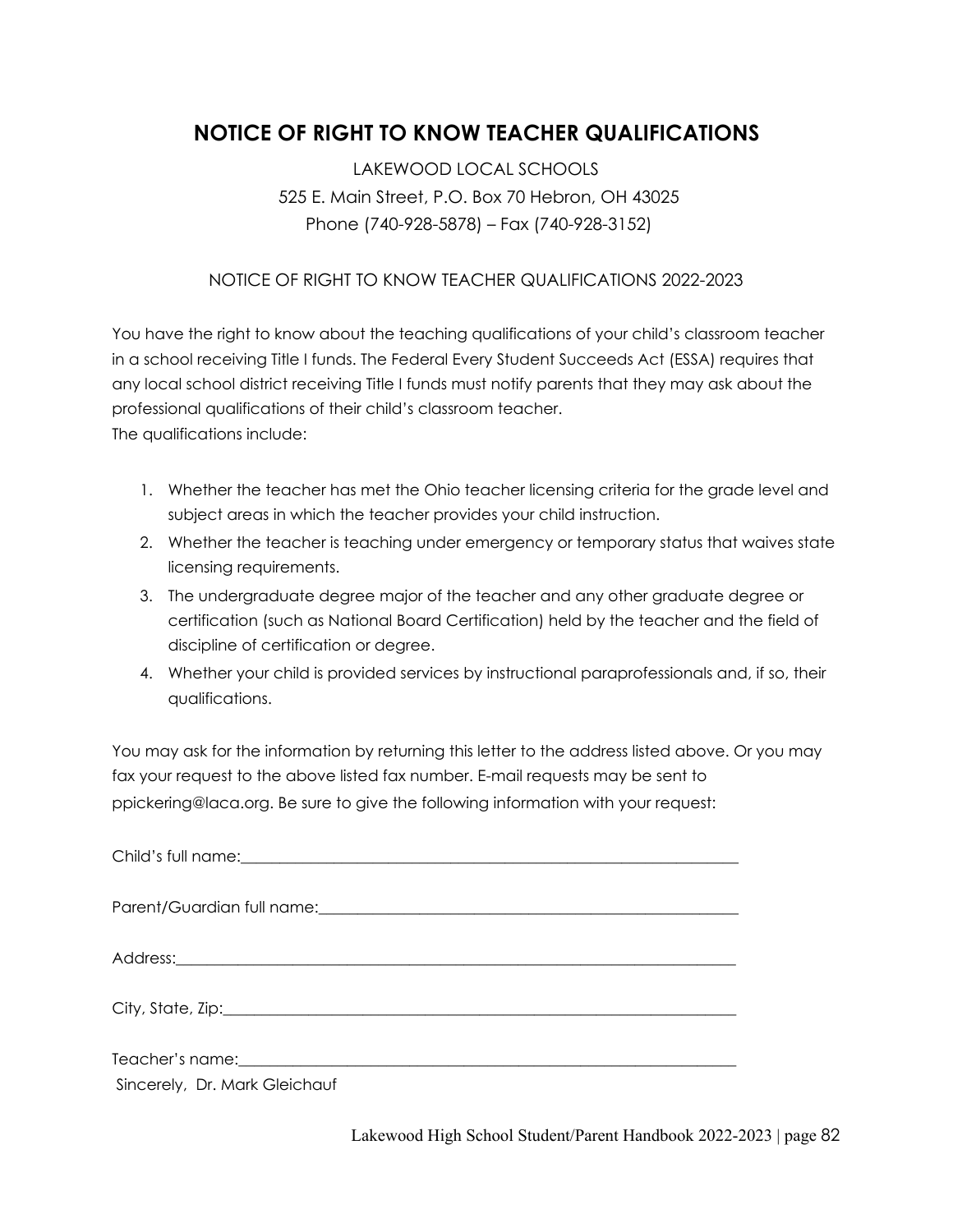# NOTICE OF RIGHT TO KNOW TEACHER QUALIFICATIONS

LAKEWOOD LOCAL SCHOOLS

525 E. Main Street, P.O. Box 70 Hebron, OH 43025

Phone (740-928-5878) – Fax (740-928-3152)

NOTICE OF RIGHT TO KNOW TEACHER QUALIFICATIONS 2022-2023

You have the right to know about the teaching qualifications of your child's classroom teacher in a school receiving Title I funds. The Federal Every Student Succeeds Act (ESSA) requires that any local school district receiving Title I funds must notify parents that they may ask about the professional qualifications of their child's classroom teacher.
The qualifications include:

1. Whether the teacher has met the Ohio teacher licensing criteria for the grade level and subject areas in which the teacher provides your child instruction.
2. Whether the teacher is teaching under emergency or temporary status that waives state licensing requirements.
3. The undergraduate degree major of the teacher and any other graduate degree or certification (such as National Board Certification) held by the teacher and the field of discipline of certification or degree.
4. Whether your child is provided services by instructional paraprofessionals and, if so, their qualifications.

You may ask for the information by returning this letter to the address listed above. Or you may fax your request to the above listed fax number. E-mail requests may be sent to ppickering@laca.org. Be sure to give the following information with your request:

Child's full name:_______________________________________________________________

Parent/Guardian full name:_______________________________________________________

Address:_______________________________________________________________________

City, State, Zip:_________________________________________________________________

Teacher's name:_________________________________________________________________

Sincerely, Dr. Mark Gleichauf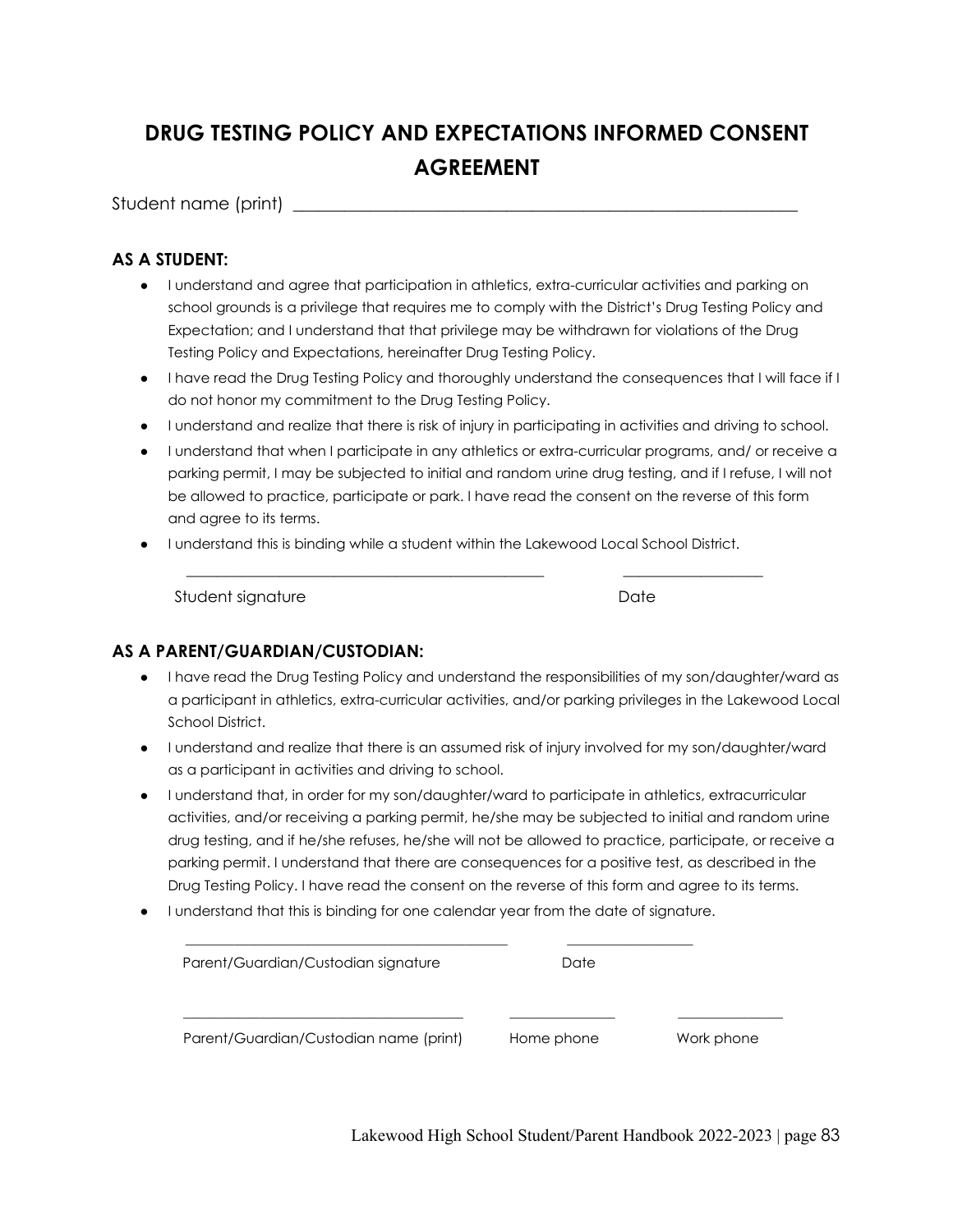# DRUG TESTING POLICY AND EXPECTATIONS INFORMED CONSENT AGREEMENT

Student name (print) ___________________________________________________________

### AS A STUDENT:

- I understand and agree that participation in athletics, extra-curricular activities and parking on school grounds is a privilege that requires me to comply with the District's Drug Testing Policy and Expectation; and I understand that that privilege may be withdrawn for violations of the Drug Testing Policy and Expectations, hereinafter Drug Testing Policy.
- I have read the Drug Testing Policy and thoroughly understand the consequences that I will face if I do not honor my commitment to the Drug Testing Policy.
- I understand and realize that there is risk of injury in participating in activities and driving to school.
- I understand that when I participate in any athletics or extra-curricular programs, and/ or receive a parking permit, I may be subjected to initial and random urine drug testing, and if I refuse, I will not be allowed to practice, participate or park. I have read the consent on the reverse of this form and agree to its terms.
- I understand this is binding while a student within the Lakewood Local School District.

_______________________________________________ __________________

Student signature Date

### AS A PARENT/GUARDIAN/CUSTODIAN:

- I have read the Drug Testing Policy and understand the responsibilities of my son/daughter/ward as a participant in athletics, extra-curricular activities, and/or parking privileges in the Lakewood Local School District.
- I understand and realize that there is an assumed risk of injury involved for my son/daughter/ward as a participant in activities and driving to school.
- I understand that, in order for my son/daughter/ward to participate in athletics, extracurricular activities, and/or receiving a parking permit, he/she may be subjected to initial and random urine drug testing, and if he/she refuses, he/she will not be allowed to practice, participate, or receive a parking permit. I understand that there are consequences for a positive test, as described in the Drug Testing Policy. I have read the consent on the reverse of this form and agree to its terms.
- I understand that this is binding for one calendar year from the date of signature.

___________________________________________ _________________

Parent/Guardian/Custodian signature Date

_____________________________________ ______________ ______________

Parent/Guardian/Custodian name (print) Home phone Work phone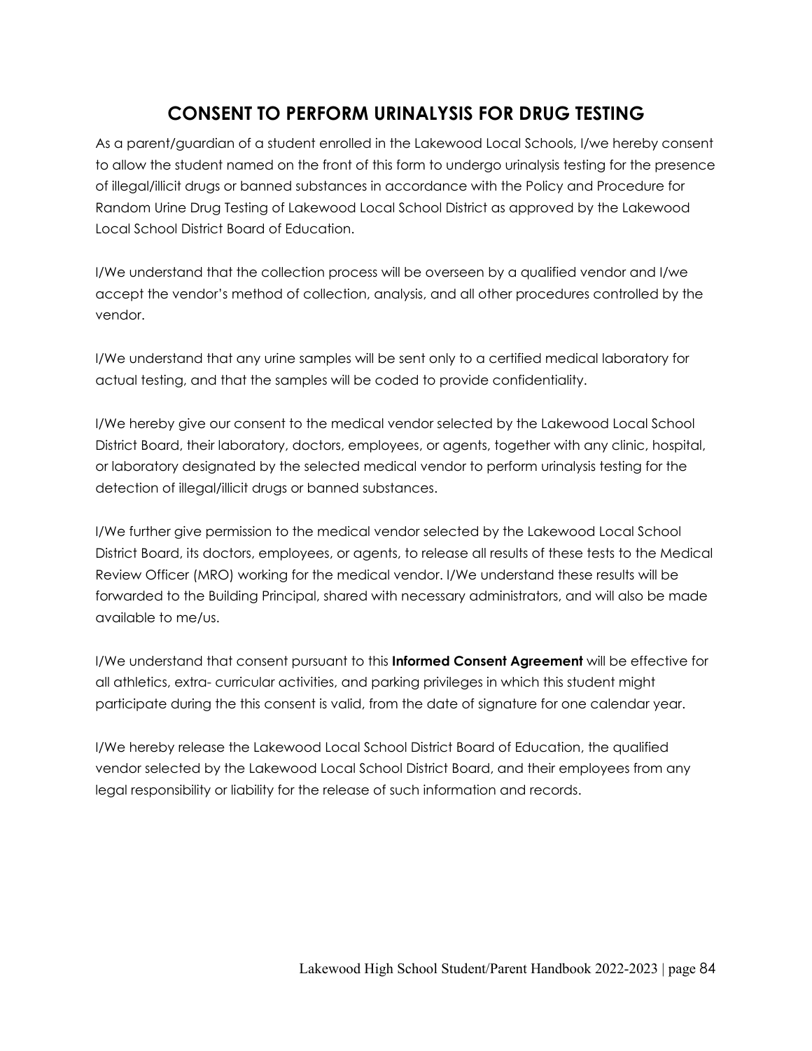# CONSENT TO PERFORM URINALYSIS FOR DRUG TESTING

As a parent/guardian of a student enrolled in the Lakewood Local Schools, I/we hereby consent to allow the student named on the front of this form to undergo urinalysis testing for the presence of illegal/illicit drugs or banned substances in accordance with the Policy and Procedure for Random Urine Drug Testing of Lakewood Local School District as approved by the Lakewood Local School District Board of Education.

I/We understand that the collection process will be overseen by a qualified vendor and I/we accept the vendor's method of collection, analysis, and all other procedures controlled by the vendor.

I/We understand that any urine samples will be sent only to a certified medical laboratory for actual testing, and that the samples will be coded to provide confidentiality.

I/We hereby give our consent to the medical vendor selected by the Lakewood Local School District Board, their laboratory, doctors, employees, or agents, together with any clinic, hospital, or laboratory designated by the selected medical vendor to perform urinalysis testing for the detection of illegal/illicit drugs or banned substances.

I/We further give permission to the medical vendor selected by the Lakewood Local School District Board, its doctors, employees, or agents, to release all results of these tests to the Medical Review Officer (MRO) working for the medical vendor. I/We understand these results will be forwarded to the Building Principal, shared with necessary administrators, and will also be made available to me/us.

I/We understand that consent pursuant to this **Informed Consent Agreement** will be effective for all athletics, extra- curricular activities, and parking privileges in which this student might participate during the this consent is valid, from the date of signature for one calendar year.

I/We hereby release the Lakewood Local School District Board of Education, the qualified vendor selected by the Lakewood Local School District Board, and their employees from any legal responsibility or liability for the release of such information and records.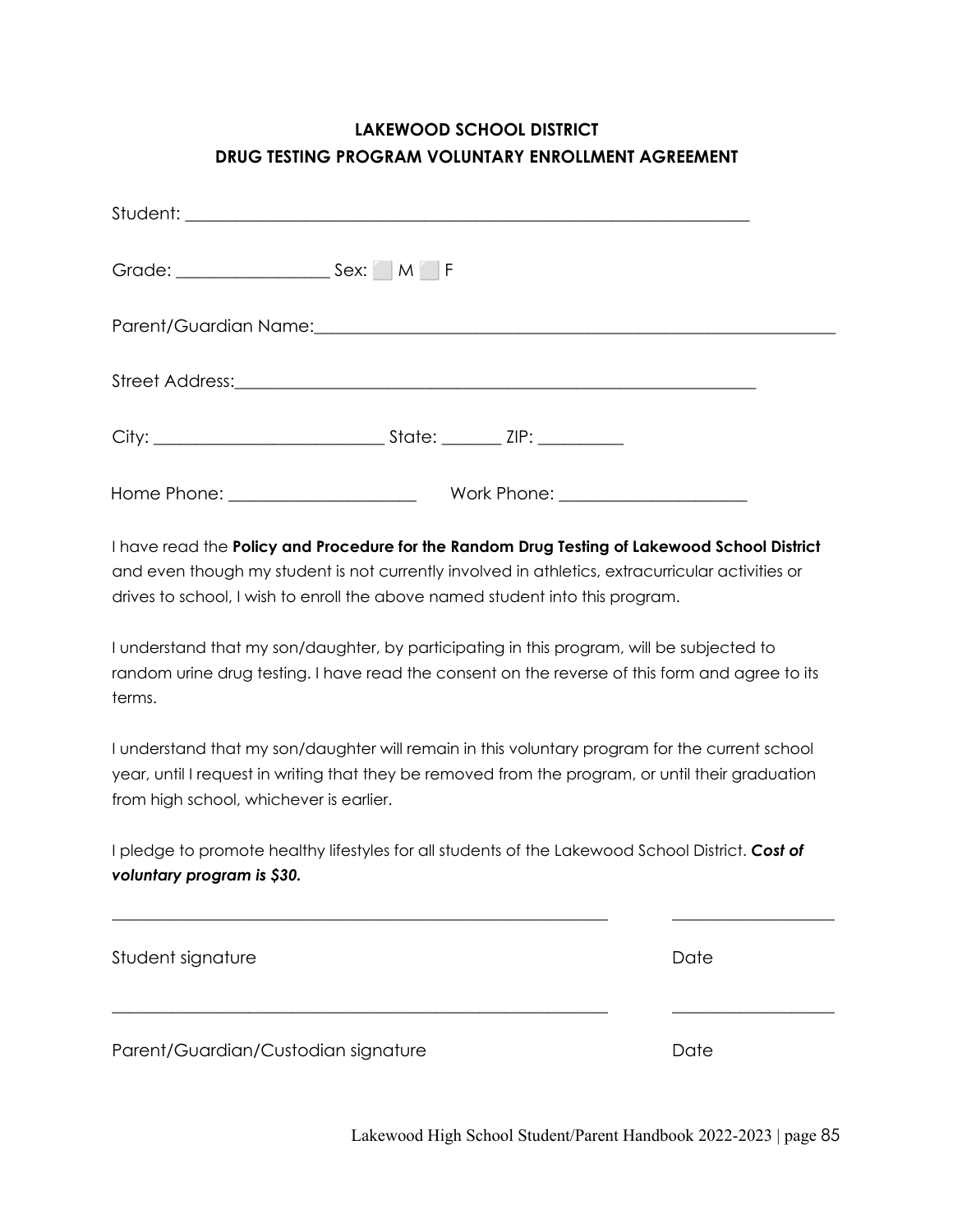**LAKEWOOD SCHOOL DISTRICT**
**DRUG TESTING PROGRAM VOLUNTARY ENROLLMENT AGREEMENT**

Student: ___________________________________________________________________

Grade: _________________ Sex: ⬜ M ⬜ F

Parent/Guardian Name:______________________________________________________________

Street Address:______________________________________________________________

City: __________________________ State: _______ ZIP: __________

Home Phone: _____________________ Work Phone: _____________________

I have read the **Policy and Procedure for the Random Drug Testing of Lakewood School District** and even though my student is not currently involved in athletics, extracurricular activities or drives to school, I wish to enroll the above named student into this program.

I understand that my son/daughter, by participating in this program, will be subjected to random urine drug testing. I have read the consent on the reverse of this form and agree to its terms.

I understand that my son/daughter will remain in this voluntary program for the current school year, until I request in writing that they be removed from the program, or until their graduation from high school, whichever is earlier.

I pledge to promote healthy lifestyles for all students of the Lakewood School District. ***Cost of voluntary program is $30.***

__________________________________________________________ ___________________

Student signature Date

__________________________________________________________ ___________________

Parent/Guardian/Custodian signature Date